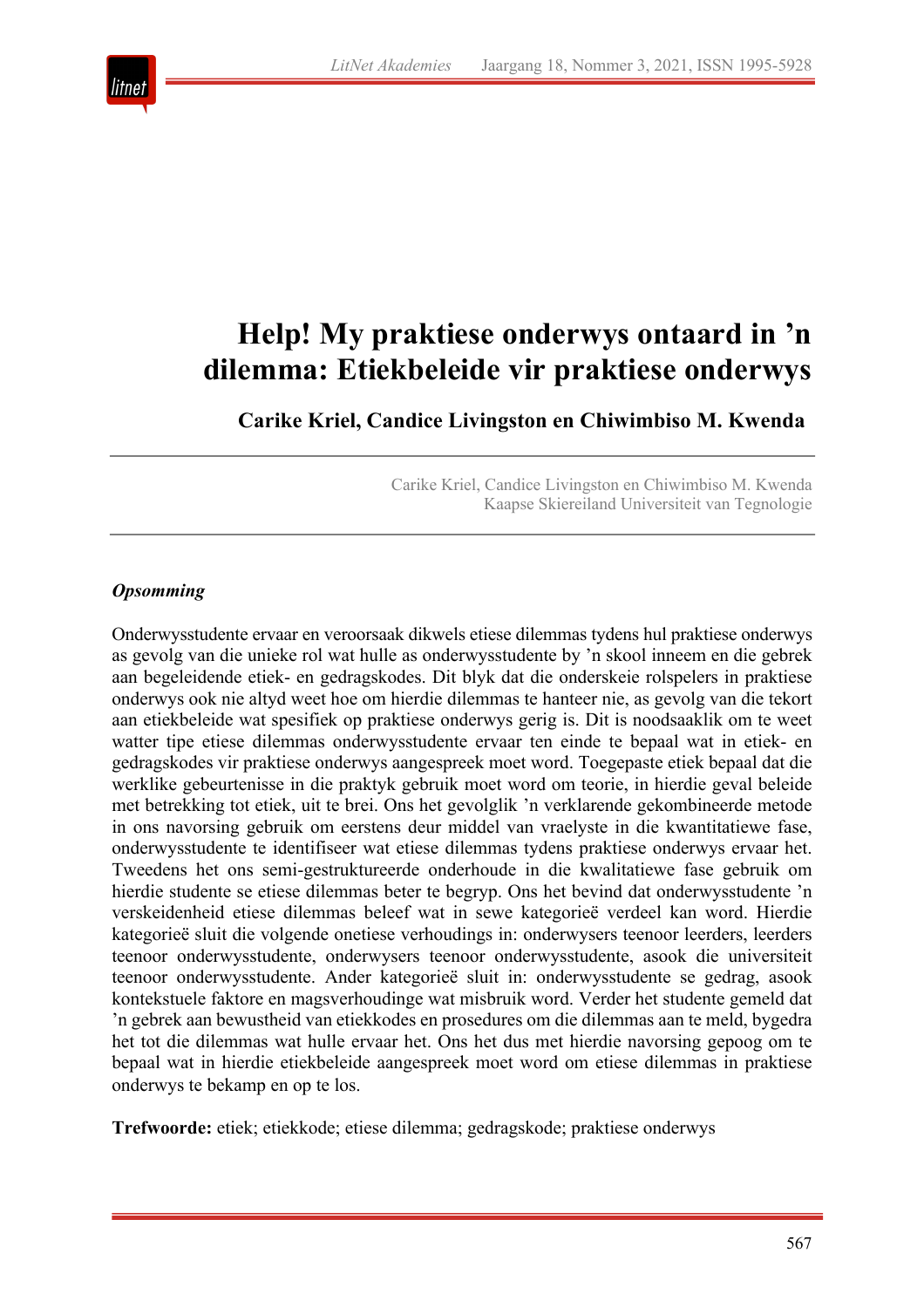# Help! My praktiese onderwys ontaard in ’n dilemma: Etiekbeleide vir praktiese onderwys

**Carike Kriel, Candice Livingston en Chiwimbiso M. Kwenda**

Carike Kriel, Candice Livingston en Chiwimbiso M. Kwenda
Kaapse Skiereiland Universiteit van Tegnologie

***Opsomming***

Onderwysstudente ervaar en veroorsaak dikwels etiese dilemmas tydens hul praktiese onderwys as gevolg van die unieke rol wat hulle as onderwysstudente by ’n skool inneem en die gebrek aan begeleidende etiek- en gedragskodes. Dit blyk dat die onderskeie rolspelers in praktiese onderwys ook nie altyd weet hoe om hierdie dilemmas te hanteer nie, as gevolg van die tekort aan etiekbeleide wat spesifiek op praktiese onderwys gerig is. Dit is noodsaaklik om te weet watter tipe etiese dilemmas onderwysstudente ervaar ten einde te bepaal wat in etiek- en gedragskodes vir praktiese onderwys aangespreek moet word. Toegepaste etiek bepaal dat die werklike gebeurtenisse in die praktyk gebruik moet word om teorie, in hierdie geval beleide met betrekking tot etiek, uit te brei. Ons het gevolglik ’n verklarende gekombineerde metode in ons navorsing gebruik om eerstens deur middel van vraelyste in die kwantitatiewe fase, onderwysstudente te identifiseer wat etiese dilemmas tydens praktiese onderwys ervaar het. Tweedens het ons semi-gestruktureerde onderhoude in die kwalitatiewe fase gebruik om hierdie studente se etiese dilemmas beter te begryp. Ons het bevind dat onderwysstudente ’n verskeidenheid etiese dilemmas beleef wat in sewe kategorieë verdeel kan word. Hierdie kategorieë sluit die volgende onetiese verhoudings in: onderwysers teenoor leerders, leerders teenoor onderwysstudente, onderwysers teenoor onderwysstudente, asook die universiteit teenoor onderwysstudente. Ander kategorieë sluit in: onderwysstudente se gedrag, asook kontekstuele faktore en magsverhoudinge wat misbruik word. Verder het studente gemeld dat ’n gebrek aan bewustheid van etiekkodes en prosedures om die dilemmas aan te meld, bygedra het tot die dilemmas wat hulle ervaar het. Ons het dus met hierdie navorsing gepoog om te bepaal wat in hierdie etiekbeleide aangespreek moet word om etiese dilemmas in praktiese onderwys te bekamp en op te los.

**Trefwoorde:** etiek; etiekkode; etiese dilemma; gedragskode; praktiese onderwys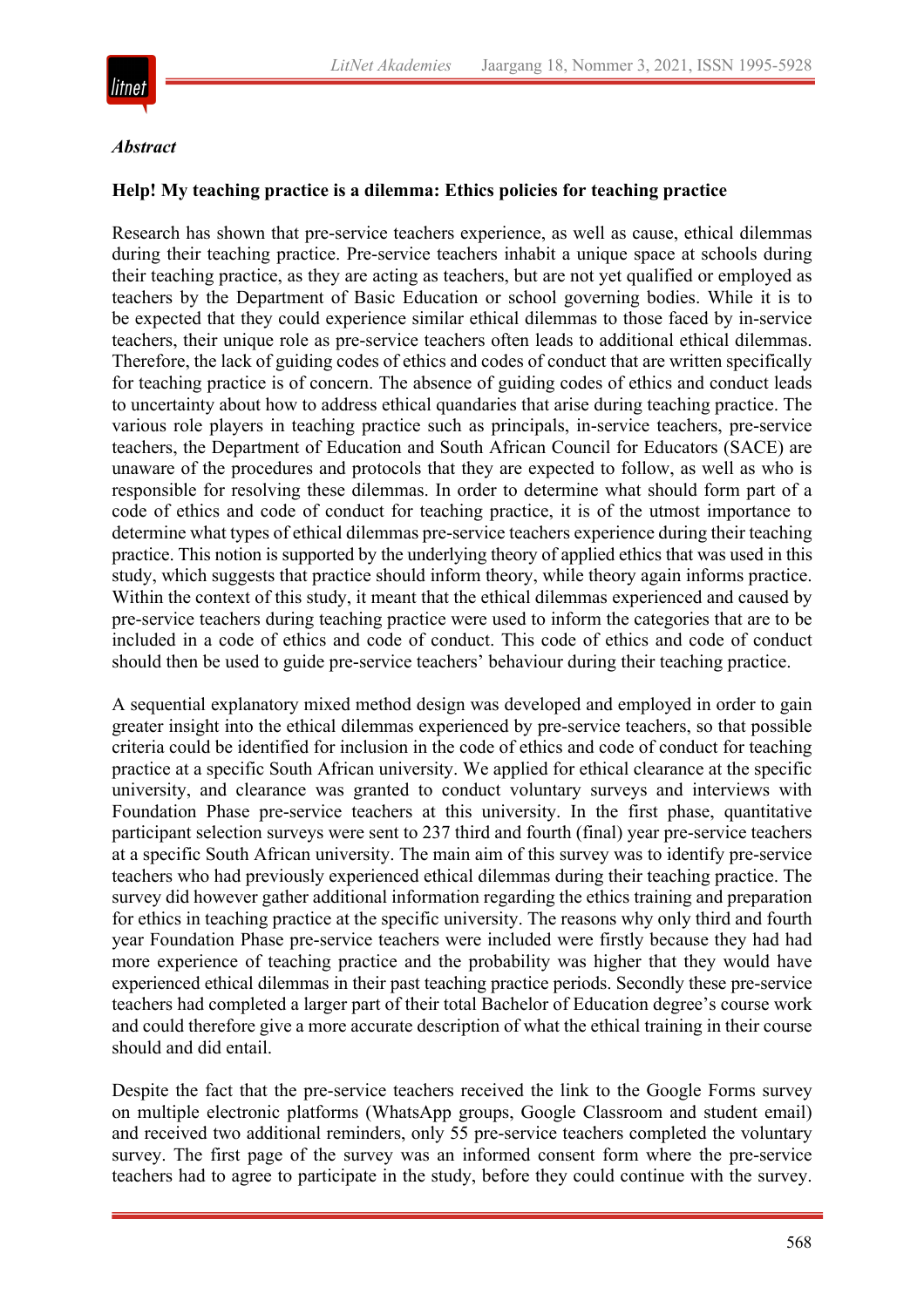*Abstract*

**Help! My teaching practice is a dilemma: Ethics policies for teaching practice**

Research has shown that pre-service teachers experience, as well as cause, ethical dilemmas during their teaching practice. Pre-service teachers inhabit a unique space at schools during their teaching practice, as they are acting as teachers, but are not yet qualified or employed as teachers by the Department of Basic Education or school governing bodies. While it is to be expected that they could experience similar ethical dilemmas to those faced by in-service teachers, their unique role as pre-service teachers often leads to additional ethical dilemmas. Therefore, the lack of guiding codes of ethics and codes of conduct that are written specifically for teaching practice is of concern. The absence of guiding codes of ethics and conduct leads to uncertainty about how to address ethical quandaries that arise during teaching practice. The various role players in teaching practice such as principals, in-service teachers, pre-service teachers, the Department of Education and South African Council for Educators (SACE) are unaware of the procedures and protocols that they are expected to follow, as well as who is responsible for resolving these dilemmas. In order to determine what should form part of a code of ethics and code of conduct for teaching practice, it is of the utmost importance to determine what types of ethical dilemmas pre-service teachers experience during their teaching practice. This notion is supported by the underlying theory of applied ethics that was used in this study, which suggests that practice should inform theory, while theory again informs practice. Within the context of this study, it meant that the ethical dilemmas experienced and caused by pre-service teachers during teaching practice were used to inform the categories that are to be included in a code of ethics and code of conduct. This code of ethics and code of conduct should then be used to guide pre-service teachers' behaviour during their teaching practice.

A sequential explanatory mixed method design was developed and employed in order to gain greater insight into the ethical dilemmas experienced by pre-service teachers, so that possible criteria could be identified for inclusion in the code of ethics and code of conduct for teaching practice at a specific South African university. We applied for ethical clearance at the specific university, and clearance was granted to conduct voluntary surveys and interviews with Foundation Phase pre-service teachers at this university. In the first phase, quantitative participant selection surveys were sent to 237 third and fourth (final) year pre-service teachers at a specific South African university. The main aim of this survey was to identify pre-service teachers who had previously experienced ethical dilemmas during their teaching practice. The survey did however gather additional information regarding the ethics training and preparation for ethics in teaching practice at the specific university. The reasons why only third and fourth year Foundation Phase pre-service teachers were included were firstly because they had had more experience of teaching practice and the probability was higher that they would have experienced ethical dilemmas in their past teaching practice periods. Secondly these pre-service teachers had completed a larger part of their total Bachelor of Education degree's course work and could therefore give a more accurate description of what the ethical training in their course should and did entail.

Despite the fact that the pre-service teachers received the link to the Google Forms survey on multiple electronic platforms (WhatsApp groups, Google Classroom and student email) and received two additional reminders, only 55 pre-service teachers completed the voluntary survey. The first page of the survey was an informed consent form where the pre-service teachers had to agree to participate in the study, before they could continue with the survey.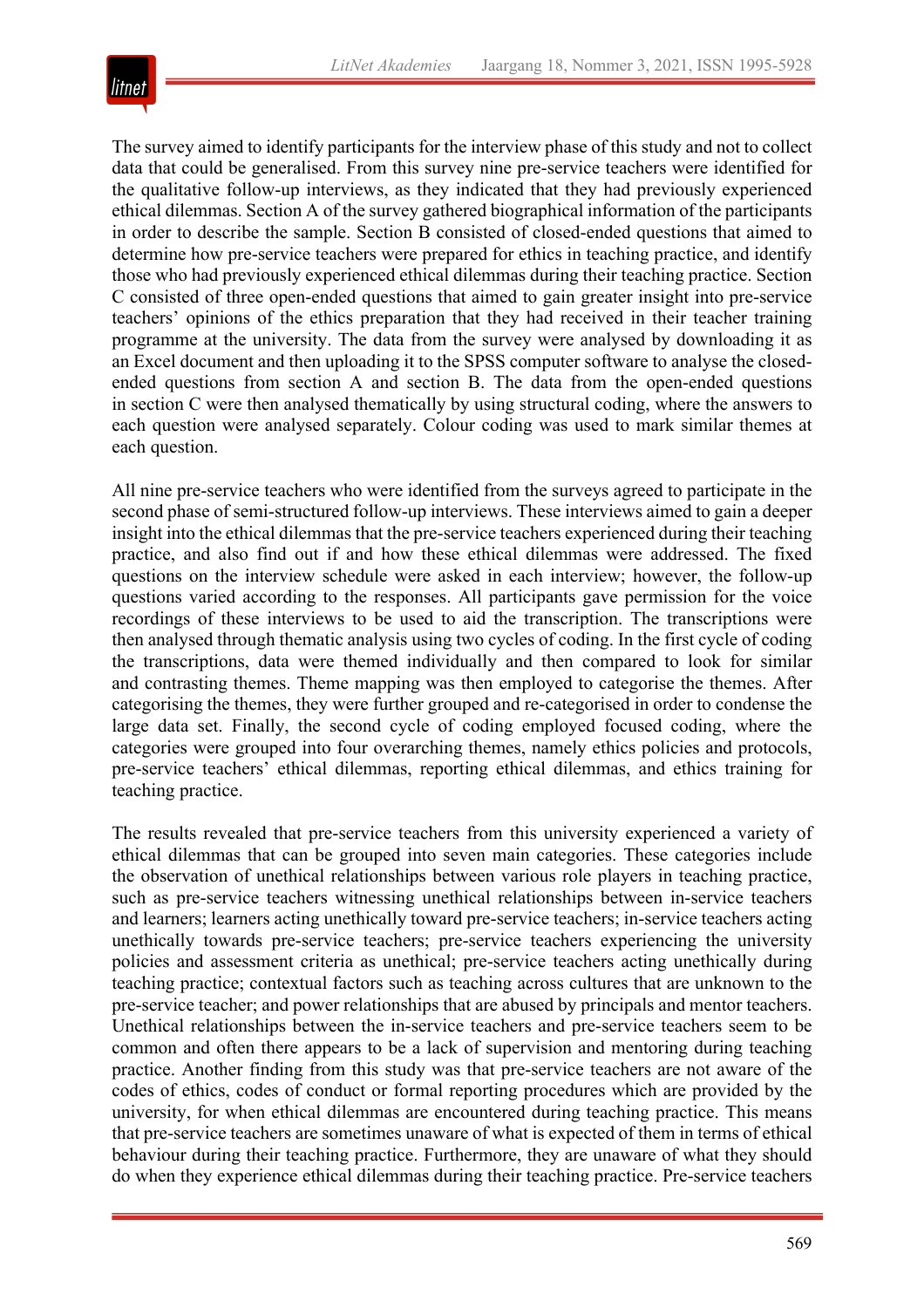The survey aimed to identify participants for the interview phase of this study and not to collect data that could be generalised. From this survey nine pre-service teachers were identified for the qualitative follow-up interviews, as they indicated that they had previously experienced ethical dilemmas. Section A of the survey gathered biographical information of the participants in order to describe the sample. Section B consisted of closed-ended questions that aimed to determine how pre-service teachers were prepared for ethics in teaching practice, and identify those who had previously experienced ethical dilemmas during their teaching practice. Section C consisted of three open-ended questions that aimed to gain greater insight into pre-service teachers' opinions of the ethics preparation that they had received in their teacher training programme at the university. The data from the survey were analysed by downloading it as an Excel document and then uploading it to the SPSS computer software to analyse the closed-ended questions from section A and section B. The data from the open-ended questions in section C were then analysed thematically by using structural coding, where the answers to each question were analysed separately. Colour coding was used to mark similar themes at each question.

All nine pre-service teachers who were identified from the surveys agreed to participate in the second phase of semi-structured follow-up interviews. These interviews aimed to gain a deeper insight into the ethical dilemmas that the pre-service teachers experienced during their teaching practice, and also find out if and how these ethical dilemmas were addressed. The fixed questions on the interview schedule were asked in each interview; however, the follow-up questions varied according to the responses. All participants gave permission for the voice recordings of these interviews to be used to aid the transcription. The transcriptions were then analysed through thematic analysis using two cycles of coding. In the first cycle of coding the transcriptions, data were themed individually and then compared to look for similar and contrasting themes. Theme mapping was then employed to categorise the themes. After categorising the themes, they were further grouped and re-categorised in order to condense the large data set. Finally, the second cycle of coding employed focused coding, where the categories were grouped into four overarching themes, namely ethics policies and protocols, pre-service teachers' ethical dilemmas, reporting ethical dilemmas, and ethics training for teaching practice.

The results revealed that pre-service teachers from this university experienced a variety of ethical dilemmas that can be grouped into seven main categories. These categories include the observation of unethical relationships between various role players in teaching practice, such as pre-service teachers witnessing unethical relationships between in-service teachers and learners; learners acting unethically toward pre-service teachers; in-service teachers acting unethically towards pre-service teachers; pre-service teachers experiencing the university policies and assessment criteria as unethical; pre-service teachers acting unethically during teaching practice; contextual factors such as teaching across cultures that are unknown to the pre-service teacher; and power relationships that are abused by principals and mentor teachers. Unethical relationships between the in-service teachers and pre-service teachers seem to be common and often there appears to be a lack of supervision and mentoring during teaching practice. Another finding from this study was that pre-service teachers are not aware of the codes of ethics, codes of conduct or formal reporting procedures which are provided by the university, for when ethical dilemmas are encountered during teaching practice. This means that pre-service teachers are sometimes unaware of what is expected of them in terms of ethical behaviour during their teaching practice. Furthermore, they are unaware of what they should do when they experience ethical dilemmas during their teaching practice. Pre-service teachers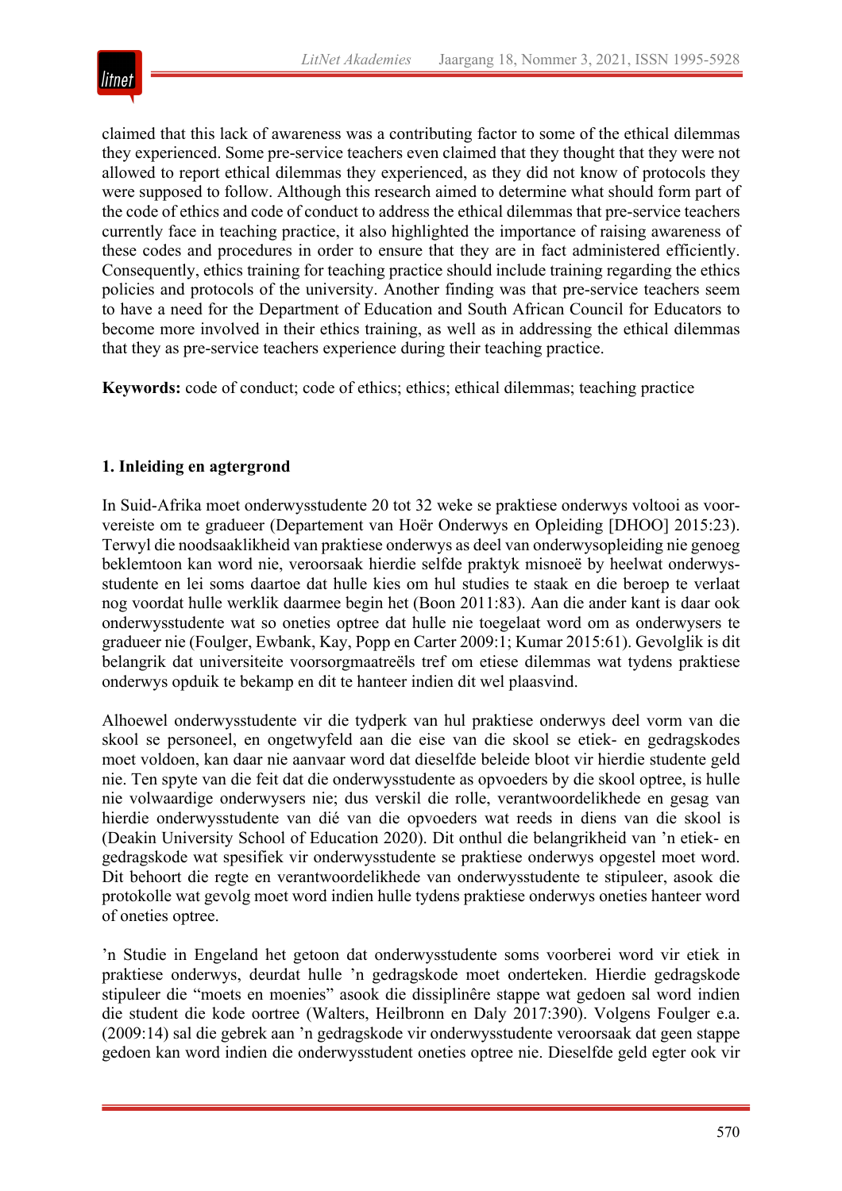claimed that this lack of awareness was a contributing factor to some of the ethical dilemmas they experienced. Some pre-service teachers even claimed that they thought that they were not allowed to report ethical dilemmas they experienced, as they did not know of protocols they were supposed to follow. Although this research aimed to determine what should form part of the code of ethics and code of conduct to address the ethical dilemmas that pre-service teachers currently face in teaching practice, it also highlighted the importance of raising awareness of these codes and procedures in order to ensure that they are in fact administered efficiently. Consequently, ethics training for teaching practice should include training regarding the ethics policies and protocols of the university. Another finding was that pre-service teachers seem to have a need for the Department of Education and South African Council for Educators to become more involved in their ethics training, as well as in addressing the ethical dilemmas that they as pre-service teachers experience during their teaching practice.

**Keywords:** code of conduct; code of ethics; ethics; ethical dilemmas; teaching practice

## 1. Inleiding en agtergrond

In Suid-Afrika moet onderwysstudente 20 tot 32 weke se praktiese onderwys voltooi as voorvereiste om te gradueer (Departement van Hoër Onderwys en Opleiding [DHOO] 2015:23). Terwyl die noodsaaklikheid van praktiese onderwys as deel van onderwysopleiding nie genoeg beklemtoon kan word nie, veroorsaak hierdie selfde praktyk misnoeë by heelwat onderwysstudente en lei soms daartoe dat hulle kies om hul studies te staak en die beroep te verlaat nog voordat hulle werklik daarmee begin het (Boon 2011:83). Aan die ander kant is daar ook onderwysstudente wat so oneties optree dat hulle nie toegelaat word om as onderwysers te gradueer nie (Foulger, Ewbank, Kay, Popp en Carter 2009:1; Kumar 2015:61). Gevolglik is dit belangrik dat universiteite voorsorgmaatreëls tref om etiese dilemmas wat tydens praktiese onderwys opduik te bekamp en dit te hanteer indien dit wel plaasvind.

Alhoewel onderwysstudente vir die tydperk van hul praktiese onderwys deel vorm van die skool se personeel, en ongetwyfeld aan die eise van die skool se etiek- en gedragskodes moet voldoen, kan daar nie aanvaar word dat dieselfde beleide bloot vir hierdie studente geld nie. Ten spyte van die feit dat die onderwysstudente as opvoeders by die skool optree, is hulle nie volwaardige onderwysers nie; dus verskil die rolle, verantwoordelikhede en gesag van hierdie onderwysstudente van dié van die opvoeders wat reeds in diens van die skool is (Deakin University School of Education 2020). Dit onthul die belangrikheid van 'n etiek- en gedragskode wat spesifiek vir onderwysstudente se praktiese onderwys opgestel moet word. Dit behoort die regte en verantwoordelikhede van onderwysstudente te stipuleer, asook die protokolle wat gevolg moet word indien hulle tydens praktiese onderwys oneties hanteer word of oneties optree.

'n Studie in Engeland het getoon dat onderwysstudente soms voorberei word vir etiek in praktiese onderwys, deurdat hulle 'n gedragskode moet onderteken. Hierdie gedragskode stipuleer die "moets en moenies" asook die dissiplinêre stappe wat gedoen sal word indien die student die kode oortree (Walters, Heilbronn en Daly 2017:390). Volgens Foulger e.a. (2009:14) sal die gebrek aan 'n gedragskode vir onderwysstudente veroorsaak dat geen stappe gedoen kan word indien die onderwysstudent oneties optree nie. Dieselfde geld egter ook vir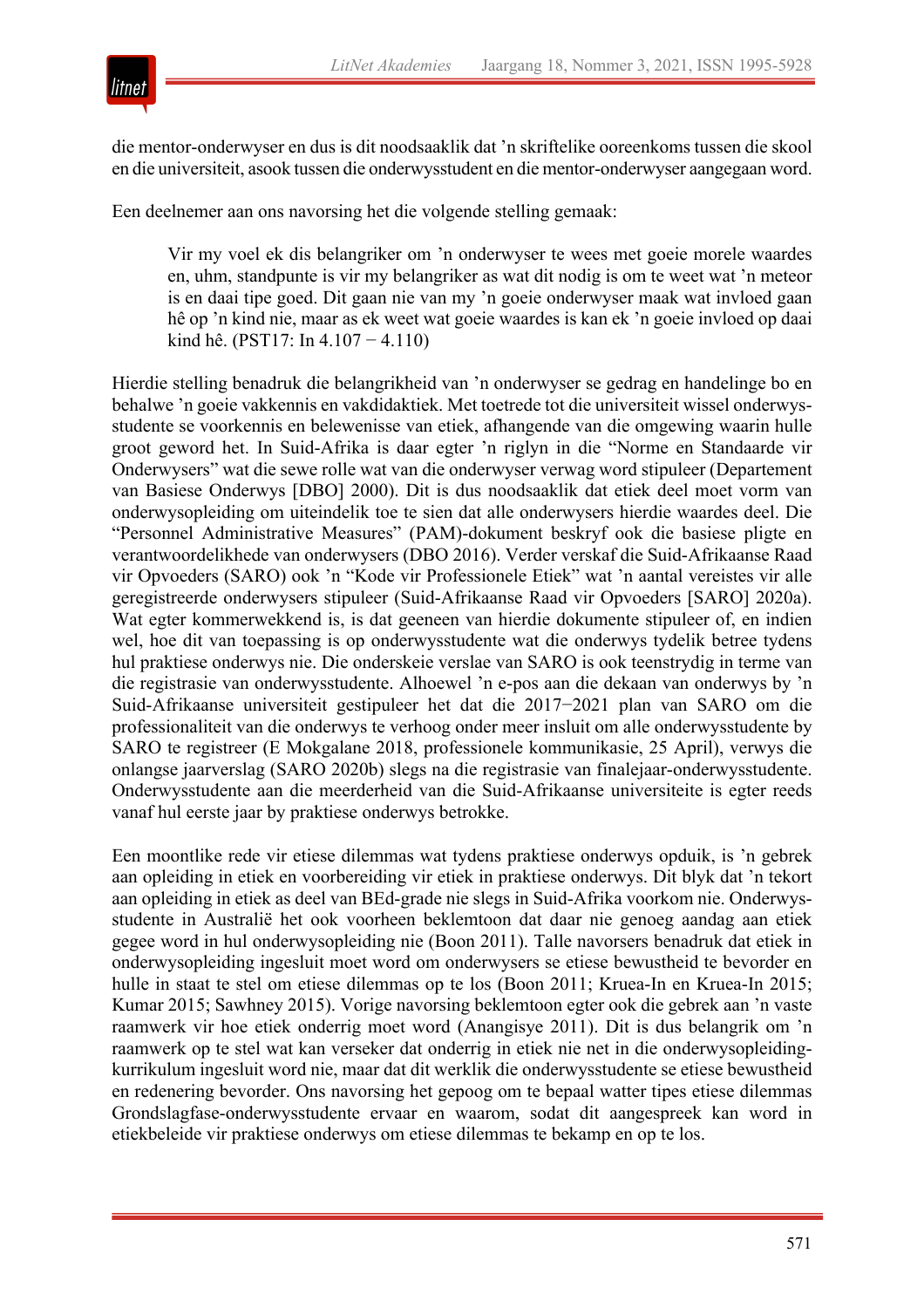die mentor-onderwyser en dus is dit noodsaaklik dat 'n skriftelike ooreenkoms tussen die skool en die universiteit, asook tussen die onderwysstudent en die mentor-onderwyser aangegaan word.

Een deelnemer aan ons navorsing het die volgende stelling gemaak:

> Vir my voel ek dis belangriker om 'n onderwyser te wees met goeie morele waardes en, uhm, standpunte is vir my belangriker as wat dit nodig is om te weet wat 'n meteor is en daai tipe goed. Dit gaan nie van my 'n goeie onderwyser maak wat invloed gaan hê op 'n kind nie, maar as ek weet wat goeie waardes is kan ek 'n goeie invloed op daai kind hê. (PST17: In 4.107 − 4.110)

Hierdie stelling benadruk die belangrikheid van 'n onderwyser se gedrag en handelinge bo en behalwe 'n goeie vakkennis en vakdidaktiek. Met toetrede tot die universiteit wissel onderwysstudente se voorkennis en belewenisse van etiek, afhangende van die omgewing waarin hulle groot geword het. In Suid-Afrika is daar egter 'n riglyn in die "Norme en Standaarde vir Onderwysers" wat die sewe rolle wat van die onderwyser verwag word stipuleer (Departement van Basiese Onderwys [DBO] 2000). Dit is dus noodsaaklik dat etiek deel moet vorm van onderwysopleiding om uiteindelik toe te sien dat alle onderwysers hierdie waardes deel. Die "Personnel Administrative Measures" (PAM)-dokument beskryf ook die basiese pligte en verantwoordelikhede van onderwysers (DBO 2016). Verder verskaf die Suid-Afrikaanse Raad vir Opvoeders (SARO) ook 'n "Kode vir Professionele Etiek" wat 'n aantal vereistes vir alle geregistreerde onderwysers stipuleer (Suid-Afrikaanse Raad vir Opvoeders [SARO] 2020a). Wat egter kommerwekkend is, is dat geeneen van hierdie dokumente stipuleer of, en indien wel, hoe dit van toepassing is op onderwysstudente wat die onderwys tydelik betree tydens hul praktiese onderwys nie. Die onderskeie verslae van SARO is ook teenstrydig in terme van die registrasie van onderwysstudente. Alhoewel 'n e-pos aan die dekaan van onderwys by 'n Suid-Afrikaanse universiteit gestipuleer het dat die 2017−2021 plan van SARO om die professionaliteit van die onderwys te verhoog onder meer insluit om alle onderwysstudente by SARO te registreer (E Mokgalane 2018, professionele kommunikasie, 25 April), verwys die onlangse jaarverslag (SARO 2020b) slegs na die registrasie van finalejaar-onderwysstudente. Onderwysstudente aan die meerderheid van die Suid-Afrikaanse universiteite is egter reeds vanaf hul eerste jaar by praktiese onderwys betrokke.

Een moontlike rede vir etiese dilemmas wat tydens praktiese onderwys opduik, is 'n gebrek aan opleiding in etiek en voorbereiding vir etiek in praktiese onderwys. Dit blyk dat 'n tekort aan opleiding in etiek as deel van BEd-grade nie slegs in Suid-Afrika voorkom nie. Onderwysstudente in Australië het ook voorheen beklemtoon dat daar nie genoeg aandag aan etiek gegee word in hul onderwysopleiding nie (Boon 2011). Talle navorsers benadruk dat etiek in onderwysopleiding ingesluit moet word om onderwysers se etiese bewustheid te bevorder en hulle in staat te stel om etiese dilemmas op te los (Boon 2011; Kruea-In en Kruea-In 2015; Kumar 2015; Sawhney 2015). Vorige navorsing beklemtoon egter ook die gebrek aan 'n vaste raamwerk vir hoe etiek onderrig moet word (Anangisye 2011). Dit is dus belangrik om 'n raamwerk op te stel wat kan verseker dat onderrig in etiek nie net in die onderwysopleidingkurrikulum ingesluit word nie, maar dat dit werklik die onderwysstudente se etiese bewustheid en redenering bevorder. Ons navorsing het gepoog om te bepaal watter tipes etiese dilemmas Grondslagfase-onderwysstudente ervaar en waarom, sodat dit aangespreek kan word in etiekbeleide vir praktiese onderwys om etiese dilemmas te bekamp en op te los.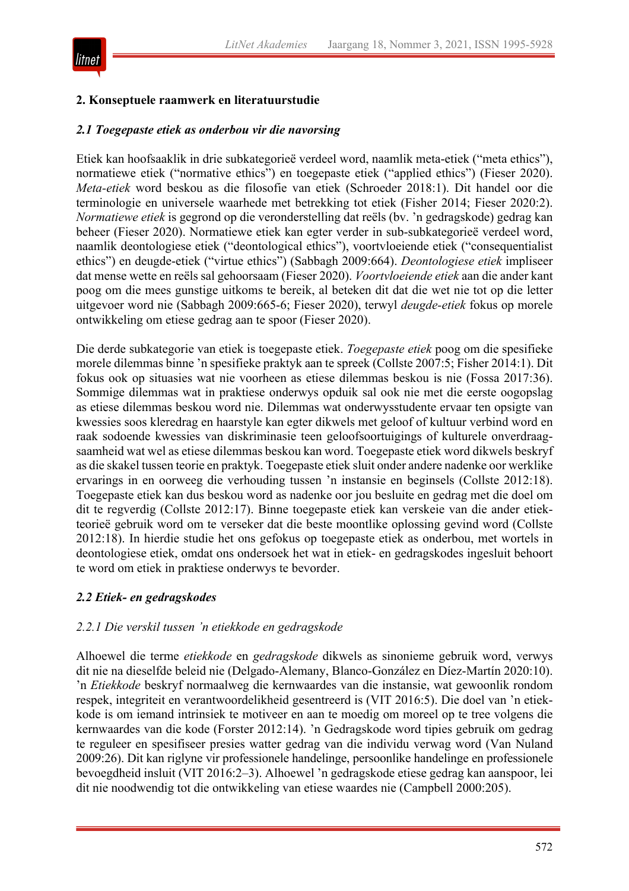## 2. Konseptuele raamwerk en literatuurstudie

### *2.1 Toegepaste etiek as onderbou vir die navorsing*

Etiek kan hoofsaaklik in drie subkategorieë verdeel word, naamlik meta-etiek ("meta ethics"), normatiewe etiek ("normative ethics") en toegepaste etiek ("applied ethics") (Fieser 2020). *Meta-etiek* word beskou as die filosofie van etiek (Schroeder 2018:1). Dit handel oor die terminologie en universele waarhede met betrekking tot etiek (Fisher 2014; Fieser 2020:2). *Normatiewe etiek* is gegrond op die veronderstelling dat reëls (bv. 'n gedragskode) gedrag kan beheer (Fieser 2020). Normatiewe etiek kan egter verder in sub-subkategorieë verdeel word, naamlik deontologiese etiek ("deontological ethics"), voortvloeiende etiek ("consequentialist ethics") en deugde-etiek ("virtue ethics") (Sabbagh 2009:664). *Deontologiese etiek* impliseer dat mense wette en reëls sal gehoorsaam (Fieser 2020). *Voortvloeiende etiek* aan die ander kant poog om die mees gunstige uitkoms te bereik, al beteken dit dat die wet nie tot op die letter uitgevoer word nie (Sabbagh 2009:665-6; Fieser 2020), terwyl *deugde-etiek* fokus op morele ontwikkeling om etiese gedrag aan te spoor (Fieser 2020).

Die derde subkategorie van etiek is toegepaste etiek. *Toegepaste etiek* poog om die spesifieke morele dilemmas binne 'n spesifieke praktyk aan te spreek (Collste 2007:5; Fisher 2014:1). Dit fokus ook op situasies wat nie voorheen as etiese dilemmas beskou is nie (Fossa 2017:36). Sommige dilemmas wat in praktiese onderwys opduik sal ook nie met die eerste oogopslag as etiese dilemmas beskou word nie. Dilemmas wat onderwysstudente ervaar ten opsigte van kwessies soos kleredrag en haarstyle kan egter dikwels met geloof of kultuur verbind word en raak sodoende kwessies van diskriminasie teen geloofsoortuigings of kulturele onverdraagsaamheid wat wel as etiese dilemmas beskou kan word. Toegepaste etiek word dikwels beskryf as die skakel tussen teorie en praktyk. Toegepaste etiek sluit onder andere nadenke oor werklike ervarings in en oorweeg die verhouding tussen 'n instansie en beginsels (Collste 2012:18). Toegepaste etiek kan dus beskou word as nadenke oor jou besluite en gedrag met die doel om dit te regverdig (Collste 2012:17). Binne toegepaste etiek kan verskeie van die ander etiekteorieë gebruik word om te verseker dat die beste moontlike oplossing gevind word (Collste 2012:18). In hierdie studie het ons gefokus op toegepaste etiek as onderbou, met wortels in deontologiese etiek, omdat ons ondersoek het wat in etiek- en gedragskodes ingesluit behoort te word om etiek in praktiese onderwys te bevorder.

### *2.2 Etiek- en gedragskodes*

#### *2.2.1 Die verskil tussen 'n etiekkode en gedragskode*

Alhoewel die terme *etiekkode* en *gedragskode* dikwels as sinonieme gebruik word, verwys dit nie na dieselfde beleid nie (Delgado-Alemany, Blanco-González en Díez-Martín 2020:10). 'n *Etiekkode* beskryf normaalweg die kernwaardes van die instansie, wat gewoonlik rondom respek, integriteit en verantwoordelikheid gesentreerd is (VIT 2016:5). Die doel van 'n etiekkode is om iemand intrinsiek te motiveer en aan te moedig om moreel op te tree volgens die kernwaardes van die kode (Forster 2012:14). 'n Gedragskode word tipies gebruik om gedrag te reguleer en spesifiseer presies watter gedrag van die individu verwag word (Van Nuland 2009:26). Dit kan riglyne vir professionele handelinge, persoonlike handelinge en professionele bevoegdheid insluit (VIT 2016:2–3). Alhoewel 'n gedragskode etiese gedrag kan aanspoor, lei dit nie noodwendig tot die ontwikkeling van etiese waardes nie (Campbell 2000:205).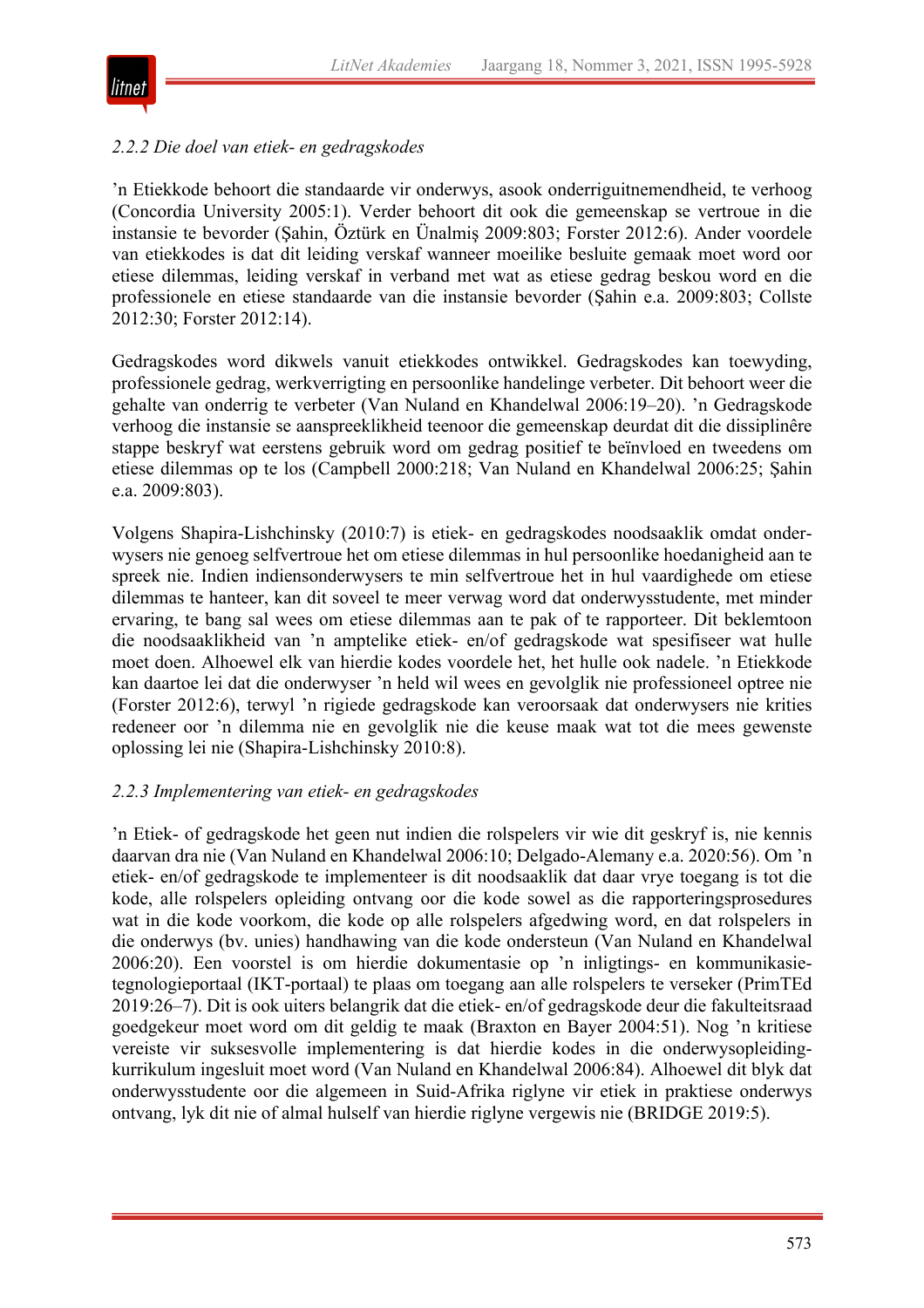### *2.2.2 Die doel van etiek- en gedragskodes*

’n Etiekkode behoort die standaarde vir onderwys, asook onderriguitnemendheid, te verhoog (Concordia University 2005:1). Verder behoort dit ook die gemeenskap se vertroue in die instansie te bevorder (Şahin, Öztürk en Ünalmiş 2009:803; Forster 2012:6). Ander voordele van etiekkodes is dat dit leiding verskaf wanneer moeilike besluite gemaak moet word oor etiese dilemmas, leiding verskaf in verband met wat as etiese gedrag beskou word en die professionele en etiese standaarde van die instansie bevorder (Şahin e.a. 2009:803; Collste 2012:30; Forster 2012:14).

Gedragskodes word dikwels vanuit etiekkodes ontwikkel. Gedragskodes kan toewyding, professionele gedrag, werkverrigting en persoonlike handelinge verbeter. Dit behoort weer die gehalte van onderrig te verbeter (Van Nuland en Khandelwal 2006:19–20). ’n Gedragskode verhoog die instansie se aanspreeklikheid teenoor die gemeenskap deurdat dit die dissiplinêre stappe beskryf wat eerstens gebruik word om gedrag positief te beïnvloed en tweedens om etiese dilemmas op te los (Campbell 2000:218; Van Nuland en Khandelwal 2006:25; Şahin e.a. 2009:803).

Volgens Shapira-Lishchinsky (2010:7) is etiek- en gedragskodes noodsaaklik omdat onderwysers nie genoeg selfvertroue het om etiese dilemmas in hul persoonlike hoedanigheid aan te spreek nie. Indien indiensonderwysers te min selfvertroue het in hul vaardighede om etiese dilemmas te hanteer, kan dit soveel te meer verwag word dat onderwysstudente, met minder ervaring, te bang sal wees om etiese dilemmas aan te pak of te rapporteer. Dit beklemtoon die noodsaaklikheid van ’n amptelike etiek- en/of gedragskode wat spesifiseer wat hulle moet doen. Alhoewel elk van hierdie kodes voordele het, het hulle ook nadele. ’n Etiekkode kan daartoe lei dat die onderwyser ’n held wil wees en gevolglik nie professioneel optree nie (Forster 2012:6), terwyl ’n rigiede gedragskode kan veroorsaak dat onderwysers nie krities redeneer oor ’n dilemma nie en gevolglik nie die keuse maak wat tot die mees gewenste oplossing lei nie (Shapira-Lishchinsky 2010:8).

### *2.2.3 Implementering van etiek- en gedragskodes*

’n Etiek- of gedragskode het geen nut indien die rolspelers vir wie dit geskryf is, nie kennis daarvan dra nie (Van Nuland en Khandelwal 2006:10; Delgado-Alemany e.a. 2020:56). Om ’n etiek- en/of gedragskode te implementeer is dit noodsaaklik dat daar vrye toegang is tot die kode, alle rolspelers opleiding ontvang oor die kode sowel as die rapporteringsprosedures wat in die kode voorkom, die kode op alle rolspelers afgedwing word, en dat rolspelers in die onderwys (bv. unies) handhawing van die kode ondersteun (Van Nuland en Khandelwal 2006:20). Een voorstel is om hierdie dokumentasie op ’n inligtings- en kommunikasietegnologieportaal (IKT-portaal) te plaas om toegang aan alle rolspelers te verseker (PrimTEd 2019:26–7). Dit is ook uiters belangrik dat die etiek- en/of gedragskode deur die fakulteitsraad goedgekeur moet word om dit geldig te maak (Braxton en Bayer 2004:51). Nog ’n kritiese vereiste vir suksesvolle implementering is dat hierdie kodes in die onderwysopleidingkurrikulum ingesluit moet word (Van Nuland en Khandelwal 2006:84). Alhoewel dit blyk dat onderwysstudente oor die algemeen in Suid-Afrika riglyne vir etiek in praktiese onderwys ontvang, lyk dit nie of almal hulself van hierdie riglyne vergewis nie (BRIDGE 2019:5).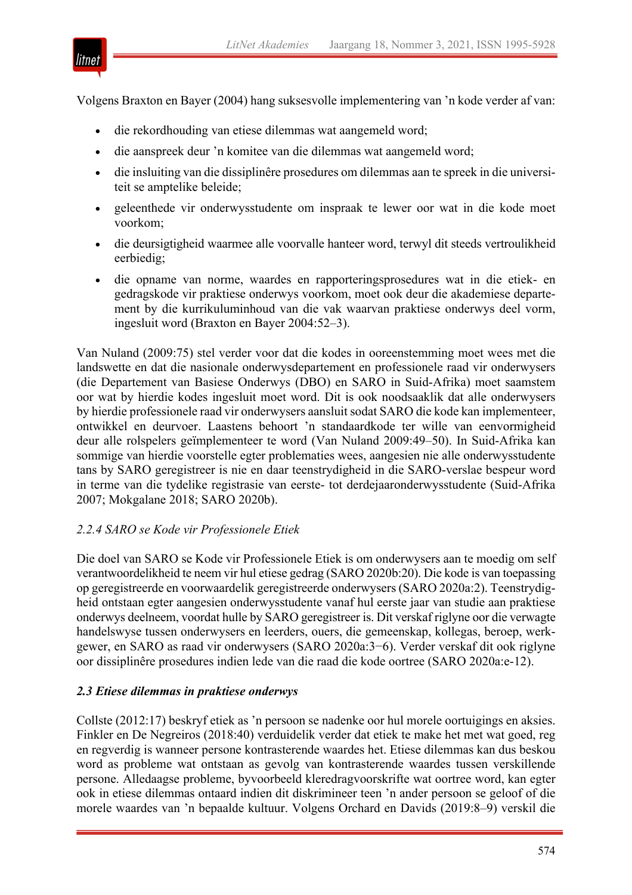Volgens Braxton en Bayer (2004) hang suksesvolle implementering van ’n kode verder af van:

- die rekordhouding van etiese dilemmas wat aangemeld word;
- die aanspreek deur ’n komitee van die dilemmas wat aangemeld word;
- die insluiting van die dissiplinêre prosedures om dilemmas aan te spreek in die universiteit se amptelike beleide;
- geleenthede vir onderwysstudente om inspraak te lewer oor wat in die kode moet voorkom;
- die deursigtigheid waarmee alle voorvalle hanteer word, terwyl dit steeds vertroulikheid eerbiedig;
- die opname van norme, waardes en rapporteringsprosedures wat in die etiek- en gedragskode vir praktiese onderwys voorkom, moet ook deur die akademiese departement by die kurrikuluminhoud van die vak waarvan praktiese onderwys deel vorm, ingesluit word (Braxton en Bayer 2004:52–3).

Van Nuland (2009:75) stel verder voor dat die kodes in ooreenstemming moet wees met die landswette en dat die nasionale onderwysdepartement en professionele raad vir onderwysers (die Departement van Basiese Onderwys (DBO) en SARO in Suid-Afrika) moet saamstem oor wat by hierdie kodes ingesluit moet word. Dit is ook noodsaaklik dat alle onderwysers by hierdie professionele raad vir onderwysers aansluit sodat SARO die kode kan implementeer, ontwikkel en deurvoer. Laastens behoort ’n standaardkode ter wille van eenvormigheid deur alle rolspelers geïmplementeer te word (Van Nuland 2009:49–50). In Suid-Afrika kan sommige van hierdie voorstelle egter problematies wees, aangesien nie alle onderwysstudente tans by SARO geregistreer is nie en daar teenstrydigheid in die SARO-verslae bespeur word in terme van die tydelike registrasie van eerste- tot derdejaaronderwysstudente (Suid-Afrika 2007; Mokgalane 2018; SARO 2020b).

*2.2.4 SARO se Kode vir Professionele Etiek*

Die doel van SARO se Kode vir Professionele Etiek is om onderwysers aan te moedig om self verantwoordelikheid te neem vir hul etiese gedrag (SARO 2020b:20). Die kode is van toepassing op geregistreerde en voorwaardelik geregistreerde onderwysers (SARO 2020a:2). Teenstrydigheid ontstaan egter aangesien onderwysstudente vanaf hul eerste jaar van studie aan praktiese onderwys deelneem, voordat hulle by SARO geregistreer is. Dit verskaf riglyne oor die verwagte handelswyse tussen onderwysers en leerders, ouers, die gemeenskap, kollegas, beroep, werkgewer, en SARO as raad vir onderwysers (SARO 2020a:3−6). Verder verskaf dit ook riglyne oor dissiplinêre prosedures indien lede van die raad die kode oortree (SARO 2020a:e-12).

***2.3 Etiese dilemmas in praktiese onderwys***

Collste (2012:17) beskryf etiek as ’n persoon se nadenke oor hul morele oortuigings en aksies. Finkler en De Negreiros (2018:40) verduidelik verder dat etiek te make het met wat goed, reg en regverdig is wanneer persone kontrasterende waardes het. Etiese dilemmas kan dus beskou word as probleme wat ontstaan as gevolg van kontrasterende waardes tussen verskillende persone. Alledaagse probleme, byvoorbeeld kleredragvoorskrifte wat oortree word, kan egter ook in etiese dilemmas ontaard indien dit diskrimineer teen ’n ander persoon se geloof of die morele waardes van ’n bepaalde kultuur. Volgens Orchard en Davids (2019:8–9) verskil die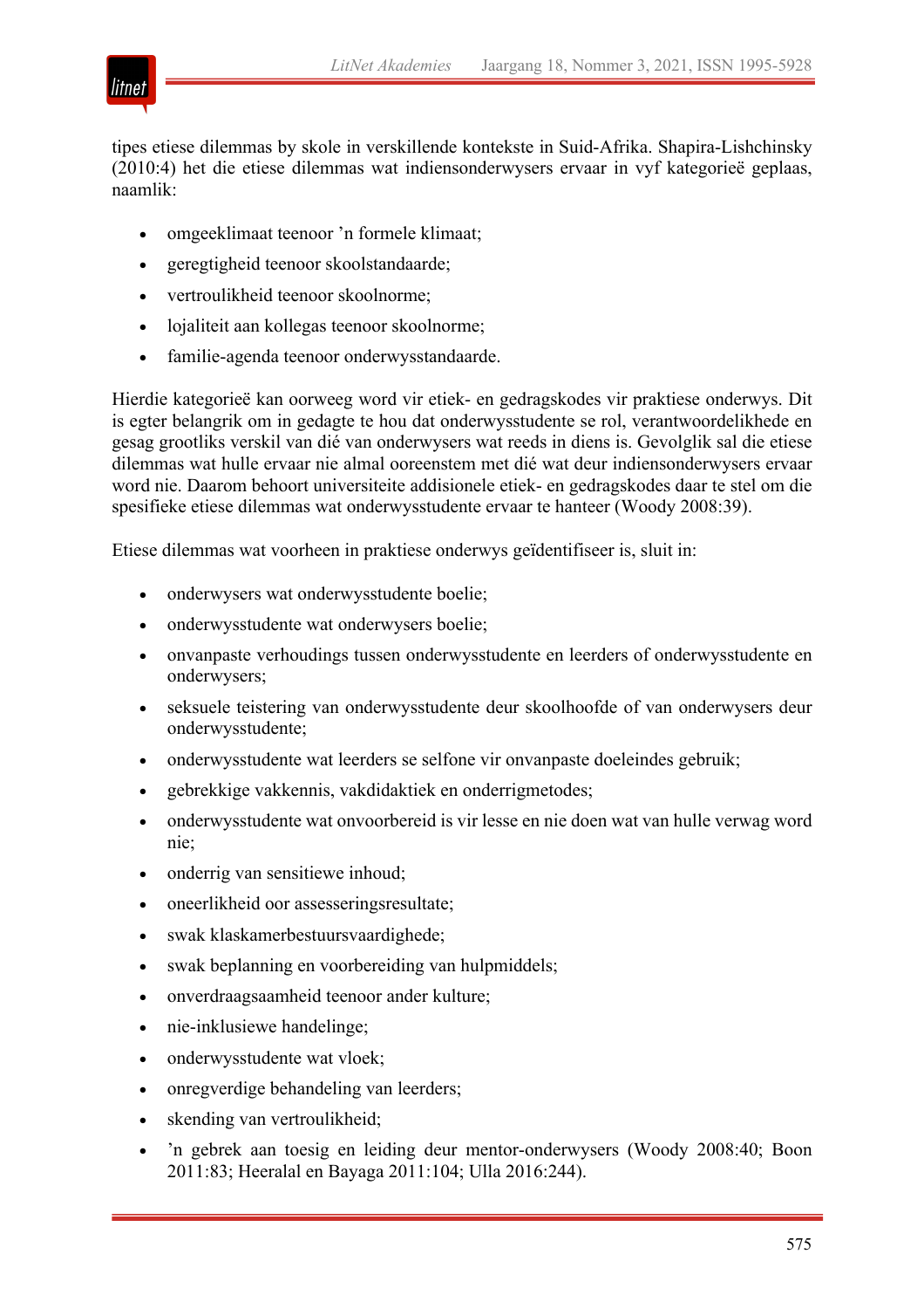tipes etiese dilemmas by skole in verskillende kontekste in Suid-Afrika. Shapira-Lishchinsky (2010:4) het die etiese dilemmas wat indiensonderwysers ervaar in vyf kategorieë geplaas, naamlik:

- omgeeklimaat teenoor ’n formele klimaat;
- geregtigheid teenoor skoolstandaarde;
- vertroulikheid teenoor skoolnorme;
- lojaliteit aan kollegas teenoor skoolnorme;
- familie-agenda teenoor onderwysstandaarde.

Hierdie kategorieë kan oorweeg word vir etiek- en gedragskodes vir praktiese onderwys. Dit is egter belangrik om in gedagte te hou dat onderwysstudente se rol, verantwoordelikhede en gesag grootliks verskil van dié van onderwysers wat reeds in diens is. Gevolglik sal die etiese dilemmas wat hulle ervaar nie almal ooreenstem met dié wat deur indiensonderwysers ervaar word nie. Daarom behoort universiteite addisionele etiek- en gedragskodes daar te stel om die spesifieke etiese dilemmas wat onderwysstudente ervaar te hanteer (Woody 2008:39).

Etiese dilemmas wat voorheen in praktiese onderwys geïdentifiseer is, sluit in:

- onderwysers wat onderwysstudente boelie;
- onderwysstudente wat onderwysers boelie;
- onvanpaste verhoudings tussen onderwysstudente en leerders of onderwysstudente en onderwysers;
- seksuele teistering van onderwysstudente deur skoolhoofde of van onderwysers deur onderwysstudente;
- onderwysstudente wat leerders se selfone vir onvanpaste doeleindes gebruik;
- gebrekkige vakkennis, vakdidaktiek en onderrigmetodes;
- onderwysstudente wat onvoorbereid is vir lesse en nie doen wat van hulle verwag word nie;
- onderrig van sensitiewe inhoud;
- oneerlikheid oor assesseringsresultate;
- swak klaskamerbestuursvaardighede;
- swak beplanning en voorbereiding van hulpmiddels;
- onverdraagsaamheid teenoor ander kulture;
- nie-inklusiewe handelinge;
- onderwysstudente wat vloek;
- onregverdige behandeling van leerders;
- skending van vertroulikheid;
- ’n gebrek aan toesig en leiding deur mentor-onderwysers (Woody 2008:40; Boon 2011:83; Heeralal en Bayaga 2011:104; Ulla 2016:244).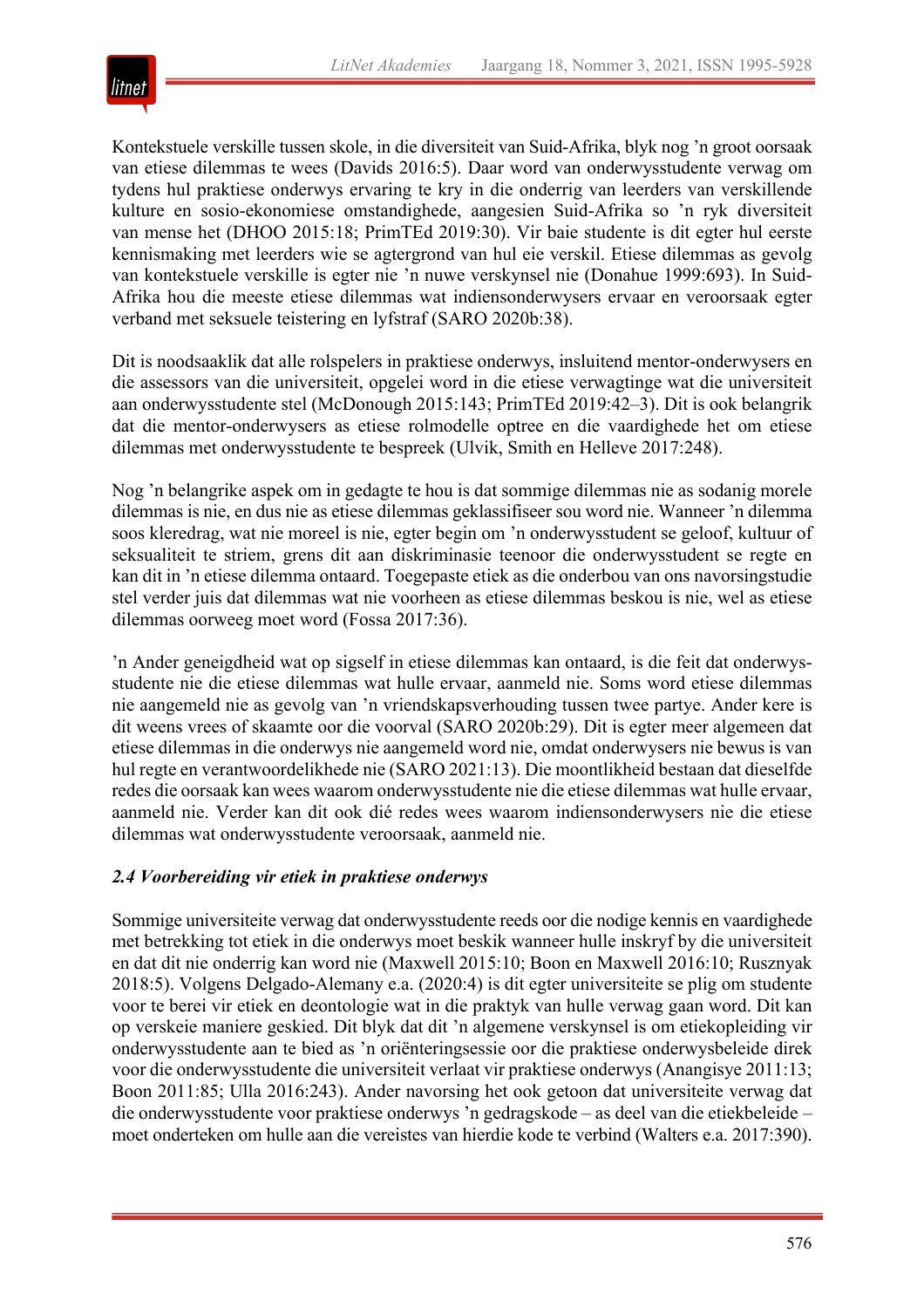Kontekstuele verskille tussen skole, in die diversiteit van Suid-Afrika, blyk nog ’n groot oorsaak van etiese dilemmas te wees (Davids 2016:5). Daar word van onderwysstudente verwag om tydens hul praktiese onderwys ervaring te kry in die onderrig van leerders van verskillende kulture en sosio-ekonomiese omstandighede, aangesien Suid-Afrika so ’n ryk diversiteit van mense het (DHOO 2015:18; PrimTEd 2019:30). Vir baie studente is dit egter hul eerste kennismaking met leerders wie se agtergrond van hul eie verskil. Etiese dilemmas as gevolg van kontekstuele verskille is egter nie ’n nuwe verskynsel nie (Donahue 1999:693). In Suid-Afrika hou die meeste etiese dilemmas wat indiensonderwysers ervaar en veroorsaak egter verband met seksuele teistering en lyfstraf (SARO 2020b:38).

Dit is noodsaaklik dat alle rolspelers in praktiese onderwys, insluitend mentor-onderwysers en die assessors van die universiteit, opgelei word in die etiese verwagtinge wat die universiteit aan onderwysstudente stel (McDonough 2015:143; PrimTEd 2019:42–3). Dit is ook belangrik dat die mentor-onderwysers as etiese rolmodelle optree en die vaardighede het om etiese dilemmas met onderwysstudente te bespreek (Ulvik, Smith en Helleve 2017:248).

Nog ’n belangrike aspek om in gedagte te hou is dat sommige dilemmas nie as sodanig morele dilemmas is nie, en dus nie as etiese dilemmas geklassifiseer sou word nie. Wanneer ’n dilemma soos kleredrag, wat nie moreel is nie, egter begin om ’n onderwysstudent se geloof, kultuur of seksualiteit te striem, grens dit aan diskriminasie teenoor die onderwysstudent se regte en kan dit in ’n etiese dilemma ontaard. Toegepaste etiek as die onderbou van ons navorsingstudie stel verder juis dat dilemmas wat nie voorheen as etiese dilemmas beskou is nie, wel as etiese dilemmas oorweeg moet word (Fossa 2017:36).

’n Ander geneigdheid wat op sigself in etiese dilemmas kan ontaard, is die feit dat onderwysstudente nie die etiese dilemmas wat hulle ervaar, aanmeld nie. Soms word etiese dilemmas nie aangemeld nie as gevolg van ’n vriendskapsverhouding tussen twee partye. Ander kere is dit weens vrees of skaamte oor die voorval (SARO 2020b:29). Dit is egter meer algemeen dat etiese dilemmas in die onderwys nie aangemeld word nie, omdat onderwysers nie bewus is van hul regte en verantwoordelikhede nie (SARO 2021:13). Die moontlikheid bestaan dat dieselfde redes die oorsaak kan wees waarom onderwysstudente nie die etiese dilemmas wat hulle ervaar, aanmeld nie. Verder kan dit ook dié redes wees waarom indiensonderwysers nie die etiese dilemmas wat onderwysstudente veroorsaak, aanmeld nie.

### *2.4 Voorbereiding vir etiek in praktiese onderwys*

Sommige universiteite verwag dat onderwysstudente reeds oor die nodige kennis en vaardighede met betrekking tot etiek in die onderwys moet beskik wanneer hulle inskryf by die universiteit en dat dit nie onderrig kan word nie (Maxwell 2015:10; Boon en Maxwell 2016:10; Rusznyak 2018:5). Volgens Delgado-Alemany e.a. (2020:4) is dit egter universiteite se plig om studente voor te berei vir etiek en deontologie wat in die praktyk van hulle verwag gaan word. Dit kan op verskeie maniere geskied. Dit blyk dat dit ’n algemene verskynsel is om etiekopleiding vir onderwysstudente aan te bied as ’n oriënteringsessie oor die praktiese onderwysbeleide direk voor die onderwysstudente die universiteit verlaat vir praktiese onderwys (Anangisye 2011:13; Boon 2011:85; Ulla 2016:243). Ander navorsing het ook getoon dat universiteite verwag dat die onderwysstudente voor praktiese onderwys ’n gedragskode – as deel van die etiekbeleide – moet onderteken om hulle aan die vereistes van hierdie kode te verbind (Walters e.a. 2017:390).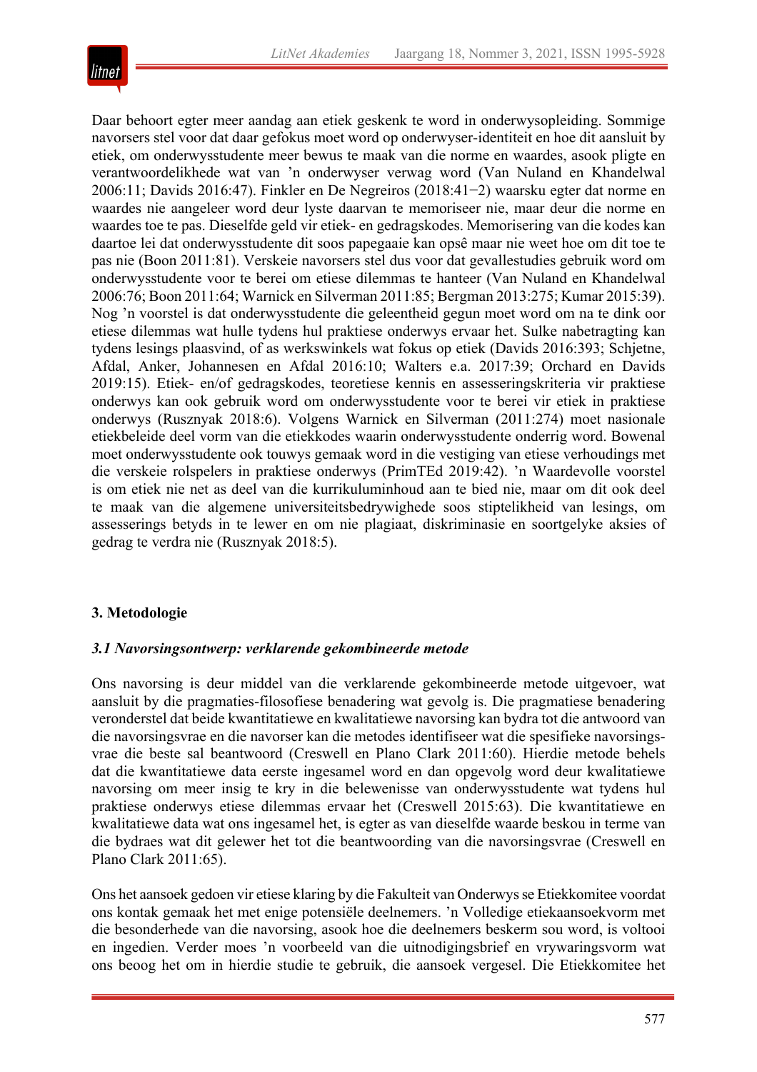Daar behoort egter meer aandag aan etiek geskenk te word in onderwysopleiding. Sommige navorsers stel voor dat daar gefokus moet word op onderwyser-identiteit en hoe dit aansluit by etiek, om onderwysstudente meer bewus te maak van die norme en waardes, asook pligte en verantwoordelikhede wat van ’n onderwyser verwag word (Van Nuland en Khandelwal 2006:11; Davids 2016:47). Finkler en De Negreiros (2018:41−2) waarsku egter dat norme en waardes nie aangeleer word deur lyste daarvan te memoriseer nie, maar deur die norme en waardes toe te pas. Dieselfde geld vir etiek- en gedragskodes. Memorisering van die kodes kan daartoe lei dat onderwysstudente dit soos papegaaie kan opsê maar nie weet hoe om dit toe te pas nie (Boon 2011:81). Verskeie navorsers stel dus voor dat gevallestudies gebruik word om onderwysstudente voor te berei om etiese dilemmas te hanteer (Van Nuland en Khandelwal 2006:76; Boon 2011:64; Warnick en Silverman 2011:85; Bergman 2013:275; Kumar 2015:39). Nog ’n voorstel is dat onderwysstudente die geleentheid gegun moet word om na te dink oor etiese dilemmas wat hulle tydens hul praktiese onderwys ervaar het. Sulke nabetragting kan tydens lesings plaasvind, of as werkswinkels wat fokus op etiek (Davids 2016:393; Schjetne, Afdal, Anker, Johannesen en Afdal 2016:10; Walters e.a. 2017:39; Orchard en Davids 2019:15). Etiek- en/of gedragskodes, teoretiese kennis en assesseringskriteria vir praktiese onderwys kan ook gebruik word om onderwysstudente voor te berei vir etiek in praktiese onderwys (Rusznyak 2018:6). Volgens Warnick en Silverman (2011:274) moet nasionale etiekbeleide deel vorm van die etiekkodes waarin onderwysstudente onderrig word. Bowenal moet onderwysstudente ook touwys gemaak word in die vestiging van etiese verhoudings met die verskeie rolspelers in praktiese onderwys (PrimTEd 2019:42). ’n Waardevolle voorstel is om etiek nie net as deel van die kurrikuluminhoud aan te bied nie, maar om dit ook deel te maak van die algemene universiteitsbedrywighede soos stiptelikheid van lesings, om assesserings betyds in te lewer en om nie plagiaat, diskriminasie en soortgelyke aksies of gedrag te verdra nie (Rusznyak 2018:5).

## 3. Metodologie

### *3.1 Navorsingsontwerp: verklarende gekombineerde metode*

Ons navorsing is deur middel van die verklarende gekombineerde metode uitgevoer, wat aansluit by die pragmaties-filosofiese benadering wat gevolg is. Die pragmatiese benadering veronderstel dat beide kwantitatiewe en kwalitatiewe navorsing kan bydra tot die antwoord van die navorsingsvraag en die navorser kan die metodes identifiseer wat die spesifieke navorsingsvrae die beste sal beantwoord (Creswell en Plano Clark 2011:60). Hierdie metode behels dat die kwantitatiewe data eerste ingesamel word en dan opgevolg word deur kwalitatiewe navorsing om meer insig te kry in die belewenisse van onderwysstudente wat tydens hul praktiese onderwys etiese dilemmas ervaar het (Creswell 2015:63). Die kwantitatiewe en kwalitatiewe data wat ons ingesamel het, is egter as van dieselfde waarde beskou in terme van die bydraes wat dit gelewer het tot die beantwoording van die navorsingsvraag (Creswell en Plano Clark 2011:65).

Ons het aansoek gedoen vir etiese klaring by die Fakulteit van Onderwys se Etiekkomitee voordat ons kontak gemaak het met enige potensiële deelnemers. ’n Volledige etiekaansoekvorm met die besonderhede van die navorsing, asook hoe die deelnemers beskerm sou word, is voltooi en ingedien. Verder moes ’n voorbeeld van die uitnodigingsbrief en vrywaringsvorm wat ons beoog het om in hierdie studie te gebruik, die aansoek vergesel. Die Etiekkomitee het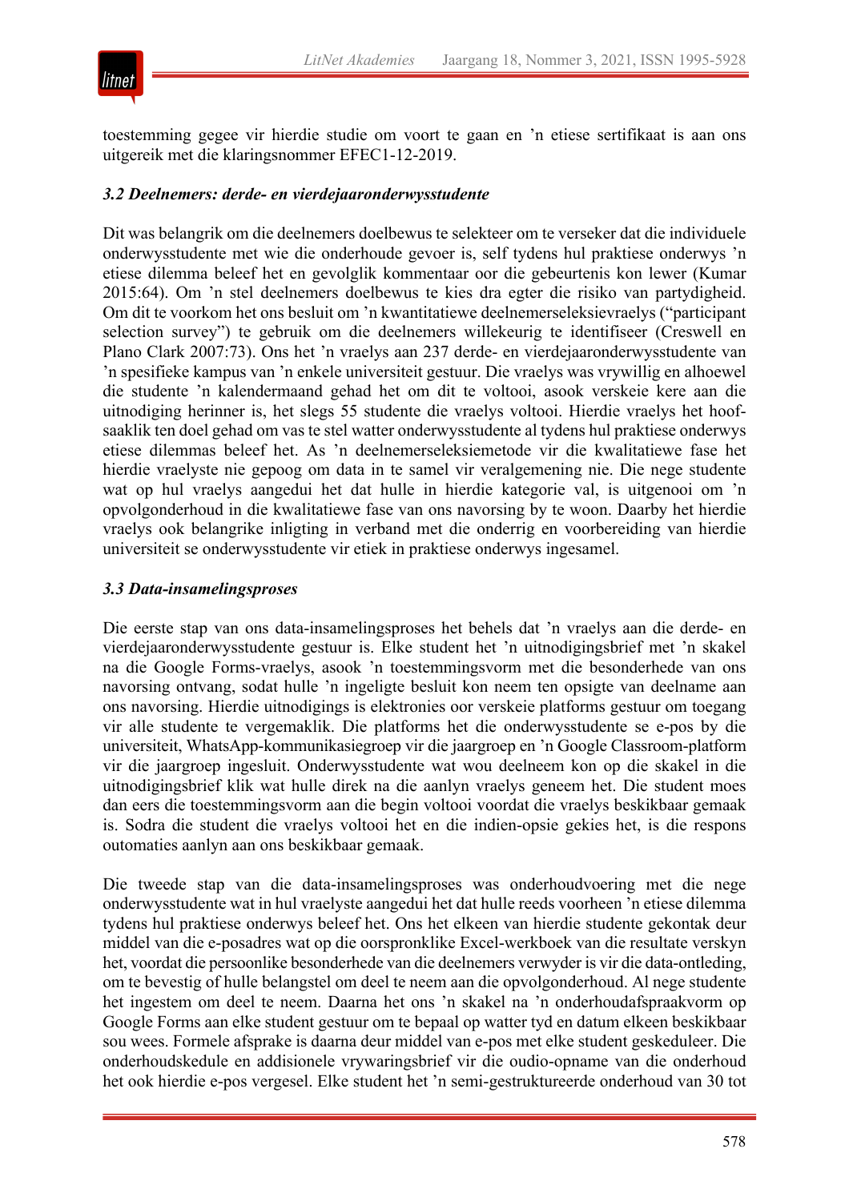toestemming gegee vir hierdie studie om voort te gaan en ’n etiese sertifikaat is aan ons uitgereik met die klaringsnommer EFEC1-12-2019.

### *3.2 Deelnemers: derde- en vierdejaaronderwysstudente*

Dit was belangrik om die deelnemers doelbewus te selekteer om te verseker dat die individuele onderwysstudente met wie die onderhoude gevoer is, self tydens hul praktiese onderwys ’n etiese dilemma beleef het en gevolglik kommentaar oor die gebeurtenis kon lewer (Kumar 2015:64). Om ’n stel deelnemers doelbewus te kies dra egter die risiko van partydigheid. Om dit te voorkom het ons besluit om ’n kwantitatiewe deelnemerseleksievraelys (“participant selection survey”) te gebruik om die deelnemers willekeurig te identifiseer (Creswell en Plano Clark 2007:73). Ons het ’n vraelys aan 237 derde- en vierdejaaronderwysstudente van ’n spesifieke kampus van ’n enkele universiteit gestuur. Die vraelys was vrywillig en alhoewel die studente ’n kalendermaand gehad het om dit te voltooi, asook verskeie kere aan die uitnodiging herinner is, het slegs 55 studente die vraelys voltooi. Hierdie vraelys het hoofsaaklik ten doel gehad om vas te stel watter onderwysstudente al tydens hul praktiese onderwys etiese dilemmas beleef het. As ’n deelnemerseleksiemetode vir die kwalitatiewe fase het hierdie vraelyste nie gepoog om data in te samel vir veralgemening nie. Die nege studente wat op hul vraelys aangedui het dat hulle in hierdie kategorie val, is uitgenooi om ’n opvolgonderhoud in die kwalitatiewe fase van ons navorsing by te woon. Daarby het hierdie vraelys ook belangrike inligting in verband met die onderrig en voorbereiding van hierdie universiteit se onderwysstudente vir etiek in praktiese onderwys ingesamel.

### *3.3 Data-insamelingsproses*

Die eerste stap van ons data-insamelingsproses het behels dat ’n vraelys aan die derde- en vierdejaaronderwysstudente gestuur is. Elke student het ’n uitnodigingsbrief met ’n skakel na die Google Forms-vraelys, asook ’n toestemmingsvorm met die besonderhede van ons navorsing ontvang, sodat hulle ’n ingeligte besluit kon neem ten opsigte van deelname aan ons navorsing. Hierdie uitnodigings is elektronies oor verskeie platforms gestuur om toegang vir alle studente te vergemaklik. Die platforms het die onderwysstudente se e-pos by die universiteit, WhatsApp-kommunikasiegroep vir die jaargroep en ’n Google Classroom-platform vir die jaargroep ingesluit. Onderwysstudente wat wou deelneem kon op die skakel in die uitnodigingsbrief klik wat hulle direk na die aanlyn vraelys geneem het. Die student moes dan eers die toestemmingsvorm aan die begin voltooi voordat die vraelys beskikbaar gemaak is. Sodra die student die vraelys voltooi het en die indien-opsie gekies het, is die respons outomaties aanlyn aan ons beskikbaar gemaak.

Die tweede stap van die data-insamelingsproses was onderhoudvoering met die nege onderwysstudente wat in hul vraelyste aangedui het dat hulle reeds voorheen ’n etiese dilemma tydens hul praktiese onderwys beleef het. Ons het elkeen van hierdie studente gekontak deur middel van die e-posadres wat op die oorspronklike Excel-werkboek van die resultate verskyn het, voordat die persoonlike besonderhede van die deelnemers verwyder is vir die data-ontleding, om te bevestig of hulle belangstel om deel te neem aan die opvolgonderhoud. Al nege studente het ingestem om deel te neem. Daarna het ons ’n skakel na ’n onderhoudafspraakvorm op Google Forms aan elke student gestuur om te bepaal op watter tyd en datum elkeen beskikbaar sou wees. Formele afsprake is daarna deur middel van e-pos met elke student geskeduleer. Die onderhoudskedule en addisionele vrywaringsbrief vir die oudio-opname van die onderhoud het ook hierdie e-pos vergesel. Elke student het ’n semi-gestruktureerde onderhoud van 30 tot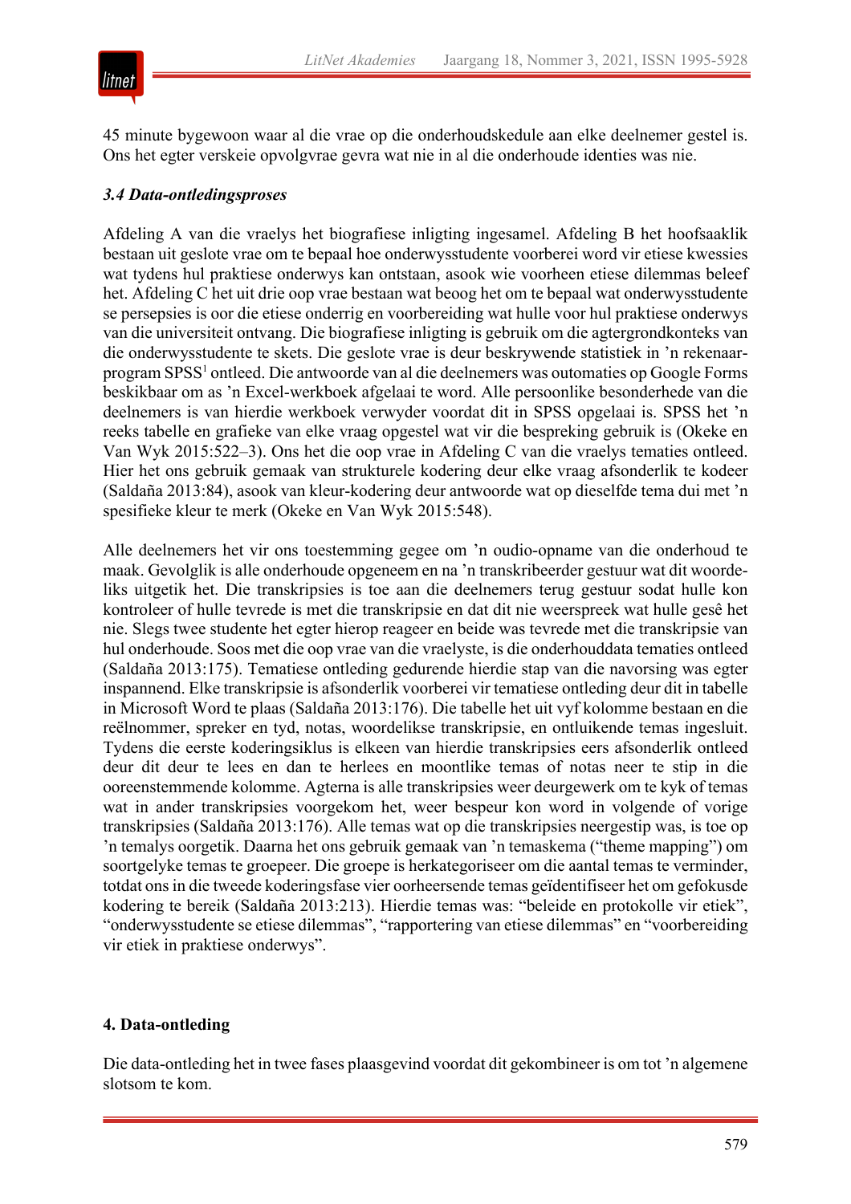45 minute bygewoon waar al die vrae op die onderhoudskedule aan elke deelnemer gestel is. Ons het egter verskeie opvolgvrae gevra wat nie in al die onderhoude identies was nie.

### *3.4 Data-ontledingsproses*

Afdeling A van die vraelys het biografiese inligting ingesamel. Afdeling B het hoofsaaklik bestaan uit geslote vrae om te bepaal hoe onderwysstudente voorberei word vir etiese kwessies wat tydens hul praktiese onderwys kan ontstaan, asook wie voorheen etiese dilemmas beleef het. Afdeling C het uit drie oop vrae bestaan wat beoog het om te bepaal wat onderwysstudente se persepsies is oor die etiese onderrig en voorbereiding wat hulle voor hul praktiese onderwys van die universiteit ontvang. Die biografiese inligting is gebruik om die agtergrondkonteks van die onderwysstudente te skets. Die geslote vrae is deur beskrywende statistiek in 'n rekenaarprogram SPSS[1] ontleed. Die antwoorde van al die deelnemers was outomaties op Google Forms beskikbaar om as 'n Excel-werkboek afgelaai te word. Alle persoonlike besonderhede van die deelnemers is van hierdie werkboek verwyder voordat dit in SPSS opgelaai is. SPSS het 'n reeks tabelle en grafieke van elke vraag opgestel wat vir die bespreking gebruik is (Okeke en Van Wyk 2015:522–3). Ons het die oop vrae in Afdeling C van die vraelys tematies ontleed. Hier het ons gebruik gemaak van strukturele kodering deur elke vraag afsonderlik te kodeer (Saldaña 2013:84), asook van kleur-kodering deur antwoorde wat op dieselfde tema dui met 'n spesifieke kleur te merk (Okeke en Van Wyk 2015:548).

Alle deelnemers het vir ons toestemming gegee om 'n oudio-opname van die onderhoud te maak. Gevolglik is alle onderhoude opgeneem en na 'n transkribeerder gestuur wat dit woordeliks uitgetik het. Die transkripsies is toe aan die deelnemers terug gestuur sodat hulle kon kontroleer of hulle tevrede is met die transkripsie en dat dit nie weerspreek wat hulle gesê het nie. Slegs twee studente het egter hierop reageer en beide was tevrede met die transkripsie van hul onderhoude. Soos met die oop vrae van die vraelyste, is die onderhouddata tematies ontleed (Saldaña 2013:175). Tematiese ontleding gedurende hierdie stap van die navorsing was egter inspannend. Elke transkripsie is afsonderlik voorberei vir tematiese ontleding deur dit in tabelle in Microsoft Word te plaas (Saldaña 2013:176). Die tabelle het uit vyf kolomme bestaan en die reëlnommer, spreker en tyd, notas, woordelikse transkripsie, en ontluikende temas ingesluit. Tydens die eerste koderingsiklus is elkeen van hierdie transkripsies eers afsonderlik ontleed deur dit deur te lees en dan te herlees en moontlike temas of notas neer te stip in die ooreenstemmende kolomme. Agterna is alle transkripsies weer deurgewerk om te kyk of temas wat in ander transkripsies voorgekom het, weer bespeur kon word in volgende of vorige transkripsies (Saldaña 2013:176). Alle temas wat op die transkripsies neergestip was, is toe op 'n temalys oorgetik. Daarna het ons gebruik gemaak van 'n temaskema ("theme mapping") om soortgelyke temas te groepeer. Die groepe is herkategoriseer om die aantal temas te verminder, totdat ons in die tweede koderingsfase vier oorheersende temas geïdentifiseer het om gefokusde kodering te bereik (Saldaña 2013:213). Hierdie temas was: "beleide en protokolle vir etiek", "onderwysstudente se etiese dilemmas", "rapportering van etiese dilemmas" en "voorbereiding vir etiek in praktiese onderwys".

## 4. Data-ontleding

Die data-ontleding het in twee fases plaasgevind voordat dit gekombineer is om tot 'n algemene slotsom te kom.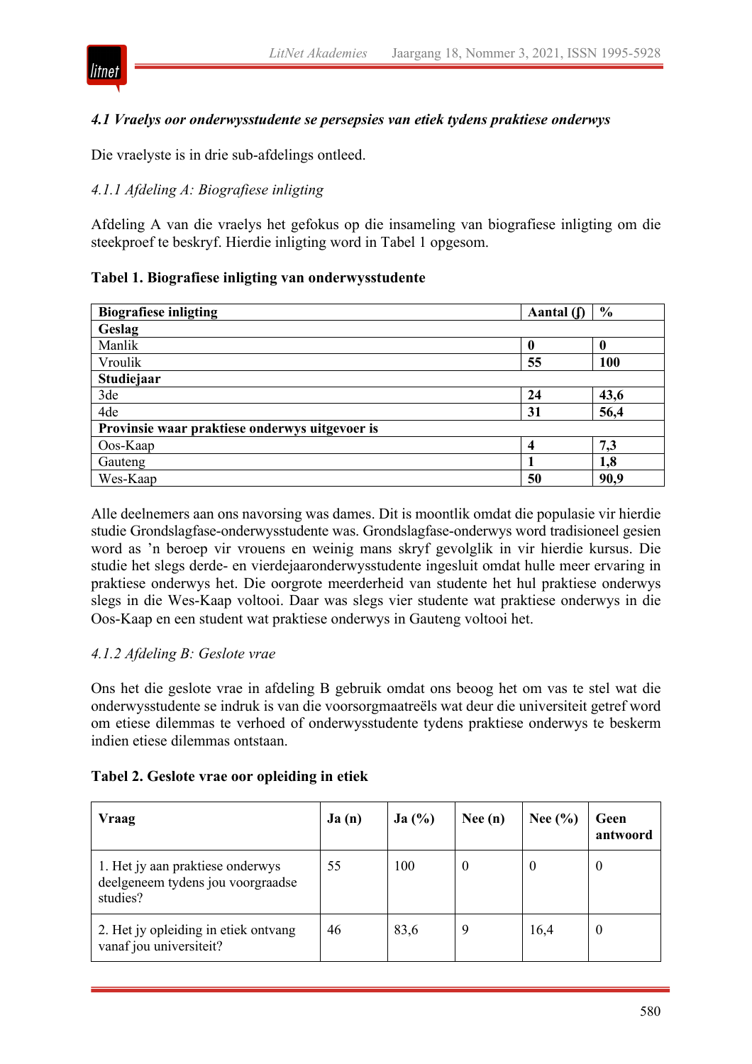### *4.1 Vraelys oor onderwysstudente se persepsies van etiek tydens praktiese onderwys*

Die vraelyste is in drie sub-afdelings ontleed.

#### *4.1.1 Afdeling A: Biografiese inligting*

Afdeling A van die vraelys het gefokus op die insameling van biografiese inligting om die steekproef te beskryf. Hierdie inligting word in Tabel 1 opgesom.

**Tabel 1. Biografiese inligting van onderwysstudente**

| **Biografiese inligting** | **Aantal (ƒ)** | **%** |
|---|---|---|
| **Geslag** | | |
| Manlik | **0** | **0** |
| Vroulik | **55** | **100** |
| **Studiejaar** | | |
| 3de | **24** | **43,6** |
| 4de | **31** | **56,4** |
| **Provinsie waar praktiese onderwys uitgevoer is** | | |
| Oos-Kaap | **4** | **7,3** |
| Gauteng | **1** | **1,8** |
| Wes-Kaap | **50** | **90,9** |

Alle deelnemers aan ons navorsing was dames. Dit is moontlik omdat die populasie vir hierdie studie Grondslagfase-onderwysstudente was. Grondslagfase-onderwys word tradisioneel gesien word as 'n beroep vir vrouens en weinig mans skryf gevolglik in vir hierdie kursus. Die studie het slegs derde- en vierdejaaronderwysstudente ingesluit omdat hulle meer ervaring in praktiese onderwys het. Die oorgrote meerderheid van studente het hul praktiese onderwys slegs in die Wes-Kaap voltooi. Daar was slegs vier studente wat praktiese onderwys in die Oos-Kaap en een student wat praktiese onderwys in Gauteng voltooi het.

#### *4.1.2 Afdeling B: Geslote vrae*

Ons het die geslote vrae in afdeling B gebruik omdat ons beoog het om vas te stel wat die onderwysstudente se indruk is van die voorsorgmaatreëls wat deur die universiteit getref word om etiese dilemmas te verhoed of onderwysstudente tydens praktiese onderwys te beskerm indien etiese dilemmas ontstaan.

**Tabel 2. Geslote vrae oor opleiding in etiek**

| **Vraag** | **Ja (n)** | **Ja (%)** | **Nee (n)** | **Nee (%)** | **Geen antwoord** |
|---|---|---|---|---|---|
| 1. Het jy aan praktiese onderwys deelgeneem tydens jou voorgraadse studies? | 55 | 100 | 0 | 0 | 0 |
| 2. Het jy opleiding in etiek ontvang vanaf jou universiteit? | 46 | 83,6 | 9 | 16,4 | 0 |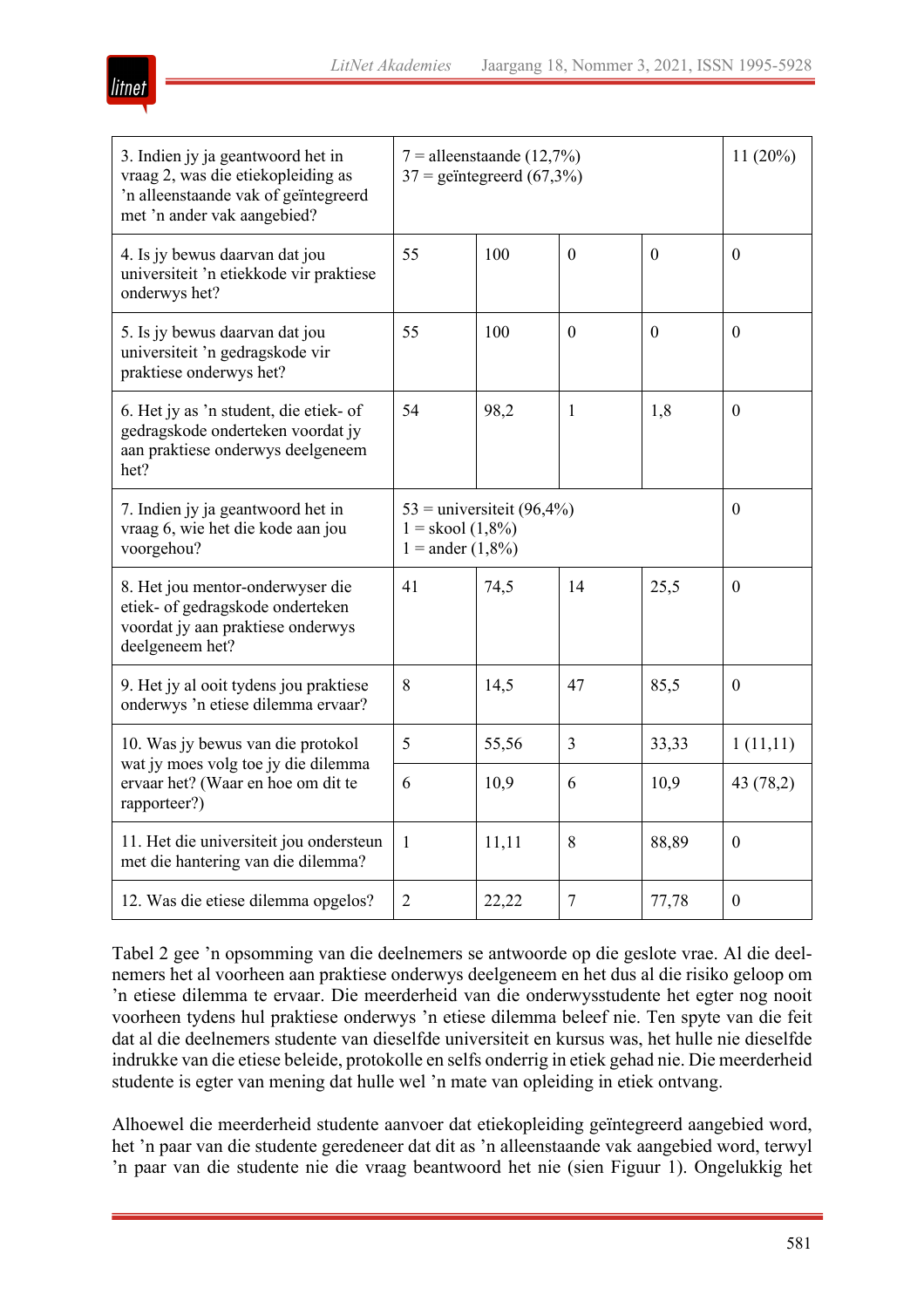| | | | | | |
|---|---|---|---|---|---|
| 3. Indien jy ja geantwoord het in vraag 2, was die etiekopleiding as 'n alleenstaande vak of geïntegreerd met 'n ander vak aangebied? | 7 = alleenstaande (12,7%)<br>37 = geïntegreerd (67,3%) | | | | 11 (20%) |
| 4. Is jy bewus daarvan dat jou universiteit 'n etiekkode vir praktiese onderwys het? | 55 | 100 | 0 | 0 | 0 |
| 5. Is jy bewus daarvan dat jou universiteit 'n gedragskode vir praktiese onderwys het? | 55 | 100 | 0 | 0 | 0 |
| 6. Het jy as 'n student, die etiek- of gedragskode onderteken voordat jy aan praktiese onderwys deelgeneem het? | 54 | 98,2 | 1 | 1,8 | 0 |
| 7. Indien jy ja geantwoord het in vraag 6, wie het die kode aan jou voorgehou? | 53 = universiteit (96,4%)<br>1 = skool (1,8%)<br>1 = ander (1,8%) | | | | 0 |
| 8. Het jou mentor-onderwyser die etiek- of gedragskode onderteken voordat jy aan praktiese onderwys deelgeneem het? | 41 | 74,5 | 14 | 25,5 | 0 |
| 9. Het jy al ooit tydens jou praktiese onderwys 'n etiese dilemma ervaar? | 8 | 14,5 | 47 | 85,5 | 0 |
| 10. Was jy bewus van die protokol wat jy moes volg toe jy die dilemma ervaar het? (Waar en hoe om dit te rapporteer?) | 5 | 55,56 | 3 | 33,33 | 1 (11,11) |
| | 6 | 10,9 | 6 | 10,9 | 43 (78,2) |
| 11. Het die universiteit jou ondersteun met die hantering van die dilemma? | 1 | 11,11 | 8 | 88,89 | 0 |
| 12. Was die etiese dilemma opgelos? | 2 | 22,22 | 7 | 77,78 | 0 |

Tabel 2 gee 'n opsomming van die deelnemers se antwoorde op die geslote vrae. Al die deelnemers het al voorheen aan praktiese onderwys deelgeneem en het dus al die risiko geloop om 'n etiese dilemma te ervaar. Die meerderheid van die onderwysstudente het egter nog nooit voorheen tydens hul praktiese onderwys 'n etiese dilemma beleef nie. Ten spyte van die feit dat al die deelnemers studente van dieselfde universiteit en kursus was, het hulle nie dieselfde indrukke van die etiese beleide, protokolle en selfs onderrig in etiek gehad nie. Die meerderheid studente is egter van mening dat hulle wel 'n mate van opleiding in etiek ontvang.

Alhoewel die meerderheid studente aanvoer dat etiekopleiding geïntegreerd aangebied word, het 'n paar van die studente geredeneer dat dit as 'n alleenstaande vak aangebied word, terwyl 'n paar van die studente nie die vraag beantwoord het nie (sien Figuur 1). Ongelukkig het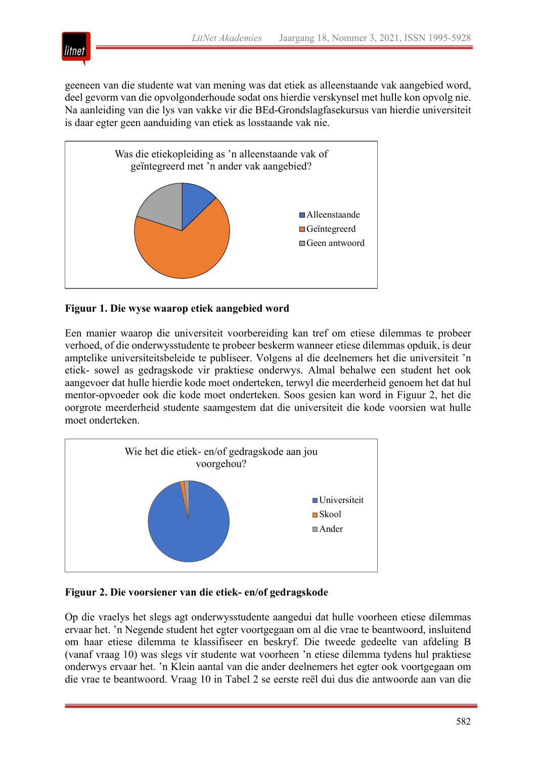geeneen van die studente wat van mening was dat etiek as alleenstaande vak aangebied word, deel gevorm van die opvolgonderhoude sodat ons hierdie verskynsel met hulle kon opvolg nie. Na aanleiding van die lys van vakke vir die BEd-Grondslagfasekursus van hierdie universiteit is daar egter geen aanduiding van etiek as losstaande vak nie.

Was die etiekopleiding as 'n alleenstaande vak of geïntegreerd met 'n ander vak aangebied?

- Alleenstaande
- Geïntegreerd
- Geen antwoord

**Figuur 1. Die wyse waarop etiek aangebied word**

Een manier waarop die universiteit voorbereiding kan tref om etiese dilemmas te probeer verhoed, of die onderwysstudente te probeer beskerm wanneer etiese dilemmas opduik, is deur amptelike universiteitsbeleide te publiseer. Volgens al die deelnemers het die universiteit 'n etiek- sowel as gedragskode vir praktiese onderwys. Almal behalwe een student het ook aangevoer dat hulle hierdie kode moet onderteken, terwyl die meerderheid genoem het dat hul mentor-opvoeder ook die kode moet onderteken. Soos gesien kan word in Figuur 2, het die oorgrote meerderheid studente saamgestem dat die universiteit die kode voorsien wat hulle moet onderteken.

Wie het die etiek- en/of gedragskode aan jou voorgehou?

- Universiteit
- Skool
- Ander

**Figuur 2. Die voorsiener van die etiek- en/of gedragskode**

Op die vraelys het slegs agt onderwysstudente aangedui dat hulle voorheen etiese dilemmas ervaar het. 'n Negende student het egter voortgegaan om al die vrae te beantwoord, insluitend om haar etiese dilemma te klassifiseer en beskryf. Die tweede gedeelte van afdeling B (vanaf vraag 10) was slegs vir studente wat voorheen 'n etiese dilemma tydens hul praktiese onderwys ervaar het. 'n Klein aantal van die ander deelnemers het egter ook voortgegaan om die vrae te beantwoord. Vraag 10 in Tabel 2 se eerste reël dui dus die antwoorde aan van die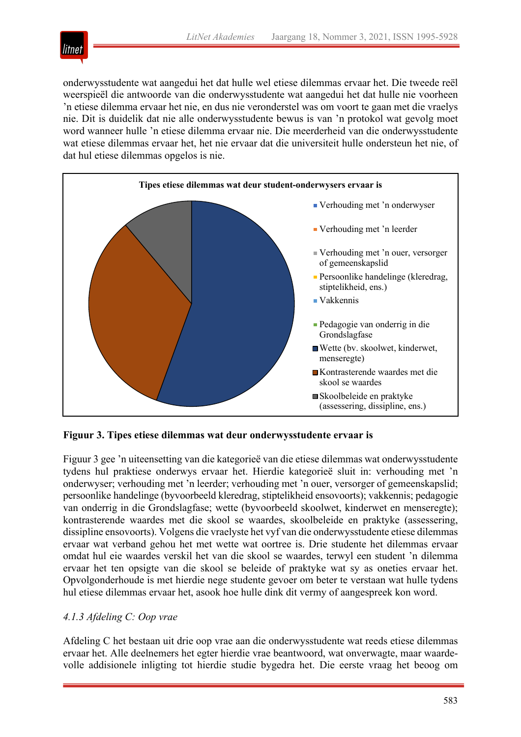onderwysstudente wat aangedui het dat hulle wel etiese dilemmas ervaar het. Die tweede reël weerspieël die antwoorde van die onderwysstudente wat aangedui het dat hulle nie voorheen ’n etiese dilemma ervaar het nie, en dus nie veronderstel was om voort te gaan met die vraelys nie. Dit is duidelik dat nie alle onderwysstudente bewus is van ’n protokol wat gevolg moet word wanneer hulle ’n etiese dilemma ervaar nie. Die meerderheid van die onderwysstudente wat etiese dilemmas ervaar het, het nie ervaar dat die universiteit hulle ondersteun het nie, of dat hul etiese dilemmas opgelos is nie.

**Tipes etiese dilemmas wat deur student-onderwysers ervaar is**

- Verhouding met ’n onderwyser
- Verhouding met ’n leerder
- Verhouding met ’n ouer, versorger of gemeenskapslid
- Persoonlike handelinge (kleredrag, stiptelikheid, ens.)
- Vakkennis
- Pedagogie van onderrig in die Grondslagfase
- Wette (bv. skoolwet, kinderwet, menseregte)
- Kontrasterende waardes met die skool se waardes
- Skoolbeleide en praktyke (assessering, dissipline, ens.)

**Figuur 3. Tipes etiese dilemmas wat deur onderwysstudente ervaar is**

Figuur 3 gee ’n uiteensetting van die kategorieë van die etiese dilemmas wat onderwysstudente tydens hul praktiese onderwys ervaar het. Hierdie kategorieë sluit in: verhouding met ’n onderwyser; verhouding met ’n leerder; verhouding met ’n ouer, versorger of gemeenskapslid; persoonlike handelinge (byvoorbeeld kleredrag, stiptelikheid ensovoorts); vakkennis; pedagogie van onderrig in die Grondslagfase; wette (byvoorbeeld skoolwet, kinderwet en menseregte); kontrasterende waardes met die skool se waardes, skoolbeleide en praktyke (assessering, dissipline ensovoorts). Volgens die vraelyste het vyf van die onderwysstudente etiese dilemmas ervaar wat verband gehou het met wette wat oortree is. Drie studente het dilemmas ervaar omdat hul eie waardes verskil het van die skool se waardes, terwyl een student ’n dilemma ervaar het ten opsigte van die skool se beleide of praktyke wat sy as oneties ervaar het. Opvolgonderhoude is met hierdie nege studente gevoer om beter te verstaan wat hulle tydens hul etiese dilemmas ervaar het, asook hoe hulle dink dit vermy of aangespreek kon word.

*4.1.3 Afdeling C: Oop vrae*

Afdeling C het bestaan uit drie oop vrae aan die onderwysstudente wat reeds etiese dilemmas ervaar het. Alle deelnemers het egter hierdie vrae beantwoord, wat onverwagte, maar waardevolle addisionele inligting tot hierdie studie bygedra het. Die eerste vraag het beoog om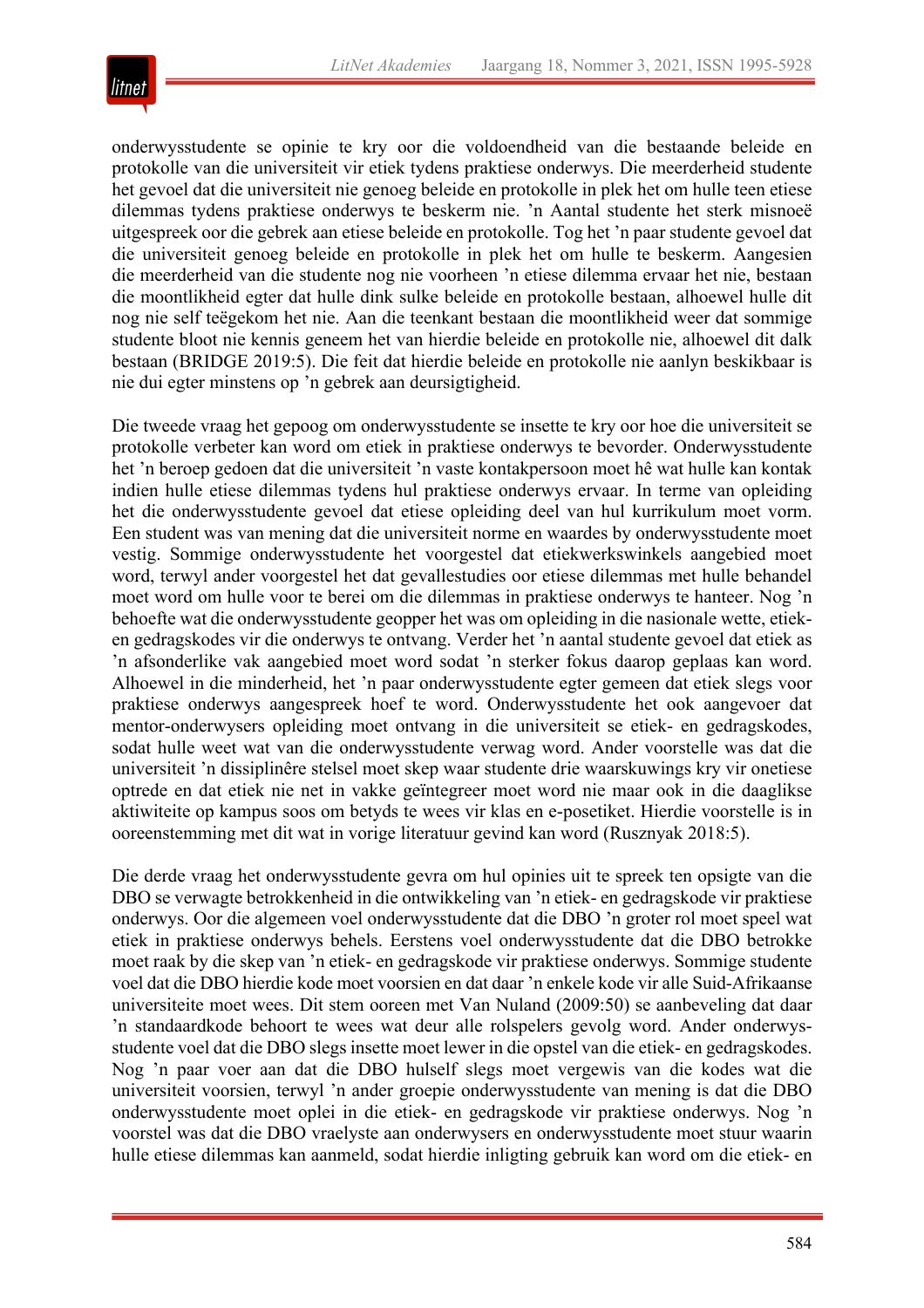onderwysstudente se opinie te kry oor die voldoendheid van die bestaande beleide en protokolle van die universiteit vir etiek tydens praktiese onderwys. Die meerderheid studente het gevoel dat die universiteit nie genoeg beleide en protokolle in plek het om hulle teen etiese dilemmas tydens praktiese onderwys te beskerm nie. ’n Aantal studente het sterk misnoeë uitgespreek oor die gebrek aan etiese beleide en protokolle. Tog het ’n paar studente gevoel dat die universiteit genoeg beleide en protokolle in plek het om hulle te beskerm. Aangesien die meerderheid van die studente nog nie voorheen ’n etiese dilemma ervaar het nie, bestaan die moontlikheid egter dat hulle dink sulke beleide en protokolle bestaan, alhoewel hulle dit nog nie self teëgekom het nie. Aan die teenkant bestaan die moontlikheid weer dat sommige studente bloot nie kennis geneem het van hierdie beleide en protokolle nie, alhoewel dit dalk bestaan (BRIDGE 2019:5). Die feit dat hierdie beleide en protokolle nie aanlyn beskikbaar is nie dui egter minstens op ’n gebrek aan deursigtigheid.

Die tweede vraag het gepoog om onderwysstudente se insette te kry oor hoe die universiteit se protokolle verbeter kan word om etiek in praktiese onderwys te bevorder. Onderwysstudente het ’n beroep gedoen dat die universiteit ’n vaste kontakpersoon moet hê wat hulle kan kontak indien hulle etiese dilemmas tydens hul praktiese onderwys ervaar. In terme van opleiding het die onderwysstudente gevoel dat etiese opleiding deel van hul kurrikulum moet vorm. Een student was van mening dat die universiteit norme en waardes by onderwysstudente moet vestig. Sommige onderwysstudente het voorgestel dat etiekwerkswinkels aangebied moet word, terwyl ander voorgestel het dat gevallestudies oor etiese dilemmas met hulle behandel moet word om hulle voor te berei om die dilemmas in praktiese onderwys te hanteer. Nog ’n behoefte wat die onderwysstudente geopper het was om opleiding in die nasionale wette, etiek- en gedragskodes vir die onderwys te ontvang. Verder het ’n aantal studente gevoel dat etiek as ’n afsonderlike vak aangebied moet word sodat ’n sterker fokus daarop geplaas kan word. Alhoewel in die minderheid, het ’n paar onderwysstudente egter gemeen dat etiek slegs voor praktiese onderwys aangespreek hoef te word. Onderwysstudente het ook aangevoer dat mentor-onderwysers opleiding moet ontvang in die universiteit se etiek- en gedragskodes, sodat hulle weet wat van die onderwysstudente verwag word. Ander voorstelle was dat die universiteit ’n dissiplinêre stelsel moet skep waar studente drie waarskuwings kry vir onetiese optrede en dat etiek nie net in vakke geïntegreer moet word nie maar ook in die daaglikse aktiwiteite op kampus soos om betyds te wees vir klas en e-posetiket. Hierdie voorstelle is in ooreenstemming met dit wat in vorige literatuur gevind kan word (Rusznyak 2018:5).

Die derde vraag het onderwysstudente gevra om hul opinies uit te spreek ten opsigte van die DBO se verwagte betrokkenheid in die ontwikkeling van ’n etiek- en gedragskode vir praktiese onderwys. Oor die algemeen voel onderwysstudente dat die DBO ’n groter rol moet speel wat etiek in praktiese onderwys behels. Eerstens voel onderwysstudente dat die DBO betrokke moet raak by die skep van ’n etiek- en gedragskode vir praktiese onderwys. Sommige studente voel dat die DBO hierdie kode moet voorsien en dat daar ’n enkele kode vir alle Suid-Afrikaanse universiteite moet wees. Dit stem ooreen met Van Nuland (2009:50) se aanbeveling dat daar ’n standaardkode behoort te wees wat deur alle rolspelers gevolg word. Ander onderwysstudente voel dat die DBO slegs insette moet lewer in die opstel van die etiek- en gedragskodes. Nog ’n paar voer aan dat die DBO hulself slegs moet vergewis van die kodes wat die universiteit voorsien, terwyl ’n ander groepie onderwysstudente van mening is dat die DBO onderwysstudente moet oplei in die etiek- en gedragskode vir praktiese onderwys. Nog ’n voorstel was dat die DBO vraelyste aan onderwysers en onderwysstudente moet stuur waarin hulle etiese dilemmas kan aanmeld, sodat hierdie inligting gebruik kan word om die etiek- en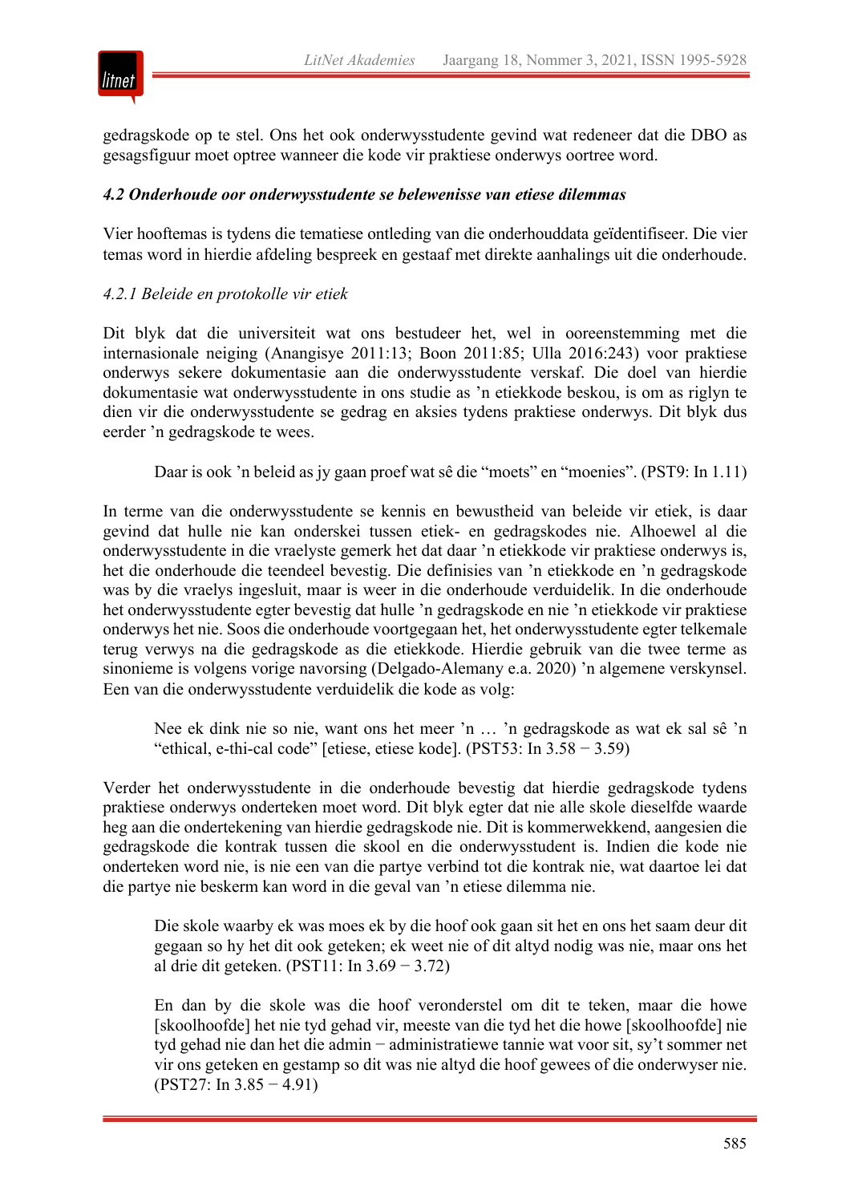gedragskode op te stel. Ons het ook onderwysstudente gevind wat redeneer dat die DBO as gesagsfiguur moet optree wanneer die kode vir praktiese onderwys oortree word.

#### *4.2 Onderhoude oor onderwysstudente se belewenisse van etiese dilemmas*

Vier hooftemas is tydens die tematiese ontleding van die onderhouddata geïdentifiseer. Die vier temas word in hierdie afdeling bespreek en gestaaf met direkte aanhalings uit die onderhoude.

##### *4.2.1 Beleide en protokolle vir etiek*

Dit blyk dat die universiteit wat ons bestudeer het, wel in ooreenstemming met die internasionale neiging (Anangisye 2011:13; Boon 2011:85; Ulla 2016:243) voor praktiese onderwys sekere dokumentasie aan die onderwysstudente verskaf. Die doel van hierdie dokumentasie wat onderwysstudente in ons studie as 'n etiekkode beskou, is om as riglyn te dien vir die onderwysstudente se gedrag en aksies tydens praktiese onderwys. Dit blyk dus eerder 'n gedragskode te wees.

> Daar is ook 'n beleid as jy gaan proef wat sê die "moets" en "moenies". (PST9: ln 1.11)

In terme van die onderwysstudente se kennis en bewustheid van beleide vir etiek, is daar gevind dat hulle nie kan onderskei tussen etiek- en gedragskodes nie. Alhoewel al die onderwysstudente in die vraelyste gemerk het dat daar 'n etiekkode vir praktiese onderwys is, het die onderhoude die teendeel bevestig. Die definisies van 'n etiekkode en 'n gedragskode was by die vraelys ingesluit, maar is weer in die onderhoude verduidelik. In die onderhoude het onderwysstudente egter bevestig dat hulle 'n gedragskode en nie 'n etiekkode vir praktiese onderwys het nie. Soos die onderhoude voortgegaan het, het onderwysstudente egter telkemale terug verwys na die gedragskode as die etiekkode. Hierdie gebruik van die twee terme as sinonieme is volgens vorige navorsing (Delgado-Alemany e.a. 2020) 'n algemene verskynsel. Een van die onderwysstudente verduidelik die kode as volg:

> Nee ek dink nie so nie, want ons het meer 'n … 'n gedragskode as wat ek sal sê 'n "ethical, e-thi-cal code" [etiese, etiese kode]. (PST53: ln 3.58 − 3.59)

Verder het onderwysstudente in die onderhoude bevestig dat hierdie gedragskode tydens praktiese onderwys onderteken moet word. Dit blyk egter dat nie alle skole dieselfde waarde heg aan die ondertekening van hierdie gedragskode nie. Dit is kommerwekkend, aangesien die gedragskode die kontrak tussen die skool en die onderwysstudent is. Indien die kode nie onderteken word nie, is nie een van die partye verbind tot die kontrak nie, wat daartoe lei dat die partye nie beskerm kan word in die geval van 'n etiese dilemma nie.

> Die skole waarby ek was moes ek by die hoof ook gaan sit het en ons het saam deur dit gegaan so hy het dit ook geteken; ek weet nie of dit altyd nodig was nie, maar ons het al drie dit geteken. (PST11: ln 3.69 − 3.72)

> En dan by die skole was die hoof veronderstel om dit te teken, maar die howe [skoolhoofde] het nie tyd gehad vir, meeste van die tyd het die howe [skoolhoofde] nie tyd gehad nie dan het die admin − administratiewe tannie wat voor sit, sy't sommer net vir ons geteken en gestamp so dit was nie altyd die hoof gewees of die onderwyser nie. (PST27: ln 3.85 − 4.91)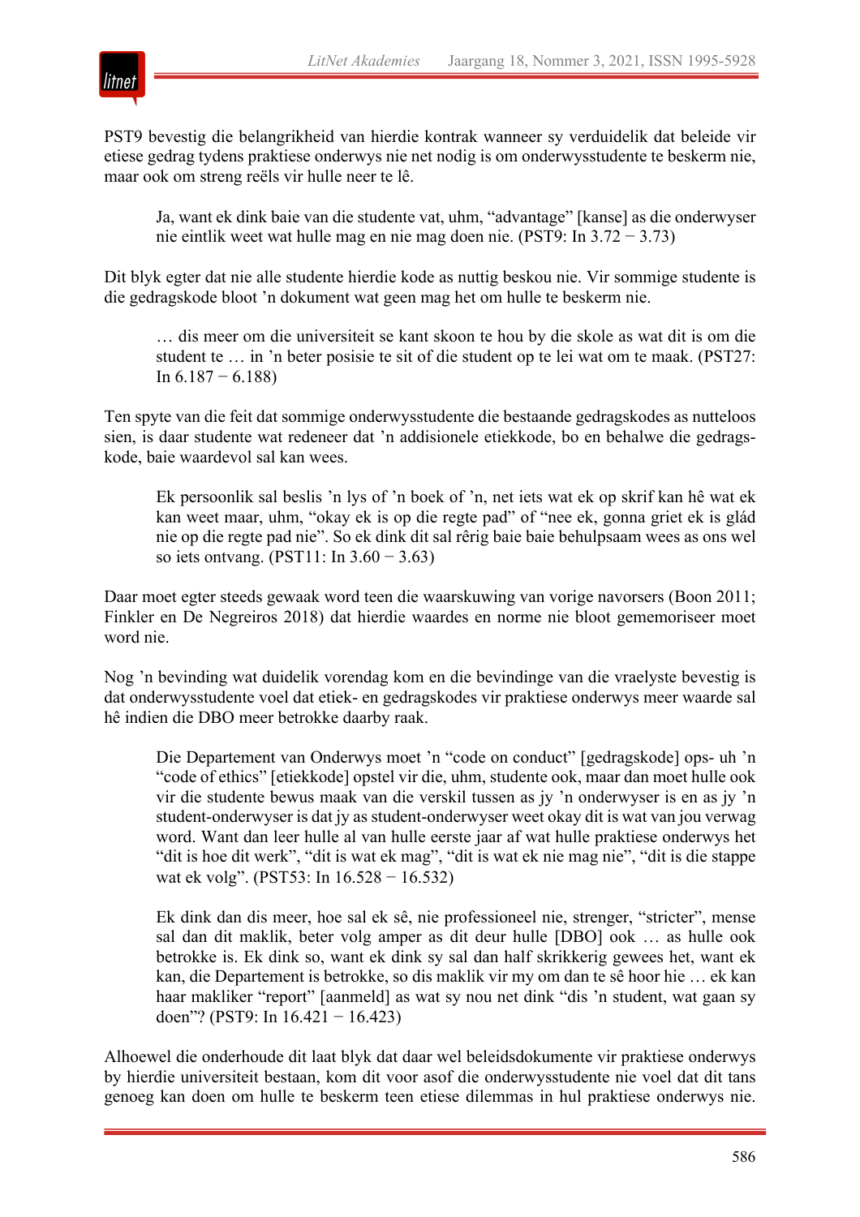PST9 bevestig die belangrikheid van hierdie kontrak wanneer sy verduidelik dat beleide vir etiese gedrag tydens praktiese onderwys nie net nodig is om onderwysstudente te beskerm nie, maar ook om streng reëls vir hulle neer te lê.

> Ja, want ek dink baie van die studente vat, uhm, "advantage" [kanse] as die onderwyser nie eintlik weet wat hulle mag en nie mag doen nie. (PST9: ln 3.72 − 3.73)

Dit blyk egter dat nie alle studente hierdie kode as nuttig beskou nie. Vir sommige studente is die gedragskode bloot 'n dokument wat geen mag het om hulle te beskerm nie.

> … dis meer om die universiteit se kant skoon te hou by die skole as wat dit is om die student te … in 'n beter posisie te sit of die student op te lei wat om te maak. (PST27: ln 6.187 − 6.188)

Ten spyte van die feit dat sommige onderwysstudente die bestaande gedragskodes as nutteloos sien, is daar studente wat redeneer dat 'n addisionele etiekkode, bo en behalwe die gedragskode, baie waardevol sal kan wees.

> Ek persoonlik sal beslis 'n lys of 'n boek of 'n, net iets wat ek op skrif kan hê wat ek kan weet maar, uhm, "okay ek is op die regte pad" of "nee ek, gonna griet ek is glád nie op die regte pad nie". So ek dink dit sal rêrig baie baie behulpsaam wees as ons wel so iets ontvang. (PST11: ln 3.60 − 3.63)

Daar moet egter steeds gewaak word teen die waarskuwing van vorige navorsers (Boon 2011; Finkler en De Negreiros 2018) dat hierdie waardes en norme nie bloot gememoriseer moet word nie.

Nog 'n bevinding wat duidelik vorendag kom en die bevindinge van die vraelyste bevestig is dat onderwysstudente voel dat etiek- en gedragskodes vir praktiese onderwys meer waarde sal hê indien die DBO meer betrokke daarby raak.

> Die Departement van Onderwys moet 'n "code on conduct" [gedragskode] ops- uh 'n "code of ethics" [etiekkode] opstel vir die, uhm, studente ook, maar dan moet hulle ook vir die studente bewus maak van die verskil tussen as jy 'n onderwyser is en as jy 'n student-onderwyser is dat jy as student-onderwyser weet okay dit is wat van jou verwag word. Want dan leer hulle al van hulle eerste jaar af wat hulle praktiese onderwys het "dit is hoe dit werk", "dit is wat ek mag", "dit is wat ek nie mag nie", "dit is die stappe wat ek volg". (PST53: ln 16.528 − 16.532)

> Ek dink dan dis meer, hoe sal ek sê, nie professioneel nie, strenger, "stricter", mense sal dan dit maklik, beter volg amper as dit deur hulle [DBO] ook … as hulle ook betrokke is. Ek dink so, want ek dink sy sal dan half skrikkerig gewees het, want ek kan, die Departement is betrokke, so dis maklik vir my om dan te sê hoor hie … ek kan haar makliker "report" [aanmeld] as wat sy nou net dink "dis 'n student, wat gaan sy doen"? (PST9: ln 16.421 − 16.423)

Alhoewel die onderhoude dit laat blyk dat daar wel beleidsdokumente vir praktiese onderwys by hierdie universiteit bestaan, kom dit voor asof die onderwysstudente nie voel dat dit tans genoeg kan doen om hulle te beskerm teen etiese dilemmas in hul praktiese onderwys nie.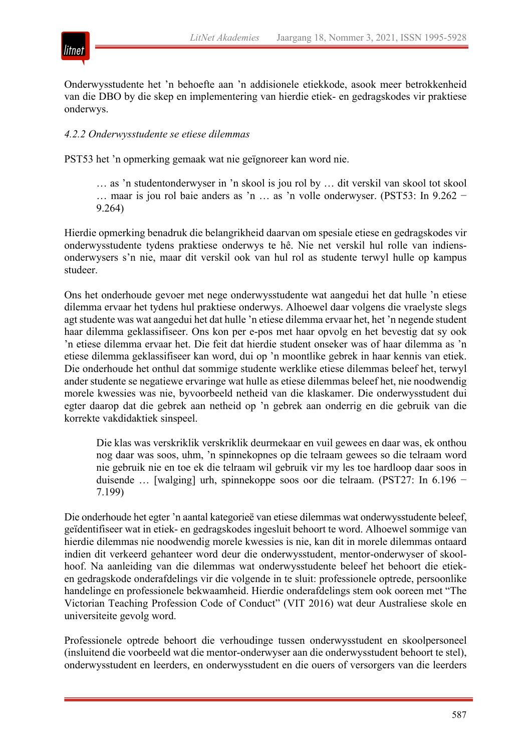Onderwysstudente het 'n behoefte aan 'n addisionele etiekkode, asook meer betrokkenheid van die DBO by die skep en implementering van hierdie etiek- en gedragskodes vir praktiese onderwys.

#### *4.2.2 Onderwysstudente se etiese dilemmas*

PST53 het 'n opmerking gemaak wat nie geïgnoreer kan word nie.

> … as 'n studentonderwyser in 'n skool is jou rol by … dit verskil van skool tot skool … maar is jou rol baie anders as 'n … as 'n volle onderwyser. (PST53: In 9.262 − 9.264)

Hierdie opmerking benadruk die belangrikheid daarvan om spesiale etiese en gedragskodes vir onderwysstudente tydens praktiese onderwys te hê. Nie net verskil hul rolle van indiens-onderwysers s'n nie, maar dit verskil ook van hul rol as studente terwyl hulle op kampus studeer.

Ons het onderhoude gevoer met nege onderwysstudente wat aangedui het dat hulle 'n etiese dilemma ervaar het tydens hul praktiese onderwys. Alhoewel daar volgens die vraelyste slegs agt studente was wat aangedui het dat hulle 'n etiese dilemma ervaar het, het 'n negende student haar dilemma geklassifiseer. Ons kon per e-pos met haar opvolg en het bevestig dat sy ook 'n etiese dilemma ervaar het. Die feit dat hierdie student onseker was of haar dilemma as 'n etiese dilemma geklassifiseer kan word, dui op 'n moontlike gebrek in haar kennis van etiek. Die onderhoude het onthul dat sommige studente werklike etiese dilemmas beleef het, terwyl ander studente se negatiewe ervaringe wat hulle as etiese dilemmas beleef het, nie noodwendig morele kwessies was nie, byvoorbeeld netheid van die klaskamer. Die onderwysstudent dui egter daarop dat die gebrek aan netheid op 'n gebrek aan onderrig en die gebruik van die korrekte vakdidaktiek sinspeel.

> Die klas was verskriklik verskriklik deurmekaar en vuil gewees en daar was, ek onthou nog daar was soos, uhm, 'n spinnekopnes op die telraam gewees so die telraam word nie gebruik nie en toe ek die telraam wil gebruik vir my les toe hardloop daar soos in duisende … [walging] urh, spinnekoppe soos oor die telraam. (PST27: In 6.196 − 7.199)

Die onderhoude het egter 'n aantal kategorieë van etiese dilemmas wat onderwysstudente beleef, geïdentifiseer wat in etiek- en gedragskodes ingesluit behoort te word. Alhoewel sommige van hierdie dilemmas nie noodwendig morele kwessies is nie, kan dit in morele dilemmas ontaard indien dit verkeerd gehanteer word deur die onderwysstudent, mentor-onderwyser of skoolhoof. Na aanleiding van die dilemmas wat onderwysstudente beleef het behoort die etiek- en gedragskode onderafdelings vir die volgende in te sluit: professionele optrede, persoonlike handelinge en professionele bekwaamheid. Hierdie onderafdelings stem ook ooreen met "The Victorian Teaching Profession Code of Conduct" (VIT 2016) wat deur Australiese skole en universiteite gevolg word.

Professionele optrede behoort die verhoudinge tussen onderwysstudent en skoolpersoneel (insluitend die voorbeeld wat die mentor-onderwyser aan die onderwysstudent behoort te stel), onderwysstudent en leerders, en onderwysstudent en die ouers of versorgers van die leerders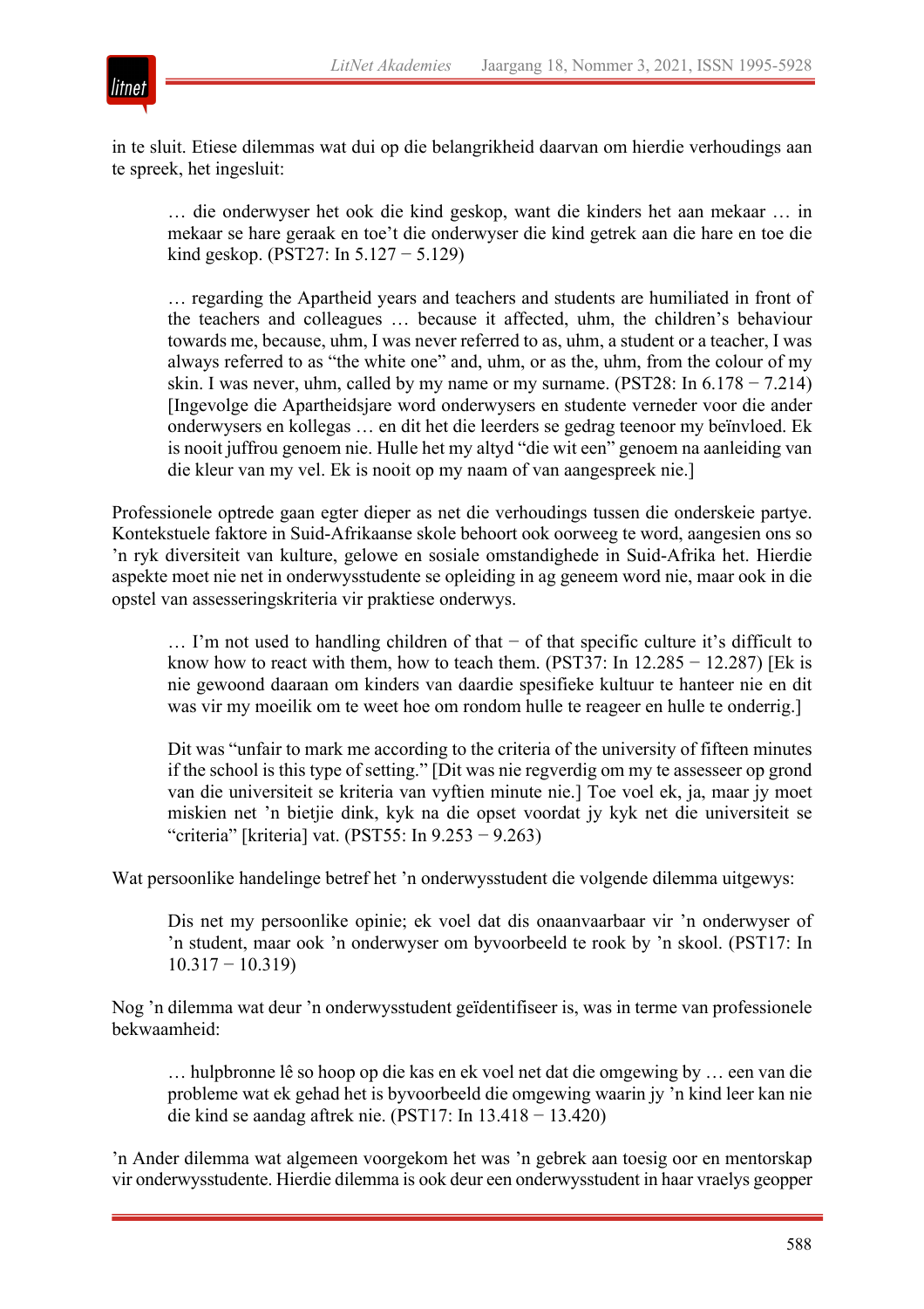in te sluit. Etiese dilemmas wat dui op die belangrikheid daarvan om hierdie verhoudings aan te spreek, het ingesluit:

> … die onderwyser het ook die kind geskop, want die kinders het aan mekaar … in mekaar se hare geraak en toe’t die onderwyser die kind getrek aan die hare en toe die kind geskop. (PST27: In 5.127 − 5.129)

> … regarding the Apartheid years and teachers and students are humiliated in front of the teachers and colleagues … because it affected, uhm, the children’s behaviour towards me, because, uhm, I was never referred to as, uhm, a student or a teacher, I was always referred to as “the white one” and, uhm, or as the, uhm, from the colour of my skin. I was never, uhm, called by my name or my surname. (PST28: In 6.178 − 7.214) [Ingevolge die Apartheidsjare word onderwysers en studente verneder voor die ander onderwysers en kollegas … en dit het die leerders se gedrag teenoor my beïnvloed. Ek is nooit juffrou genoem nie. Hulle het my altyd “die wit een” genoem na aanleiding van die kleur van my vel. Ek is nooit op my naam of van aangespreek nie.]

Professionele optrede gaan egter dieper as net die verhoudings tussen die onderskeie partye. Kontekstuele faktore in Suid-Afrikaanse skole behoort ook oorweeg te word, aangesien ons so ’n ryk diversiteit van kulture, gelowe en sosiale omstandighede in Suid-Afrika het. Hierdie aspekte moet nie net in onderwysstudente se opleiding in ag geneem word nie, maar ook in die opstel van assesseringskriteria vir praktiese onderwys.

> … I’m not used to handling children of that − of that specific culture it’s difficult to know how to react with them, how to teach them. (PST37: In 12.285 − 12.287) [Ek is nie gewoond daaraan om kinders van daardie spesifieke kultuur te hanteer nie en dit was vir my moeilik om te weet hoe om rondom hulle te reageer en hulle te onderrig.]

> Dit was “unfair to mark me according to the criteria of the university of fifteen minutes if the school is this type of setting.” [Dit was nie regverdig om my te assesseer op grond van die universiteit se kriteria van vyftien minute nie.] Toe voel ek, ja, maar jy moet miskien net ’n bietjie dink, kyk na die opset voordat jy kyk net die universiteit se “criteria” [kriteria] vat. (PST55: In 9.253 − 9.263)

Wat persoonlike handelinge betref het ’n onderwysstudent die volgende dilemma uitgewys:

> Dis net my persoonlike opinie; ek voel dat dis onaanvaarbaar vir ’n onderwyser of ’n student, maar ook ’n onderwyser om byvoorbeeld te rook by ’n skool. (PST17: In 10.317 − 10.319)

Nog ’n dilemma wat deur ’n onderwysstudent geïdentifiseer is, was in terme van professionele bekwaamheid:

> … hulpbronne lê so hoop op die kas en ek voel net dat die omgewing by … een van die probleme wat ek gehad het is byvoorbeeld die omgewing waarin jy ’n kind leer kan nie die kind se aandag aftrek nie. (PST17: In 13.418 − 13.420)

’n Ander dilemma wat algemeen voorgekom het was ’n gebrek aan toesig oor en mentorskap vir onderwysstudente. Hierdie dilemma is ook deur een onderwysstudent in haar vraelys geopper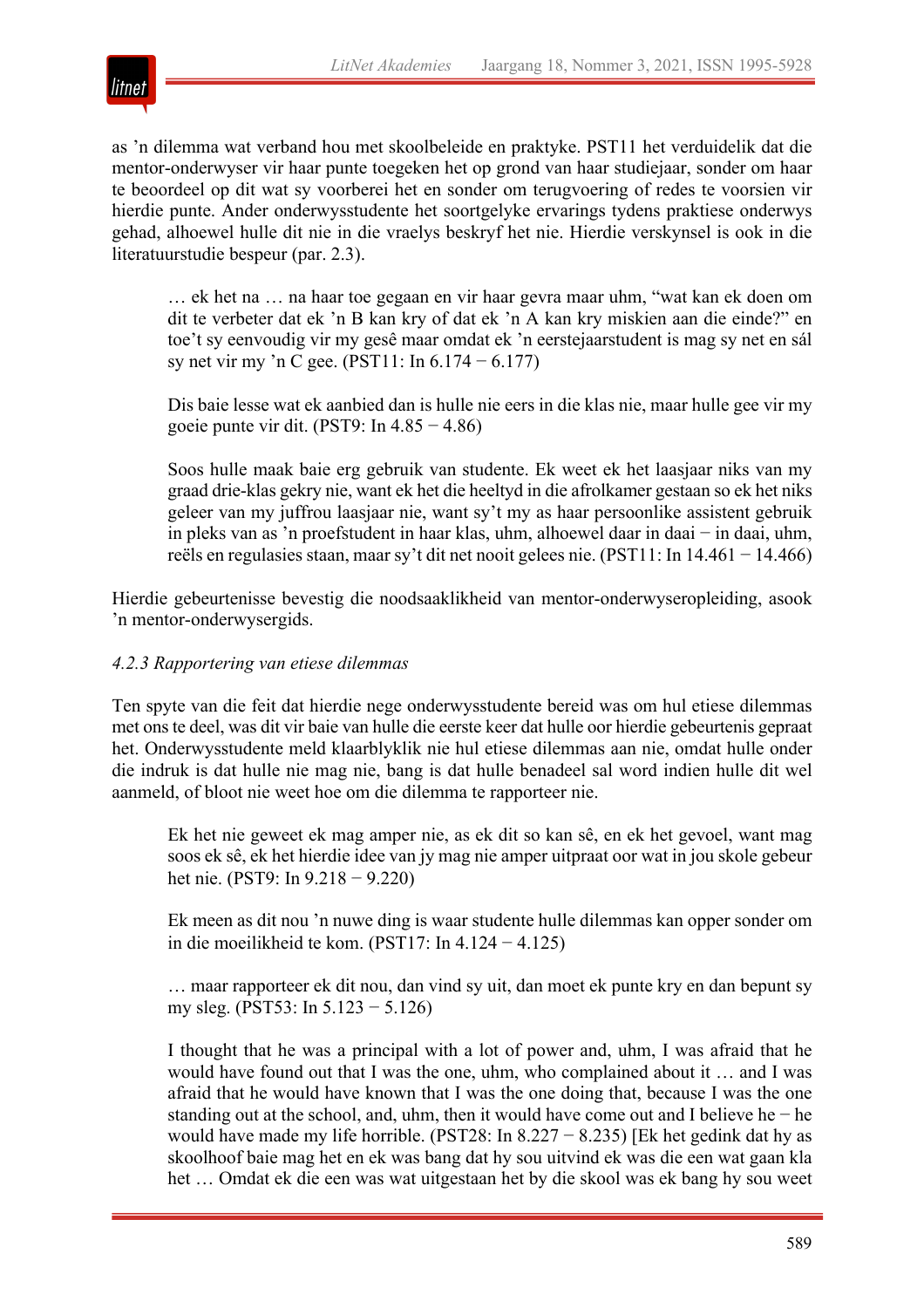as ’n dilemma wat verband hou met skoolbeleide en praktyke. PST11 het verduidelik dat die mentor-onderwyser vir haar punte toegeken het op grond van haar studiejaar, sonder om haar te beoordeel op dit wat sy voorberei het en sonder om terugvoering of redes te voorsien vir hierdie punte. Ander onderwysstudente het soortgelyke ervarings tydens praktiese onderwys gehad, alhoewel hulle dit nie in die vraelys beskryf het nie. Hierdie verskynsel is ook in die literatuurstudie bespeur (par. 2.3).

> … ek het na … na haar toe gegaan en vir haar gevra maar uhm, “wat kan ek doen om dit te verbeter dat ek ’n B kan kry of dat ek ’n A kan kry miskien aan die einde?” en toe’t sy eenvoudig vir my gesê maar omdat ek ’n eerstejaarstudent is mag sy net en sál sy net vir my ’n C gee. (PST11: ln 6.174 − 6.177)

> Dis baie lesse wat ek aanbied dan is hulle nie eers in die klas nie, maar hulle gee vir my goeie punte vir dit. (PST9: ln 4.85 − 4.86)

> Soos hulle maak baie erg gebruik van studente. Ek weet ek het laasjaar niks van my graad drie-klas gekry nie, want ek het die heeltyd in die afrolkamer gestaan so ek het niks geleer van my juffrou laasjaar nie, want sy’t my as haar persoonlike assistent gebruik in pleks van as ’n proefstudent in haar klas, uhm, alhoewel daar in daai − in daai, uhm, reëls en regulasies staan, maar sy’t dit net nooit gelees nie. (PST11: ln 14.461 − 14.466)

Hierdie gebeurtenisse bevestig die noodsaaklikheid van mentor-onderwyseropleiding, asook ’n mentor-onderwysergids.

### *4.2.3 Rapportering van etiese dilemmas*

Ten spyte van die feit dat hierdie nege onderwysstudente bereid was om hul etiese dilemmas met ons te deel, was dit vir baie van hulle die eerste keer dat hulle oor hierdie gebeurtenis gepraat het. Onderwysstudente meld klaarblyklik nie hul etiese dilemmas aan nie, omdat hulle onder die indruk is dat hulle nie mag nie, bang is dat hulle benadeel sal word indien hulle dit wel aanmeld, of bloot nie weet hoe om die dilemma te rapporteer nie.

> Ek het nie geweet ek mag amper nie, as ek dit so kan sê, en ek het gevoel, want mag soos ek sê, ek het hierdie idee van jy mag nie amper uitpraat oor wat in jou skole gebeur het nie. (PST9: ln 9.218 − 9.220)

> Ek meen as dit nou ’n nuwe ding is waar studente hulle dilemmas kan opper sonder om in die moeilikheid te kom. (PST17: ln 4.124 − 4.125)

> … maar rapporteer ek dit nou, dan vind sy uit, dan moet ek punte kry en dan bepunt sy my sleg. (PST53: ln 5.123 − 5.126)

> I thought that he was a principal with a lot of power and, uhm, I was afraid that he would have found out that I was the one, uhm, who complained about it … and I was afraid that he would have known that I was the one doing that, because I was the one standing out at the school, and, uhm, then it would have come out and I believe he − he would have made my life horrible. (PST28: ln 8.227 − 8.235) [Ek het gedink dat hy as skoolhoof baie mag het en ek was bang dat hy sou uitvind ek was die een wat gaan kla het … Omdat ek die een was wat uitgestaan het by die skool was ek bang hy sou weet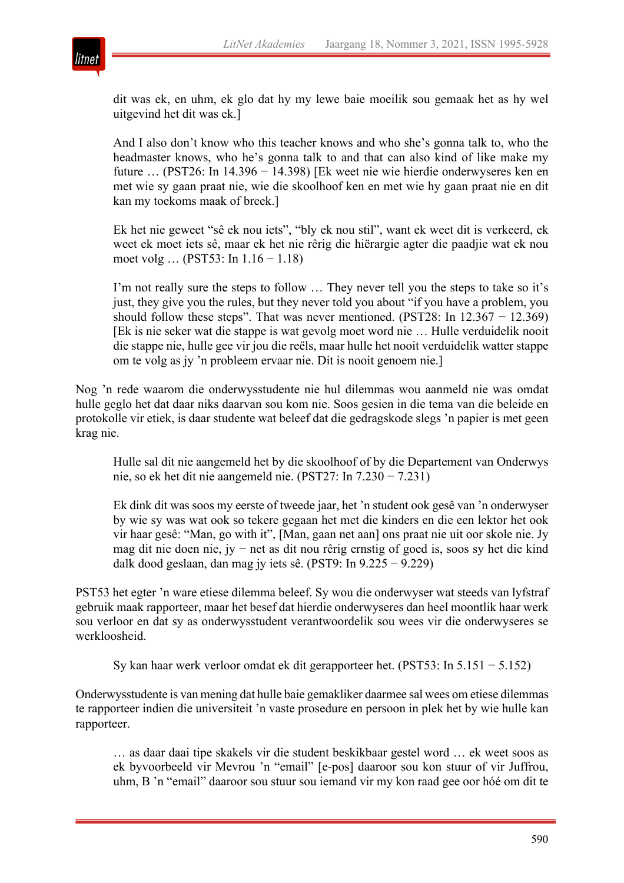> dit was ek, en uhm, ek glo dat hy my lewe baie moeilik sou gemaak het as hy wel uitgevind het dit was ek.]

> And I also don't know who this teacher knows and who she's gonna talk to, who the headmaster knows, who he's gonna talk to and that can also kind of like make my future … (PST26: ln 14.396 − 14.398) [Ek weet nie wie hierdie onderwyseres ken en met wie sy gaan praat nie, wie die skoolhoof ken en met wie hy gaan praat nie en dit kan my toekoms maak of breek.]

> Ek het nie geweet "sê ek nou iets", "bly ek nou stil", want ek weet dit is verkeerd, ek weet ek moet iets sê, maar ek het nie rêrig die hiërargie agter die paadjie wat ek nou moet volg … (PST53: ln 1.16 − 1.18)

> I'm not really sure the steps to follow … They never tell you the steps to take so it's just, they give you the rules, but they never told you about "if you have a problem, you should follow these steps". That was never mentioned. (PST28: ln 12.367 − 12.369) [Ek is nie seker wat die stappe is wat gevolg moet word nie … Hulle verduidelik nooit die stappe nie, hulle gee vir jou die reëls, maar hulle het nooit verduidelik watter stappe om te volg as jy 'n probleem ervaar nie. Dit is nooit genoem nie.]

Nog 'n rede waarom die onderwysstudente nie hul dilemmas wou aanmeld nie was omdat hulle geglo het dat daar niks daarvan sou kom nie. Soos gesien in die tema van die beleide en protokolle vir etiek, is daar studente wat beleef dat die gedragskode slegs 'n papier is met geen krag nie.

> Hulle sal dit nie aangemeld het by die skoolhoof of by die Departement van Onderwys nie, so ek het dit nie aangemeld nie. (PST27: ln 7.230 − 7.231)

> Ek dink dit was soos my eerste of tweede jaar, het 'n student ook gesê van 'n onderwyser by wie sy was wat ook so tekere gegaan het met die kinders en die een lektor het ook vir haar gesê: "Man, go with it", [Man, gaan net aan] ons praat nie uit oor skole nie. Jy mag dit nie doen nie, jy − net as dit nou rêrig ernstig of goed is, soos sy het die kind dalk dood geslaan, dan mag jy iets sê. (PST9: ln 9.225 − 9.229)

PST53 het egter 'n ware etiese dilemma beleef. Sy wou die onderwyser wat steeds van lyfstraf gebruik maak rapporteer, maar het besef dat hierdie onderwyseres dan heel moontlik haar werk sou verloor en dat sy as onderwysstudent verantwoordelik sou wees vir die onderwyseres se werkloosheid.

> Sy kan haar werk verloor omdat ek dit gerapporteer het. (PST53: ln 5.151 − 5.152)

Onderwysstudente is van mening dat hulle baie gemakliker daarmee sal wees om etiese dilemmas te rapporteer indien die universiteit 'n vaste prosedure en persoon in plek het by wie hulle kan rapporteer.

> … as daar daai tipe skakels vir die student beskikbaar gestel word … ek weet soos as ek byvoorbeeld vir Mevrou 'n "email" [e-pos] daaroor sou kon stuur of vir Juffrou, uhm, B 'n "email" daaroor sou stuur sou iemand vir my kon raad gee oor hóé om dit te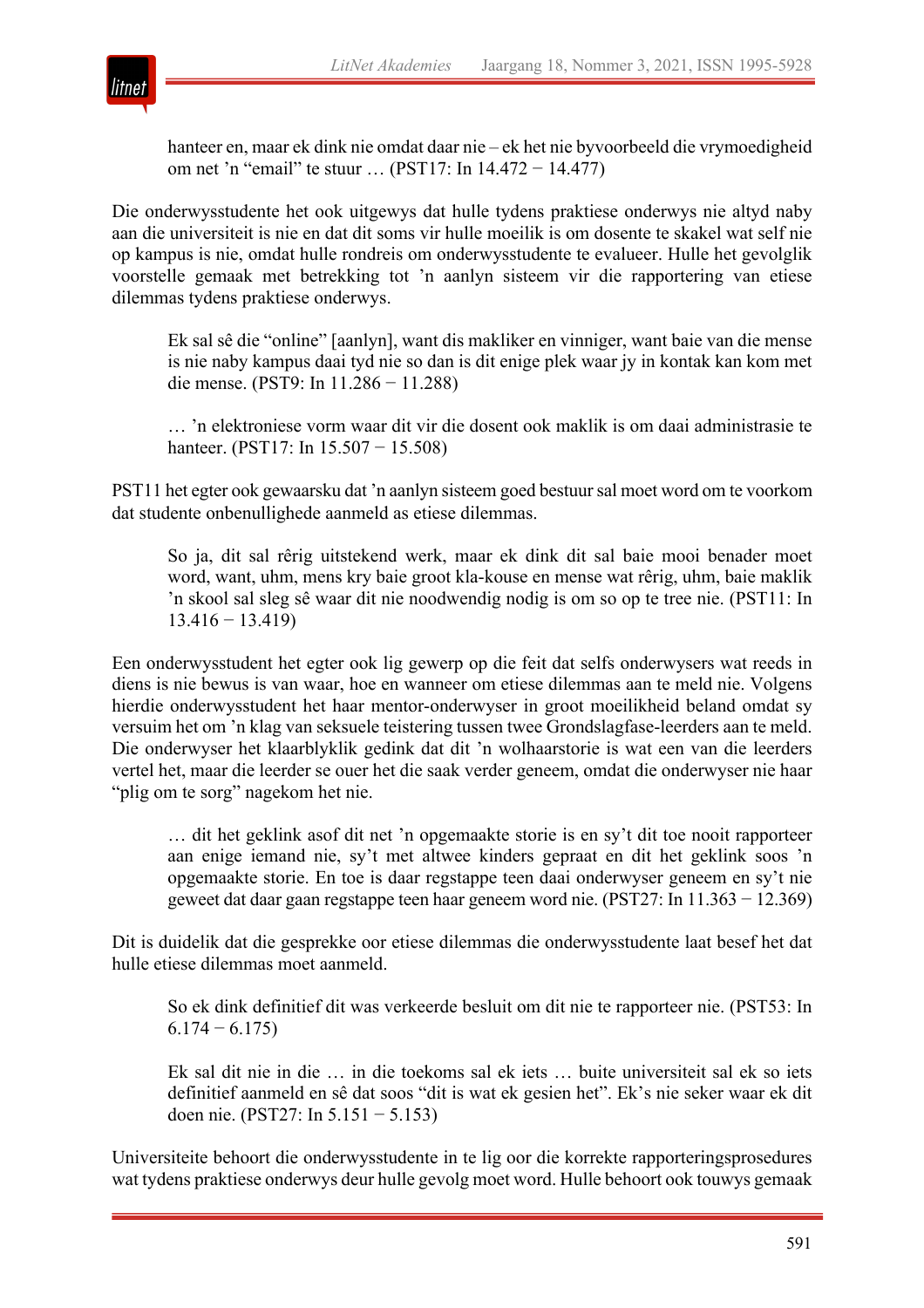hanteer en, maar ek dink nie omdat daar nie – ek het nie byvoorbeeld die vrymoedigheid om net ’n “email” te stuur … (PST17: In 14.472 − 14.477)

Die onderwysstudente het ook uitgewys dat hulle tydens praktiese onderwys nie altyd naby aan die universiteit is nie en dat dit soms vir hulle moeilik is om dosente te skakel wat self nie op kampus is nie, omdat hulle rondreis om onderwysstudente te evalueer. Hulle het gevolglik voorstelle gemaak met betrekking tot ’n aanlyn sisteem vir die rapportering van etiese dilemmas tydens praktiese onderwys.

> Ek sal sê die “online” [aanlyn], want dis makliker en vinniger, want baie van die mense is nie naby kampus daai tyd nie so dan is dit enige plek waar jy in kontak kan kom met die mense. (PST9: In 11.286 − 11.288)

> … ’n elektroniese vorm waar dit vir die dosent ook maklik is om daai administrasie te hanteer. (PST17: In 15.507 − 15.508)

PST11 het egter ook gewaarsku dat ’n aanlyn sisteem goed bestuur sal moet word om te voorkom dat studente onbenullighede aanmeld as etiese dilemmas.

> So ja, dit sal rêrig uitstekend werk, maar ek dink dit sal baie mooi benader moet word, want, uhm, mens kry baie groot kla-kouse en mense wat rêrig, uhm, baie maklik ’n skool sal sleg sê waar dit nie noodwendig nodig is om so op te tree nie. (PST11: In 13.416 − 13.419)

Een onderwysstudent het egter ook lig gewerp op die feit dat selfs onderwysers wat reeds in diens is nie bewus is van waar, hoe en wanneer om etiese dilemmas aan te meld nie. Volgens hierdie onderwysstudent het haar mentor-onderwyser in groot moeilikheid beland omdat sy versuim het om ’n klag van seksuele teistering tussen twee Grondslagfase-leerders aan te meld. Die onderwyser het klaarblyklik gedink dat dit ’n wolhaarstorie is wat een van die leerders vertel het, maar die leerder se ouer het die saak verder geneem, omdat die onderwyser nie haar “plig om te sorg” nagekom het nie.

> … dit het geklink asof dit net ’n opgemaakte storie is en sy’t dit toe nooit rapporteer aan enige iemand nie, sy’t met altwee kinders gepraat en dit het geklink soos ’n opgemaakte storie. En toe is daar regstappe teen daai onderwyser geneem en sy’t nie geweet dat daar gaan regstappe teen haar geneem word nie. (PST27: In 11.363 − 12.369)

Dit is duidelik dat die gesprekke oor etiese dilemmas die onderwysstudente laat besef het dat hulle etiese dilemmas moet aanmeld.

> So ek dink definitief dit was verkeerde besluit om dit nie te rapporteer nie. (PST53: In 6.174 − 6.175)

> Ek sal dit nie in die … in die toekoms sal ek iets … buite universiteit sal ek so iets definitief aanmeld en sê dat soos “dit is wat ek gesien het”. Ek’s nie seker waar ek dit doen nie. (PST27: In 5.151 − 5.153)

Universiteite behoort die onderwysstudente in te lig oor die korrekte rapporteringsprosedures wat tydens praktiese onderwys deur hulle gevolg moet word. Hulle behoort ook touwys gemaak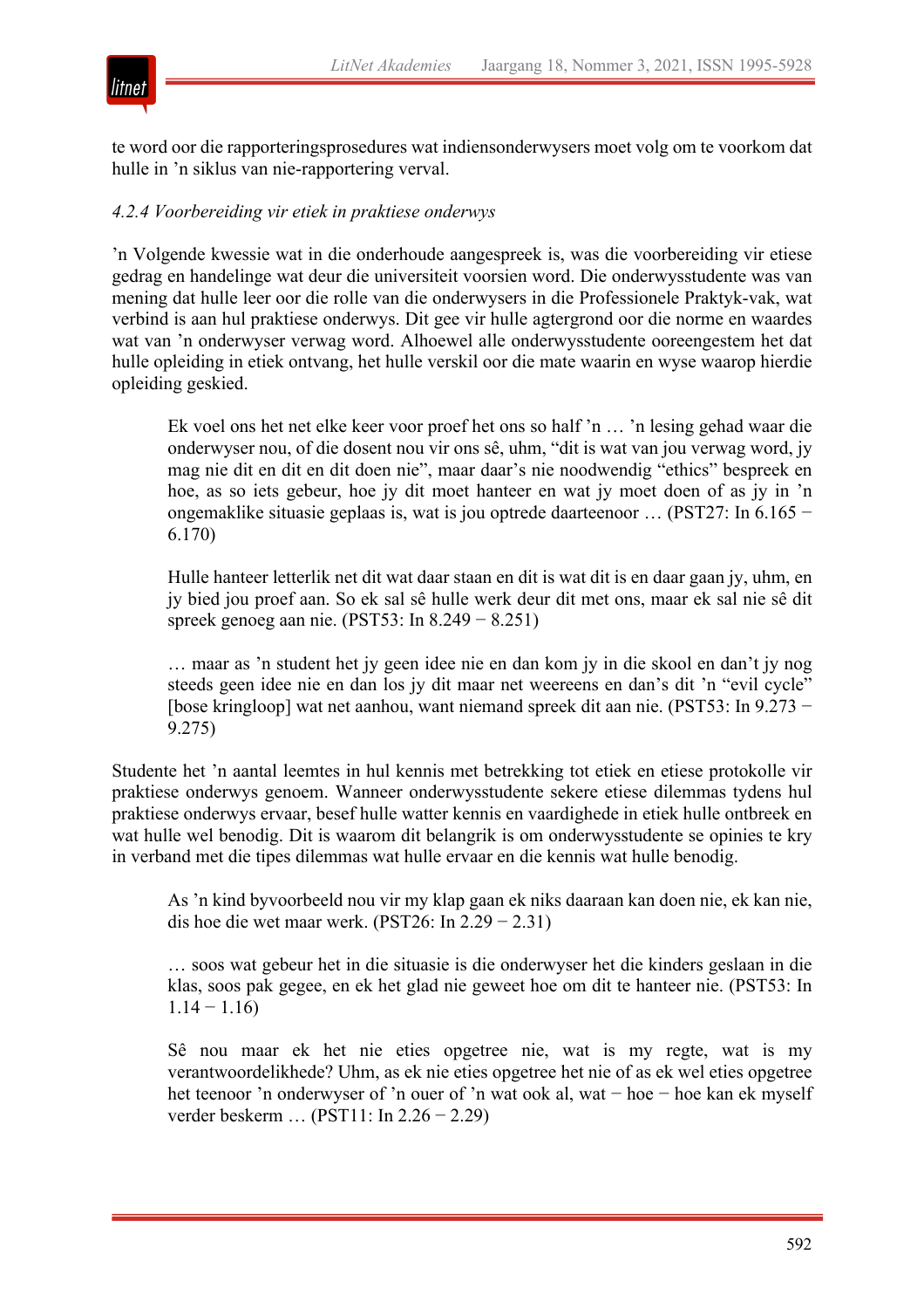te word oor die rapporteringsprosedures wat indiensonderwysers moet volg om te voorkom dat hulle in ’n siklus van nie-rapportering verval.

#### *4.2.4 Voorbereiding vir etiek in praktiese onderwys*

’n Volgende kwessie wat in die onderhoude aangespreek is, was die voorbereiding vir etiese gedrag en handelinge wat deur die universiteit voorsien word. Die onderwysstudente was van mening dat hulle leer oor die rolle van die onderwysers in die Professionele Praktyk-vak, wat verbind is aan hul praktiese onderwys. Dit gee vir hulle agtergrond oor die norme en waardes wat van ’n onderwyser verwag word. Alhoewel alle onderwysstudente ooreengestem het dat hulle opleiding in etiek ontvang, het hulle verskil oor die mate waarin en wyse waarop hierdie opleiding geskied.

> Ek voel ons het net elke keer voor proef het ons so half ’n … ’n lesing gehad waar die onderwyser nou, of die dosent nou vir ons sê, uhm, “dit is wat van jou verwag word, jy mag nie dit en dit en dit doen nie”, maar daar’s nie noodwendig “ethics” bespreek en hoe, as so iets gebeur, hoe jy dit moet hanteer en wat jy moet doen of as jy in ’n ongemaklike situasie geplaas is, wat is jou optrede daarteenoor … (PST27: In 6.165 − 6.170)

> Hulle hanteer letterlik net dit wat daar staan en dit is wat dit is en daar gaan jy, uhm, en jy bied jou proef aan. So ek sal sê hulle werk deur dit met ons, maar ek sal nie sê dit spreek genoeg aan nie. (PST53: In 8.249 − 8.251)

> … maar as ’n student het jy geen idee nie en dan kom jy in die skool en dan’t jy nog steeds geen idee nie en dan los jy dit maar net weereens en dan’s dit ’n “evil cycle” [bose kringloop] wat net aanhou, want niemand spreek dit aan nie. (PST53: In 9.273 − 9.275)

Studente het ’n aantal leemtes in hul kennis met betrekking tot etiek en etiese protokolle vir praktiese onderwys genoem. Wanneer onderwysstudente sekere etiese dilemmas tydens hul praktiese onderwys ervaar, besef hulle watter kennis en vaardighede in etiek hulle ontbreek en wat hulle wel benodig. Dit is waarom dit belangrik is om onderwysstudente se opinies te kry in verband met die tipes dilemmas wat hulle ervaar en die kennis wat hulle benodig.

> As ’n kind byvoorbeeld nou vir my klap gaan ek niks daaraan kan doen nie, ek kan nie, dis hoe die wet maar werk. (PST26: In 2.29 − 2.31)

> … soos wat gebeur het in die situasie is die onderwyser het die kinders geslaan in die klas, soos pak gegee, en ek het glad nie geweet hoe om dit te hanteer nie. (PST53: In 1.14 − 1.16)

> Sê nou maar ek het nie eties opgetree nie, wat is my regte, wat is my verantwoordelikhede? Uhm, as ek nie eties opgetree het nie of as ek wel eties opgetree het teenoor ’n onderwyser of ’n ouer of ’n wat ook al, wat − hoe − hoe kan ek myself verder beskerm … (PST11: In 2.26 − 2.29)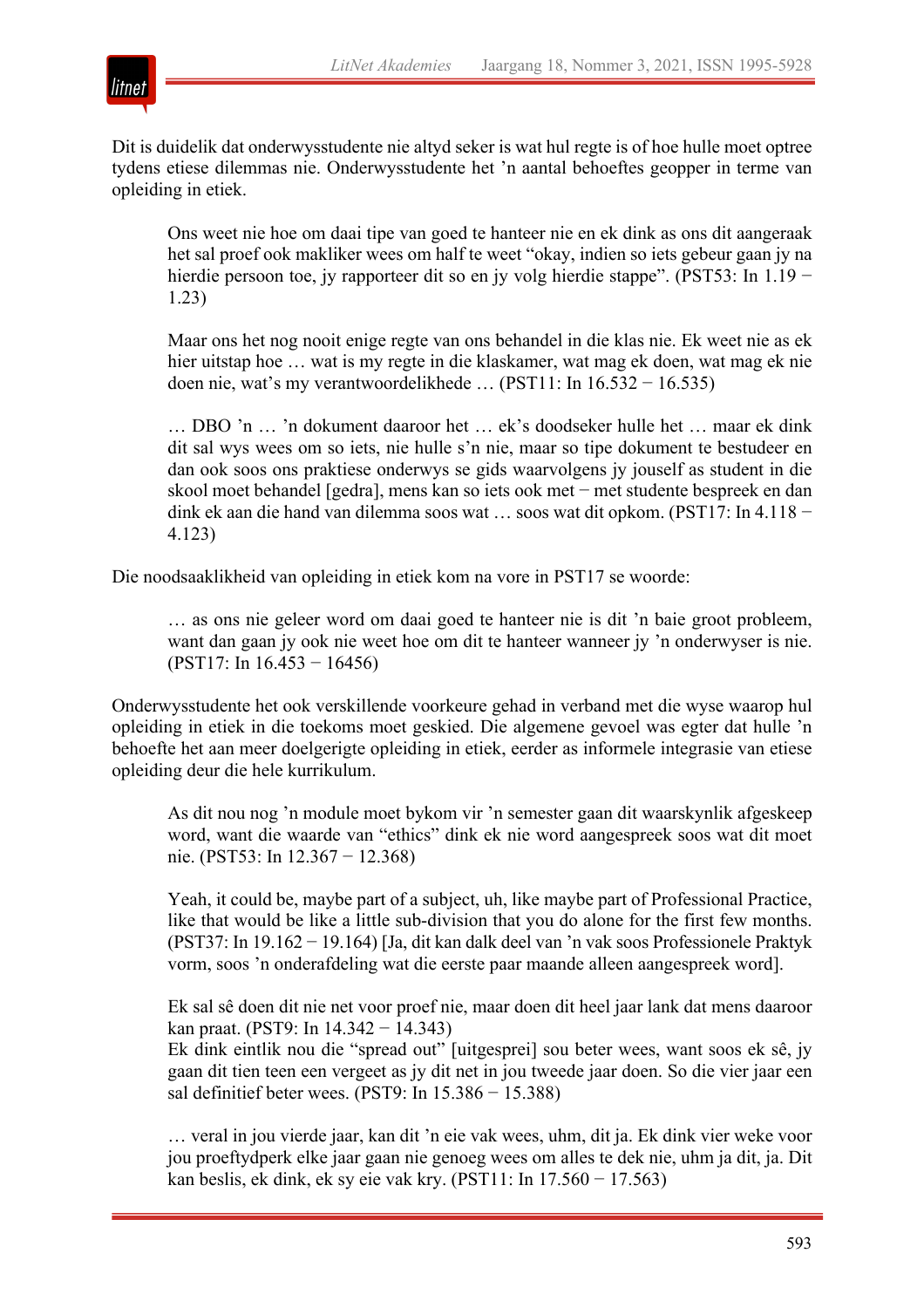Dit is duidelik dat onderwysstudente nie altyd seker is wat hul regte is of hoe hulle moet optree tydens etiese dilemmas nie. Onderwysstudente het ’n aantal behoeftes geopper in terme van opleiding in etiek.

> Ons weet nie hoe om daai tipe van goed te hanteer nie en ek dink as ons dit aangeraak het sal proef ook makliker wees om half te weet “okay, indien so iets gebeur gaan jy na hierdie persoon toe, jy rapporteer dit so en jy volg hierdie stappe”. (PST53: In 1.19 − 1.23)

> Maar ons het nog nooit enige regte van ons behandel in die klas nie. Ek weet nie as ek hier uitstap hoe … wat is my regte in die klaskamer, wat mag ek doen, wat mag ek nie doen nie, wat’s my verantwoordelikhede … (PST11: In 16.532 − 16.535)

> … DBO ’n … ’n dokument daaroor het … ek’s doodseker hulle het … maar ek dink dit sal wys wees om so iets, nie hulle s’n nie, maar so tipe dokument te bestudeer en dan ook soos ons praktiese onderwys se gids waarvolgens jy jouself as student in die skool moet behandel [gedra], mens kan so iets ook met − met studente bespreek en dan dink ek aan die hand van dilemma soos wat … soos wat dit opkom. (PST17: In 4.118 − 4.123)

Die noodsaaklikheid van opleiding in etiek kom na vore in PST17 se woorde:

> … as ons nie geleer word om daai goed te hanteer nie is dit ’n baie groot probleem, want dan gaan jy ook nie weet hoe om dit te hanteer wanneer jy ’n onderwyser is nie. (PST17: In 16.453 − 16456)

Onderwysstudente het ook verskillende voorkeure gehad in verband met die wyse waarop hul opleiding in etiek in die toekoms moet geskied. Die algemene gevoel was egter dat hulle ’n behoefte het aan meer doelgerigte opleiding in etiek, eerder as informele integrasie van etiese opleiding deur die hele kurrikulum.

> As dit nou nog ’n module moet bykom vir ’n semester gaan dit waarskynlik afgeskeep word, want die waarde van “ethics” dink ek nie word aangespreek soos wat dit moet nie. (PST53: In 12.367 − 12.368)

> Yeah, it could be, maybe part of a subject, uh, like maybe part of Professional Practice, like that would be like a little sub-division that you do alone for the first few months. (PST37: In 19.162 − 19.164) [Ja, dit kan dalk deel van ’n vak soos Professionele Praktyk vorm, soos ’n onderafdeling wat die eerste paar maande alleen aangespreek word].

> Ek sal sê doen dit nie net voor proef nie, maar doen dit heel jaar lank dat mens daaroor kan praat. (PST9: In 14.342 − 14.343)
> Ek dink eintlik nou die “spread out” [uitgesprei] sou beter wees, want soos ek sê, jy gaan dit tien teen een vergeet as jy dit net in jou tweede jaar doen. So die vier jaar een sal definitief beter wees. (PST9: In 15.386 − 15.388)

> … veral in jou vierde jaar, kan dit ’n eie vak wees, uhm, dit ja. Ek dink vier weke voor jou proeftydperk elke jaar gaan nie genoeg wees om alles te dek nie, uhm ja dit, ja. Dit kan beslis, ek dink, ek sy eie vak kry. (PST11: In 17.560 − 17.563)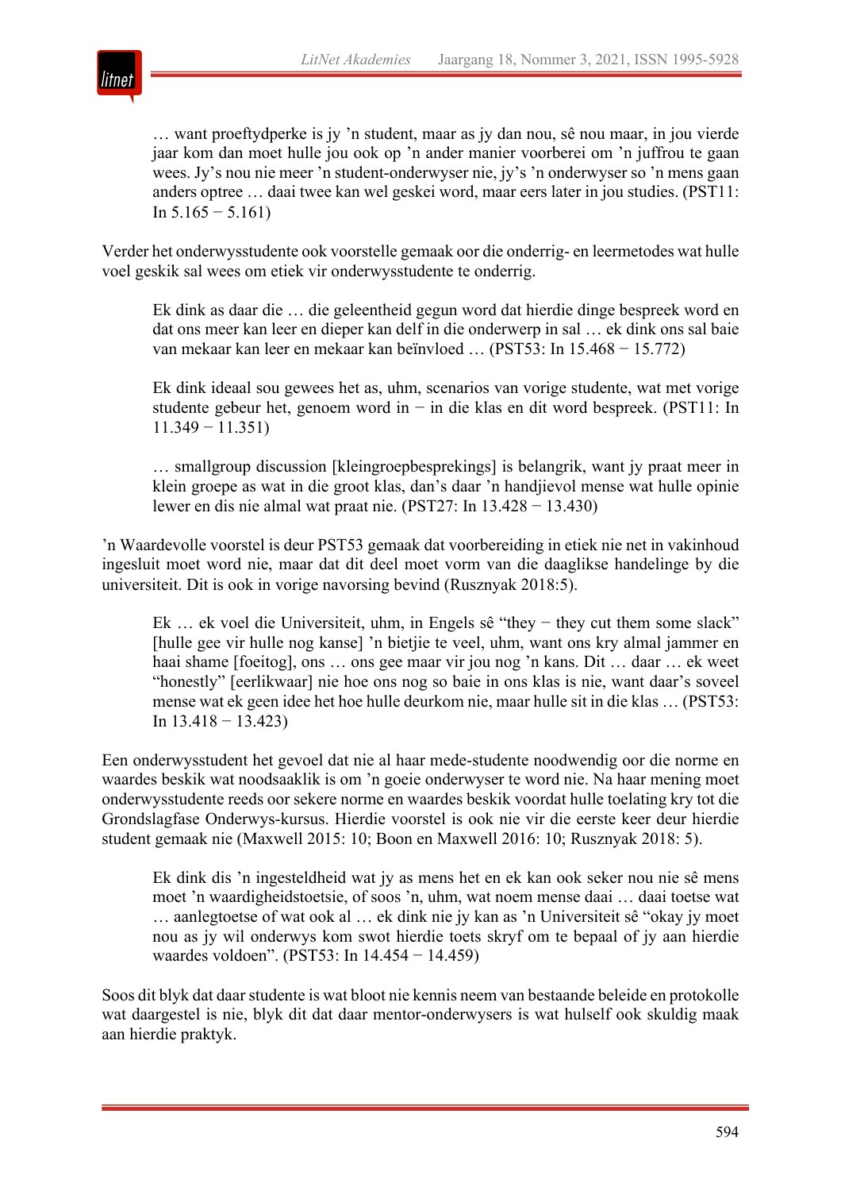> … want proeftydperke is jy ’n student, maar as jy dan nou, sê nou maar, in jou vierde jaar kom dan moet hulle jou ook op ’n ander manier voorberei om ’n juffrou te gaan wees. Jy’s nou nie meer ’n student-onderwyser nie, jy’s ’n onderwyser so ’n mens gaan anders optree … daai twee kan wel geskei word, maar eers later in jou studies. (PST11: In 5.165 − 5.161)

Verder het onderwysstudente ook voorstelle gemaak oor die onderrig- en leermetodes wat hulle voel geskik sal wees om etiek vir onderwysstudente te onderrig.

> Ek dink as daar die … die geleentheid gegun word dat hierdie dinge bespreek word en dat ons meer kan leer en dieper kan delf in die onderwerp in sal … ek dink ons sal baie van mekaar kan leer en mekaar kan beïnvloed … (PST53: In 15.468 − 15.772)

> Ek dink ideaal sou gewees het as, uhm, scenarios van vorige studente, wat met vorige studente gebeur het, genoem word in − in die klas en dit word bespreek. (PST11: In 11.349 − 11.351)

> … smallgroup discussion [kleingroepbesprekings] is belangrik, want jy praat meer in klein groepe as wat in die groot klas, dan’s daar ’n handjievol mense wat hulle opinie lewer en dis nie almal wat praat nie. (PST27: In 13.428 − 13.430)

’n Waardevolle voorstel is deur PST53 gemaak dat voorbereiding in etiek nie net in vakinhoud ingesluit moet word nie, maar dat dit deel moet vorm van die daaglikse handelinge by die universiteit. Dit is ook in vorige navorsing bevind (Rusznyak 2018:5).

> Ek … ek voel die Universiteit, uhm, in Engels sê “they − they cut them some slack” [hulle gee vir hulle nog kanse] ’n bietjie te veel, uhm, want ons kry almal jammer en haai shame [foeitog], ons … ons gee maar vir jou nog ’n kans. Dit … daar … ek weet “honestly” [eerlikwaar] nie hoe ons nog so baie in ons klas is nie, want daar’s soveel mense wat ek geen idee het hoe hulle deurkom nie, maar hulle sit in die klas … (PST53: In 13.418 − 13.423)

Een onderwysstudent het gevoel dat nie al haar mede-studente noodwendig oor die norme en waardes beskik wat noodsaaklik is om ’n goeie onderwyser te word nie. Na haar mening moet onderwysstudente reeds oor sekere norme en waardes beskik voordat hulle toelating kry tot die Grondslagfase Onderwys-kursus. Hierdie voorstel is ook nie vir die eerste keer deur hierdie student gemaak nie (Maxwell 2015: 10; Boon en Maxwell 2016: 10; Rusznyak 2018: 5).

> Ek dink dis ’n ingesteldheid wat jy as mens het en ek kan ook seker nou nie sê mens moet ’n waardigheidstoetsie, of soos ’n, uhm, wat noem mense daai … daai toetse wat … aanlegtoetse of wat ook al … ek dink nie jy kan as ’n Universiteit sê “okay jy moet nou as jy wil onderwys kom swot hierdie toets skryf om te bepaal of jy aan hierdie waardes voldoen”. (PST53: In 14.454 − 14.459)

Soos dit blyk dat daar studente is wat bloot nie kennis neem van bestaande beleide en protokolle wat daargestel is nie, blyk dit dat daar mentor-onderwysers is wat hulself ook skuldig maak aan hierdie praktyk.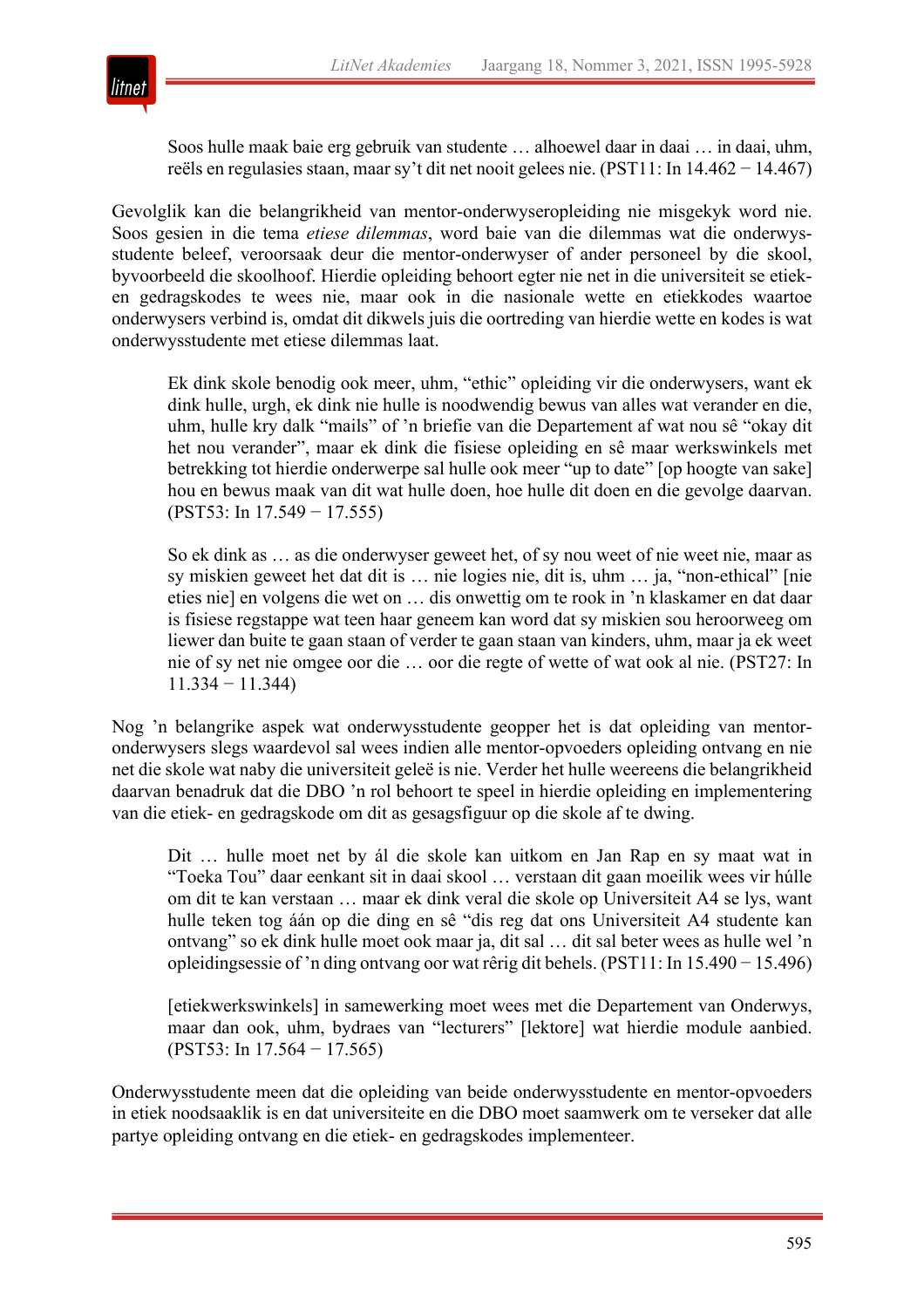> Soos hulle maak baie erg gebruik van studente … alhoewel daar in daai … in daai, uhm, reëls en regulasies staan, maar sy't dit net nooit gelees nie. (PST11: ln 14.462 − 14.467)

Gevolglik kan die belangrikheid van mentor-onderwyseropleiding nie misgekyk word nie. Soos gesien in die tema *etiese dilemmas*, word baie van die dilemmas wat die onderwysstudente beleef, veroorsaak deur die mentor-onderwyser of ander personeel by die skool, byvoorbeeld die skoolhoof. Hierdie opleiding behoort egter nie net in die universiteit se etiek- en gedragskodes te wees nie, maar ook in die nasionale wette en etiekkodes waartoe onderwysers verbind is, omdat dit dikwels juis die oortreding van hierdie wette en kodes is wat onderwysstudente met etiese dilemmas laat.

> Ek dink skole benodig ook meer, uhm, "ethic" opleiding vir die onderwysers, want ek dink hulle, urgh, ek dink nie hulle is noodwendig bewus van alles wat verander en die, uhm, hulle kry dalk "mails" of 'n briefie van die Departement af wat nou sê "okay dit het nou verander", maar ek dink die fisiese opleiding en sê maar werkswinkels met betrekking tot hierdie onderwerpe sal hulle ook meer "up to date" [op hoogte van sake] hou en bewus maak van dit wat hulle doen, hoe hulle dit doen en die gevolge daarvan. (PST53: ln 17.549 − 17.555)

> So ek dink as … as die onderwyser geweet het, of sy nou weet of nie weet nie, maar as sy miskien geweet het dat dit is … nie logies nie, dit is, uhm … ja, "non-ethical" [nie eties nie] en volgens die wet on … dis onwettig om te rook in 'n klaskamer en dat daar is fisiese regstappe wat teen haar geneem kan word dat sy miskien sou heroorweeg om liewer dan buite te gaan staan of verder te gaan staan van kinders, uhm, maar ja ek weet nie of sy net nie omgee oor die … oor die regte of wette of wat ook al nie. (PST27: ln 11.334 − 11.344)

Nog 'n belangrike aspek wat onderwysstudente geopper het is dat opleiding van mentor-onderwysers slegs waardevol sal wees indien alle mentor-opvoeders opleiding ontvang en nie net die skole wat naby die universiteit geleë is nie. Verder het hulle weereens die belangrikheid daarvan benadruk dat die DBO 'n rol behoort te speel in hierdie opleiding en implementering van die etiek- en gedragskode om dit as gesagsfiguur op die skole af te dwing.

> Dit … hulle moet net by ál die skole kan uitkom en Jan Rap en sy maat wat in "Toeka Tou" daar eenkant sit in daai skool … verstaan dit gaan moeilik wees vir húlle om dit te kan verstaan … maar ek dink veral die skole op Universiteit A4 se lys, want hulle teken tog áán op die ding en sê "dis reg dat ons Universiteit A4 studente kan ontvang" so ek dink hulle moet ook maar ja, dit sal … dit sal beter wees as hulle wel 'n opleidingsessie of 'n ding ontvang oor wat rêrig dit behels. (PST11: ln 15.490 − 15.496)

> [etiekwerkswinkels] in samewerking moet wees met die Departement van Onderwys, maar dan ook, uhm, bydraes van "lecturers" [lektore] wat hierdie module aanbied. (PST53: ln 17.564 − 17.565)

Onderwysstudente meen dat die opleiding van beide onderwysstudente en mentor-opvoeders in etiek noodsaaklik is en dat universiteite en die DBO moet saamwerk om te verseker dat alle partye opleiding ontvang en die etiek- en gedragskodes implementeer.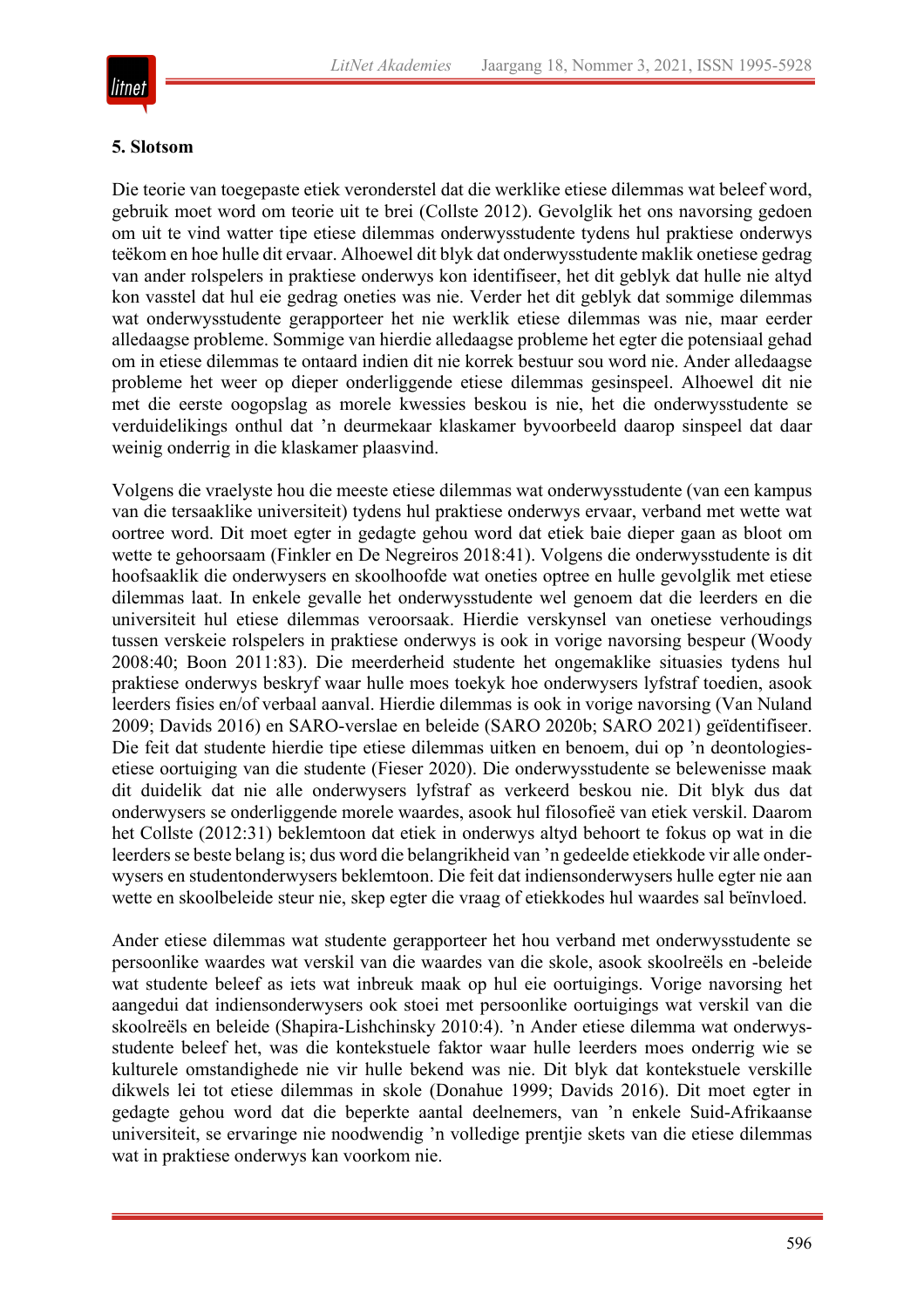## 5. Slotsom

Die teorie van toegepaste etiek veronderstel dat die werklike etiese dilemmas wat beleef word, gebruik moet word om teorie uit te brei (Collste 2012). Gevolglik het ons navorsing gedoen om uit te vind watter tipe etiese dilemmas onderwysstudente tydens hul praktiese onderwys teëkom en hoe hulle dit ervaar. Alhoewel dit blyk dat onderwysstudente maklik onetiese gedrag van ander rolspelers in praktiese onderwys kon identifiseer, het dit geblyk dat hulle nie altyd kon vasstel dat hul eie gedrag oneties was nie. Verder het dit geblyk dat sommige dilemmas wat onderwysstudente gerapporteer het nie werklik etiese dilemmas was nie, maar eerder alledaagse probleme. Sommige van hierdie alledaagse probleme het egter die potensiaal gehad om in etiese dilemmas te ontaard indien dit nie korrek bestuur sou word nie. Ander alledaagse probleme het weer op dieper onderliggende etiese dilemmas gesinspeel. Alhoewel dit nie met die eerste oogopslag as morele kwessies beskou is nie, het die onderwysstudente se verduidelikings onthul dat 'n deurmekaar klaskamer byvoorbeeld daarop sinspeel dat daar weinig onderrig in die klaskamer plaasvind.

Volgens die vraelyste hou die meeste etiese dilemmas wat onderwysstudente (van een kampus van die tersaaklike universiteit) tydens hul praktiese onderwys ervaar, verband met wette wat oortree word. Dit moet egter in gedagte gehou word dat etiek baie dieper gaan as bloot om wette te gehoorsaam (Finkler en De Negreiros 2018:41). Volgens die onderwysstudente is dit hoofsaaklik die onderwysers en skoolhoofde wat oneties optree en hulle gevolglik met etiese dilemmas laat. In enkele gevalle het onderwysstudente wel genoem dat die leerders en die universiteit hul etiese dilemmas veroorsaak. Hierdie verskynsel van onetiese verhoudings tussen verskeie rolspelers in praktiese onderwys is ook in vorige navorsing bespeur (Woody 2008:40; Boon 2011:83). Die meerderheid studente het ongemaklike situasies tydens hul praktiese onderwys beskryf waar hulle moes toekyk hoe onderwysers lyfstraf toedien, asook leerders fisies en/of verbaal aanval. Hierdie dilemmas is ook in vorige navorsing (Van Nuland 2009; Davids 2016) en SARO-verslae en beleide (SARO 2020b; SARO 2021) geïdentifiseer. Die feit dat studente hierdie tipe etiese dilemmas uitken en benoem, dui op 'n deontologies-etiese oortuiging van die studente (Fieser 2020). Die onderwysstudente se belewenisse maak dit duidelik dat nie alle onderwysers lyfstraf as verkeerd beskou nie. Dit blyk dus dat onderwysers se onderliggende morele waardes, asook hul filosofieë van etiek verskil. Daarom het Collste (2012:31) beklemtoon dat etiek in onderwys altyd behoort te fokus op wat in die leerders se beste belang is; dus word die belangrikheid van 'n gedeelde etiekkode vir alle onderwysers en studentonderwysers beklemtoon. Die feit dat indiensonderwysers hulle egter nie aan wette en skoolbeleide steur nie, skep egter die vraag of etiekkodes hul waardes sal beïnvloed.

Ander etiese dilemmas wat studente gerapporteer het hou verband met onderwysstudente se persoonlike waardes wat verskil van die waardes van die skole, asook skoolreëls en -beleide wat studente beleef as iets wat inbreuk maak op hul eie oortuigings. Vorige navorsing het aangedui dat indiensonderwysers ook stoei met persoonlike oortuigings wat verskil van die skoolreëls en beleide (Shapira-Lishchinsky 2010:4). 'n Ander etiese dilemma wat onderwysstudente beleef het, was die kontekstuele faktor waar hulle leerders moes onderrig wie se kulturele omstandighede nie vir hulle bekend was nie. Dit blyk dat kontekstuele verskille dikwels lei tot etiese dilemmas in skole (Donahue 1999; Davids 2016). Dit moet egter in gedagte gehou word dat die beperkte aantal deelnemers, van 'n enkele Suid-Afrikaanse universiteit, se ervaringe nie noodwendig 'n volledige prentjie skets van die etiese dilemmas wat in praktiese onderwys kan voorkom nie.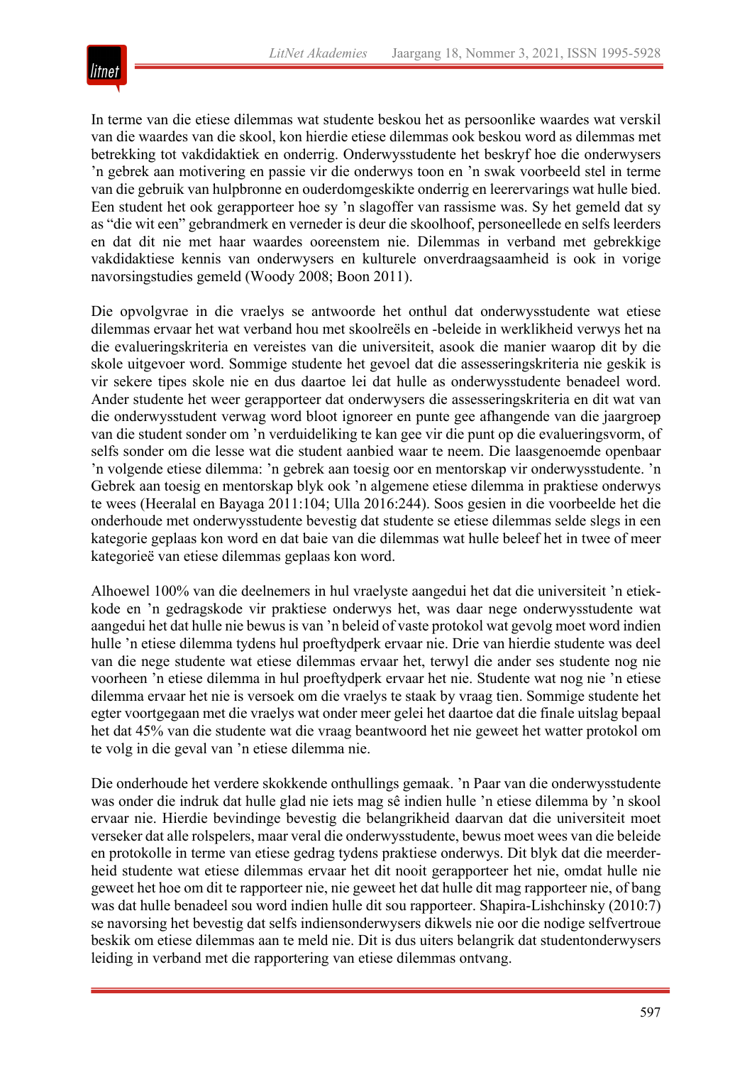In terme van die etiese dilemmas wat studente beskou het as persoonlike waardes wat verskil van die waardes van die skool, kon hierdie etiese dilemmas ook beskou word as dilemmas met betrekking tot vakdidaktiek en onderrig. Onderwysstudente het beskryf hoe die onderwysers ’n gebrek aan motivering en passie vir die onderwys toon en ’n swak voorbeeld stel in terme van die gebruik van hulpbronne en ouderdomgeskikte onderrig en leerervarings wat hulle bied. Een student het ook gerapporteer hoe sy ’n slagoffer van rassisme was. Sy het gemeld dat sy as "die wit een" gebrandmerk en verneder is deur die skoolhoof, personeellede en selfs leerders en dat dit nie met haar waardes ooreenstem nie. Dilemmas in verband met gebrekkige vakdidaktiese kennis van onderwysers en kulturele onverdraagsaamheid is ook in vorige navorsingstudies gemeld (Woody 2008; Boon 2011).

Die opvolgvrae in die vraelys se antwoorde het onthul dat onderwysstudente wat etiese dilemmas ervaar het wat verband hou met skoolreëls en -beleide in werklikheid verwys het na die evalueringskriteria en vereistes van die universiteit, asook die manier waarop dit by die skole uitgevoer word. Sommige studente het gevoel dat die assesseringskriteria nie geskik is vir sekere tipes skole nie en dus daartoe lei dat hulle as onderwysstudente benadeel word. Ander studente het weer gerapporteer dat onderwysers die assesseringskriteria en dit wat van die onderwysstudent verwag word bloot ignoreer en punte gee afhangende van die jaargroep van die student sonder om ’n verduideliking te kan gee vir die punt op die evalueringsvorm, of selfs sonder om die lesse wat die student aanbied waar te neem. Die laasgenoemde openbaar ’n volgende etiese dilemma: ’n gebrek aan toesig oor en mentorskap vir onderwysstudente. ’n Gebrek aan toesig en mentorskap blyk ook ’n algemene etiese dilemma in praktiese onderwys te wees (Heeralal en Bayaga 2011:104; Ulla 2016:244). Soos gesien in die voorbeelde het die onderhoude met onderwysstudente bevestig dat studente se etiese dilemmas selde slegs in een kategorie geplaas kon word en dat baie van die dilemmas wat hulle beleef het in twee of meer kategorieë van etiese dilemmas geplaas kon word.

Alhoewel 100% van die deelnemers in hul vraelyste aangedui het dat die universiteit ’n etiekkode en ’n gedragskode vir praktiese onderwys het, was daar nege onderwysstudente wat aangedui het dat hulle nie bewus is van ’n beleid of vaste protokol wat gevolg moet word indien hulle ’n etiese dilemma tydens hul proeftydperk ervaar nie. Drie van hierdie studente was deel van die nege studente wat etiese dilemmas ervaar het, terwyl die ander ses studente nog nie voorheen ’n etiese dilemma in hul proeftydperk ervaar het nie. Studente wat nog nie ’n etiese dilemma ervaar het nie is versoek om die vraelys te staak by vraag tien. Sommige studente het egter voortgegaan met die vraelys wat onder meer gelei het daartoe dat die finale uitslag bepaal het dat 45% van die studente wat die vraag beantwoord het nie geweet het watter protokol om te volg in die geval van ’n etiese dilemma nie.

Die onderhoude het verdere skokkende onthullings gemaak. ’n Paar van die onderwysstudente was onder die indruk dat hulle glad nie iets mag sê indien hulle ’n etiese dilemma by ’n skool ervaar nie. Hierdie bevindinge bevestig die belangrikheid daarvan dat die universiteit moet verseker dat alle rolspelers, maar veral die onderwysstudente, bewus moet wees van die beleide en protokolle in terme van etiese gedrag tydens praktiese onderwys. Dit blyk dat die meerderheid studente wat etiese dilemmas ervaar het dit nooit gerapporteer het nie, omdat hulle nie geweet het hoe om dit te rapporteer nie, nie geweet het dat hulle dit mag rapporteer nie, of bang was dat hulle benadeel sou word indien hulle dit sou rapporteer. Shapira-Lishchinsky (2010:7) se navorsing het bevestig dat selfs indiensonderwysers dikwels nie oor die nodige selfvertroue beskik om etiese dilemmas aan te meld nie. Dit is dus uiters belangrik dat studentonderwysers leiding in verband met die rapportering van etiese dilemmas ontvang.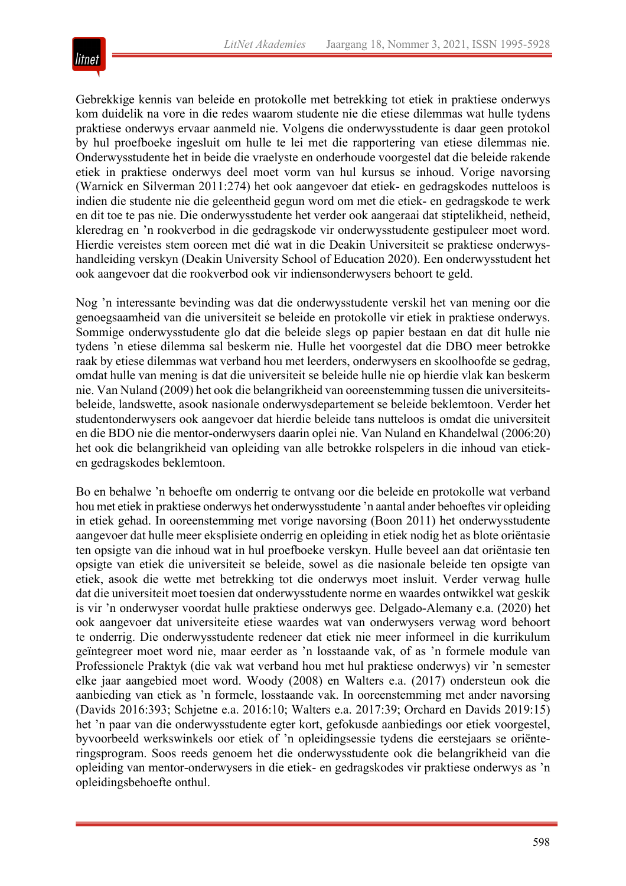Gebrekkige kennis van beleide en protokolle met betrekking tot etiek in praktiese onderwys kom duidelik na vore in die redes waarom studente nie die etiese dilemmas wat hulle tydens praktiese onderwys ervaar aanmeld nie. Volgens die onderwysstudente is daar geen protokol by hul proefboeke ingesluit om hulle te lei met die rapportering van etiese dilemmas nie. Onderwysstudente het in beide die vraelyste en onderhoude voorgestel dat die beleide rakende etiek in praktiese onderwys deel moet vorm van hul kursus se inhoud. Vorige navorsing (Warnick en Silverman 2011:274) het ook aangevoer dat etiek- en gedragskodes nutteloos is indien die studente nie die geleentheid gegun word om met die etiek- en gedragskode te werk en dit toe te pas nie. Die onderwysstudente het verder ook aangeraai dat stiptelikheid, netheid, kleredrag en 'n rookverbod in die gedragskode vir onderwysstudente gestipuleer moet word. Hierdie vereistes stem ooreen met dié wat in die Deakin Universiteit se praktiese onderwys-handleiding verskyn (Deakin University School of Education 2020). Een onderwysstudent het ook aangevoer dat die rookverbod ook vir indiensonderwysers behoort te geld.

Nog 'n interessante bevinding was dat die onderwysstudente verskil het van mening oor die genoegsaamheid van die universiteit se beleide en protokolle vir etiek in praktiese onderwys. Sommige onderwysstudente glo dat die beleide slegs op papier bestaan en dat dit hulle nie tydens 'n etiese dilemma sal beskerm nie. Hulle het voorgestel dat die DBO meer betrokke raak by etiese dilemmas wat verband hou met leerders, onderwysers en skoolhoofde se gedrag, omdat hulle van mening is dat die universiteit se beleide hulle nie op hierdie vlak kan beskerm nie. Van Nuland (2009) het ook die belangrikheid van ooreenstemming tussen die universiteits-beleide, landswette, asook nasionale onderwysdepartement se beleide beklemtoon. Verder het studentonderwysers ook aangevoer dat hierdie beleide tans nutteloos is omdat die universiteit en die BDO nie die mentor-onderwysers daarin oplei nie. Van Nuland en Khandelwal (2006:20) het ook die belangrikheid van opleiding van alle betrokke rolspelers in die inhoud van etiek- en gedragskodes beklemtoon.

Bo en behalwe 'n behoefte om onderrig te ontvang oor die beleide en protokolle wat verband hou met etiek in praktiese onderwys het onderwysstudente 'n aantal ander behoeftes vir opleiding in etiek gehad. In ooreenstemming met vorige navorsing (Boon 2011) het onderwysstudente aangevoer dat hulle meer eksplisiete onderrig en opleiding in etiek nodig het as blote oriëntasie ten opsigte van die inhoud wat in hul proefboeke verskyn. Hulle beveel aan dat oriëntasie ten opsigte van etiek die universiteit se beleide, sowel as die nasionale beleide ten opsigte van etiek, asook die wette met betrekking tot die onderwys moet insluit. Verder verwag hulle dat die universiteit moet toesien dat onderwysstudente norme en waardes ontwikkel wat geskik is vir 'n onderwyser voordat hulle praktiese onderwys gee. Delgado-Alemany e.a. (2020) het ook aangevoer dat universiteite etiese waardes wat van onderwysers verwag word behoort te onderrig. Die onderwysstudente redeneer dat etiek nie meer informeel in die kurrikulum geïntegreer moet word nie, maar eerder as 'n losstaande vak, of as 'n formele module van Professionele Praktyk (die vak wat verband hou met hul praktiese onderwys) vir 'n semester elke jaar aangebied moet word. Woody (2008) en Walters e.a. (2017) ondersteun ook die aanbieding van etiek as 'n formele, losstaande vak. In ooreenstemming met ander navorsing (Davids 2016:393; Schjetne e.a. 2016:10; Walters e.a. 2017:39; Orchard en Davids 2019:15) het 'n paar van die onderwysstudente egter kort, gefokusde aanbiedings oor etiek voorgestel, byvoorbeeld werkswinkels oor etiek of 'n opleidingsessie tydens die eerstejaars se oriënteringsprogram. Soos reeds genoem het die onderwysstudente ook die belangrikheid van die opleiding van mentor-onderwysers in die etiek- en gedragskodes vir praktiese onderwys as 'n opleidingsbehoefte onthul.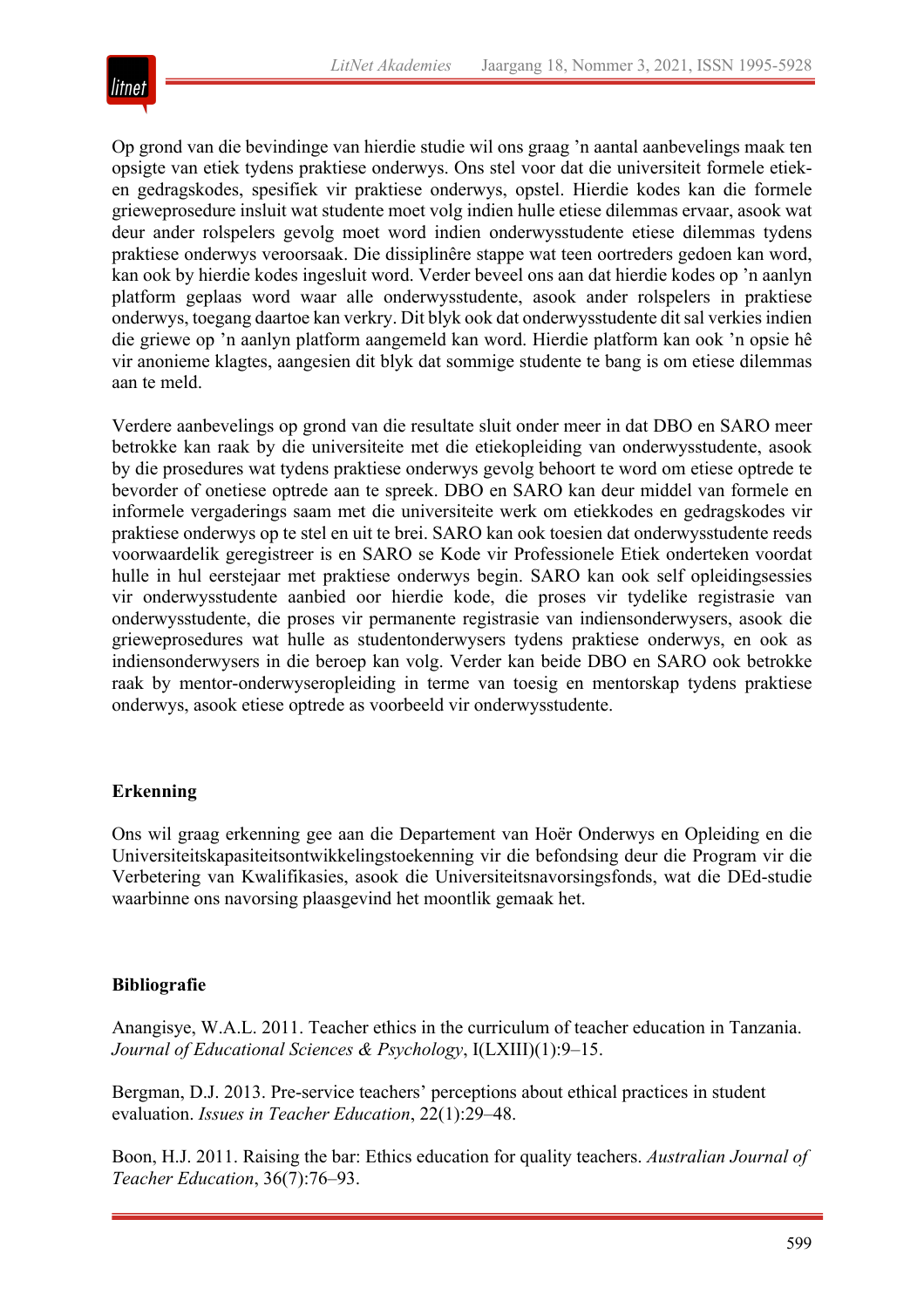Op grond van die bevindinge van hierdie studie wil ons graag ’n aantal aanbevelings maak ten opsigte van etiek tydens praktiese onderwys. Ons stel voor dat die universiteit formele etiek- en gedragskodes, spesifiek vir praktiese onderwys, opstel. Hierdie kodes kan die formele grieweprosedure insluit wat studente moet volg indien hulle etiese dilemmas ervaar, asook wat deur ander rolspelers gevolg moet word indien onderwysstudente etiese dilemmas tydens praktiese onderwys veroorsaak. Die dissiplinêre stappe wat teen oortreders gedoen kan word, kan ook by hierdie kodes ingesluit word. Verder beveel ons aan dat hierdie kodes op ’n aanlyn platform geplaas word waar alle onderwysstudente, asook ander rolspelers in praktiese onderwys, toegang daartoe kan verkry. Dit blyk ook dat onderwysstudente dit sal verkies indien die griewe op ’n aanlyn platform aangemeld kan word. Hierdie platform kan ook ’n opsie hê vir anonieme klagtes, aangesien dit blyk dat sommige studente te bang is om etiese dilemmas aan te meld.

Verdere aanbevelings op grond van die resultate sluit onder meer in dat DBO en SARO meer betrokke kan raak by die universiteite met die etiekopleiding van onderwysstudente, asook by die prosedures wat tydens praktiese onderwys gevolg behoort te word om etiese optrede te bevorder of onetiese optrede aan te spreek. DBO en SARO kan deur middel van formele en informele vergaderings saam met die universiteite werk om etiekkodes en gedragskodes vir praktiese onderwys op te stel en uit te brei. SARO kan ook toesien dat onderwysstudente reeds voorwaardelik geregistreer is en SARO se Kode vir Professionele Etiek onderteken voordat hulle in hul eerstejaar met praktiese onderwys begin. SARO kan ook self opleidingsessies vir onderwysstudente aanbied oor hierdie kode, die proses vir tydelike registrasie van onderwysstudente, die proses vir permanente registrasie van indiensonderwysers, asook die grieweprosedures wat hulle as studentonderwysers tydens praktiese onderwys, en ook as indiensonderwysers in die beroep kan volg. Verder kan beide DBO en SARO ook betrokke raak by mentor-onderwyseropleiding in terme van toesig en mentorskap tydens praktiese onderwys, asook etiese optrede as voorbeeld vir onderwysstudente.

## Erkenning

Ons wil graag erkenning gee aan die Departement van Hoër Onderwys en Opleiding en die Universiteitskapasiteitsontwikkelingstoekenning vir die befondsing deur die Program vir die Verbetering van Kwalifikasies, asook die Universiteitsnavorsingsfonds, wat die DEd-studie waarbinne ons navorsing plaasgevind het moontlik gemaak het.

## Bibliografie

Anangisye, W.A.L. 2011. Teacher ethics in the curriculum of teacher education in Tanzania. *Journal of Educational Sciences & Psychology*, I(LXIII)(1):9–15.

Bergman, D.J. 2013. Pre-service teachers’ perceptions about ethical practices in student evaluation. *Issues in Teacher Education*, 22(1):29–48.

Boon, H.J. 2011. Raising the bar: Ethics education for quality teachers. *Australian Journal of Teacher Education*, 36(7):76–93.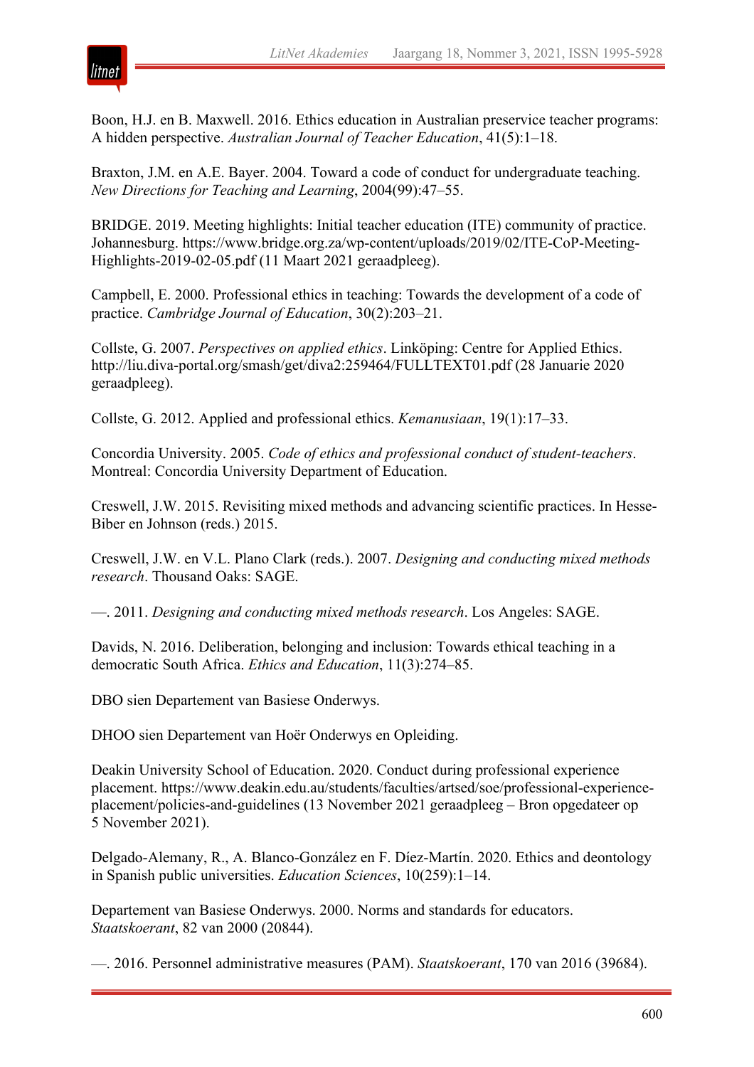Boon, H.J. en B. Maxwell. 2016. Ethics education in Australian preservice teacher programs: A hidden perspective. *Australian Journal of Teacher Education*, 41(5):1–18.

Braxton, J.M. en A.E. Bayer. 2004. Toward a code of conduct for undergraduate teaching. *New Directions for Teaching and Learning*, 2004(99):47–55.

BRIDGE. 2019. Meeting highlights: Initial teacher education (ITE) community of practice. Johannesburg. https://www.bridge.org.za/wp-content/uploads/2019/02/ITE-CoP-Meeting-Highlights-2019-02-05.pdf (11 Maart 2021 geraadpleeg).

Campbell, E. 2000. Professional ethics in teaching: Towards the development of a code of practice. *Cambridge Journal of Education*, 30(2):203–21.

Collste, G. 2007. *Perspectives on applied ethics*. Linköping: Centre for Applied Ethics. http://liu.diva-portal.org/smash/get/diva2:259464/FULLTEXT01.pdf (28 Januarie 2020 geraadpleeg).

Collste, G. 2012. Applied and professional ethics. *Kemanusiaan*, 19(1):17–33.

Concordia University. 2005. *Code of ethics and professional conduct of student-teachers*. Montreal: Concordia University Department of Education.

Creswell, J.W. 2015. Revisiting mixed methods and advancing scientific practices. In Hesse-Biber en Johnson (reds.) 2015.

Creswell, J.W. en V.L. Plano Clark (reds.). 2007. *Designing and conducting mixed methods research*. Thousand Oaks: SAGE.

—. 2011. *Designing and conducting mixed methods research*. Los Angeles: SAGE.

Davids, N. 2016. Deliberation, belonging and inclusion: Towards ethical teaching in a democratic South Africa. *Ethics and Education*, 11(3):274–85.

DBO sien Departement van Basiese Onderwys.

DHOO sien Departement van Hoër Onderwys en Opleiding.

Deakin University School of Education. 2020. Conduct during professional experience placement. https://www.deakin.edu.au/students/faculties/artsed/soe/professional-experience-placement/policies-and-guidelines (13 November 2021 geraadpleeg – Bron opgedateer op 5 November 2021).

Delgado-Alemany, R., A. Blanco-González en F. Díez-Martín. 2020. Ethics and deontology in Spanish public universities. *Education Sciences*, 10(259):1–14.

Departement van Basiese Onderwys. 2000. Norms and standards for educators. *Staatskoerant*, 82 van 2000 (20844).

—. 2016. Personnel administrative measures (PAM). *Staatskoerant*, 170 van 2016 (39684).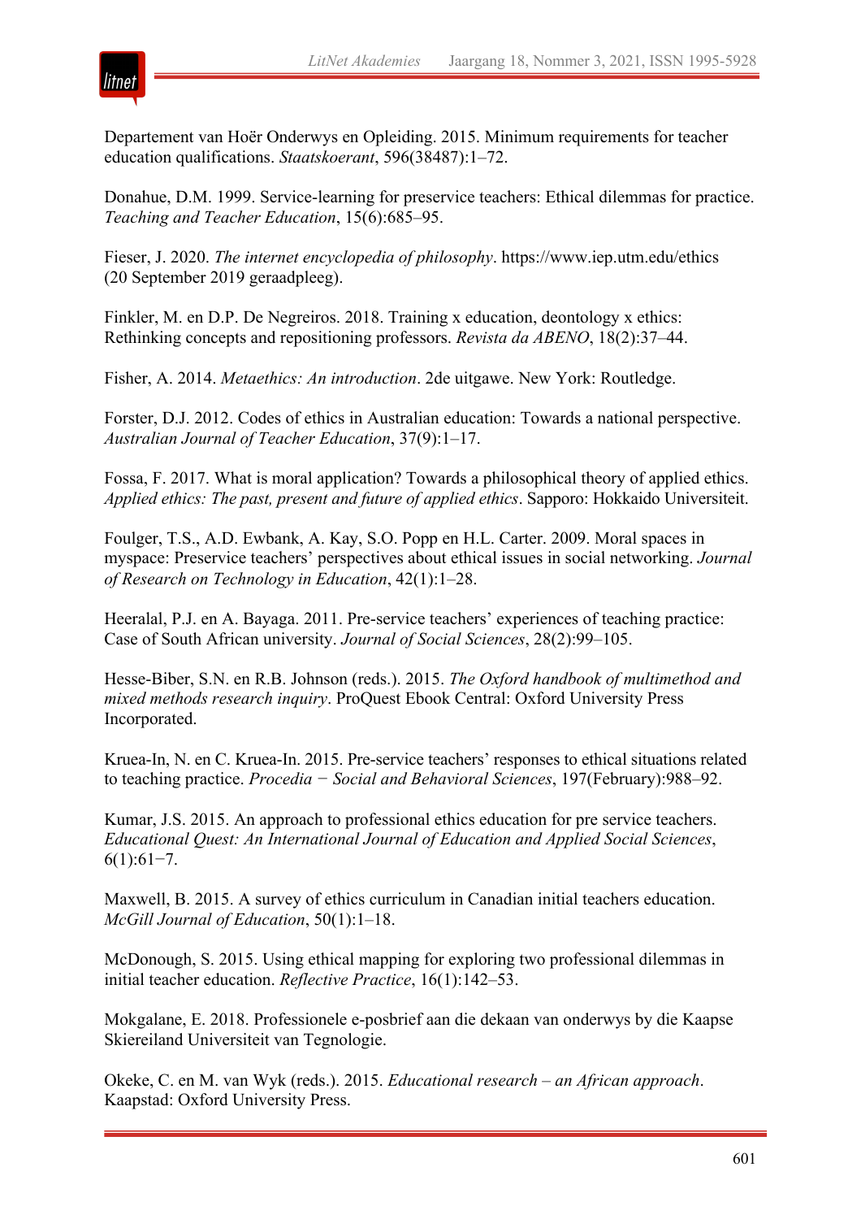Departement van Hoër Onderwys en Opleiding. 2015. Minimum requirements for teacher education qualifications. *Staatskoerant*, 596(38487):1–72.

Donahue, D.M. 1999. Service-learning for preservice teachers: Ethical dilemmas for practice. *Teaching and Teacher Education*, 15(6):685–95.

Fieser, J. 2020. *The internet encyclopedia of philosophy*. https://www.iep.utm.edu/ethics (20 September 2019 geraadpleeg).

Finkler, M. en D.P. De Negreiros. 2018. Training x education, deontology x ethics: Rethinking concepts and repositioning professors. *Revista da ABENO*, 18(2):37–44.

Fisher, A. 2014. *Metaethics: An introduction*. 2de uitgawe. New York: Routledge.

Forster, D.J. 2012. Codes of ethics in Australian education: Towards a national perspective. *Australian Journal of Teacher Education*, 37(9):1–17.

Fossa, F. 2017. What is moral application? Towards a philosophical theory of applied ethics. *Applied ethics: The past, present and future of applied ethics*. Sapporo: Hokkaido Universiteit.

Foulger, T.S., A.D. Ewbank, A. Kay, S.O. Popp en H.L. Carter. 2009. Moral spaces in myspace: Preservice teachers' perspectives about ethical issues in social networking. *Journal of Research on Technology in Education*, 42(1):1–28.

Heeralal, P.J. en A. Bayaga. 2011. Pre-service teachers' experiences of teaching practice: Case of South African university. *Journal of Social Sciences*, 28(2):99–105.

Hesse-Biber, S.N. en R.B. Johnson (reds.). 2015. *The Oxford handbook of multimethod and mixed methods research inquiry*. ProQuest Ebook Central: Oxford University Press Incorporated.

Kruea-In, N. en C. Kruea-In. 2015. Pre-service teachers' responses to ethical situations related to teaching practice. *Procedia − Social and Behavioral Sciences*, 197(February):988–92.

Kumar, J.S. 2015. An approach to professional ethics education for pre service teachers. *Educational Quest: An International Journal of Education and Applied Social Sciences*, 6(1):61−7.

Maxwell, B. 2015. A survey of ethics curriculum in Canadian initial teachers education. *McGill Journal of Education*, 50(1):1–18.

McDonough, S. 2015. Using ethical mapping for exploring two professional dilemmas in initial teacher education. *Reflective Practice*, 16(1):142–53.

Mokgalane, E. 2018. Professionele e-posbrief aan die dekaan van onderwys by die Kaapse Skiereiland Universiteit van Tegnologie.

Okeke, C. en M. van Wyk (reds.). 2015. *Educational research – an African approach*. Kaapstad: Oxford University Press.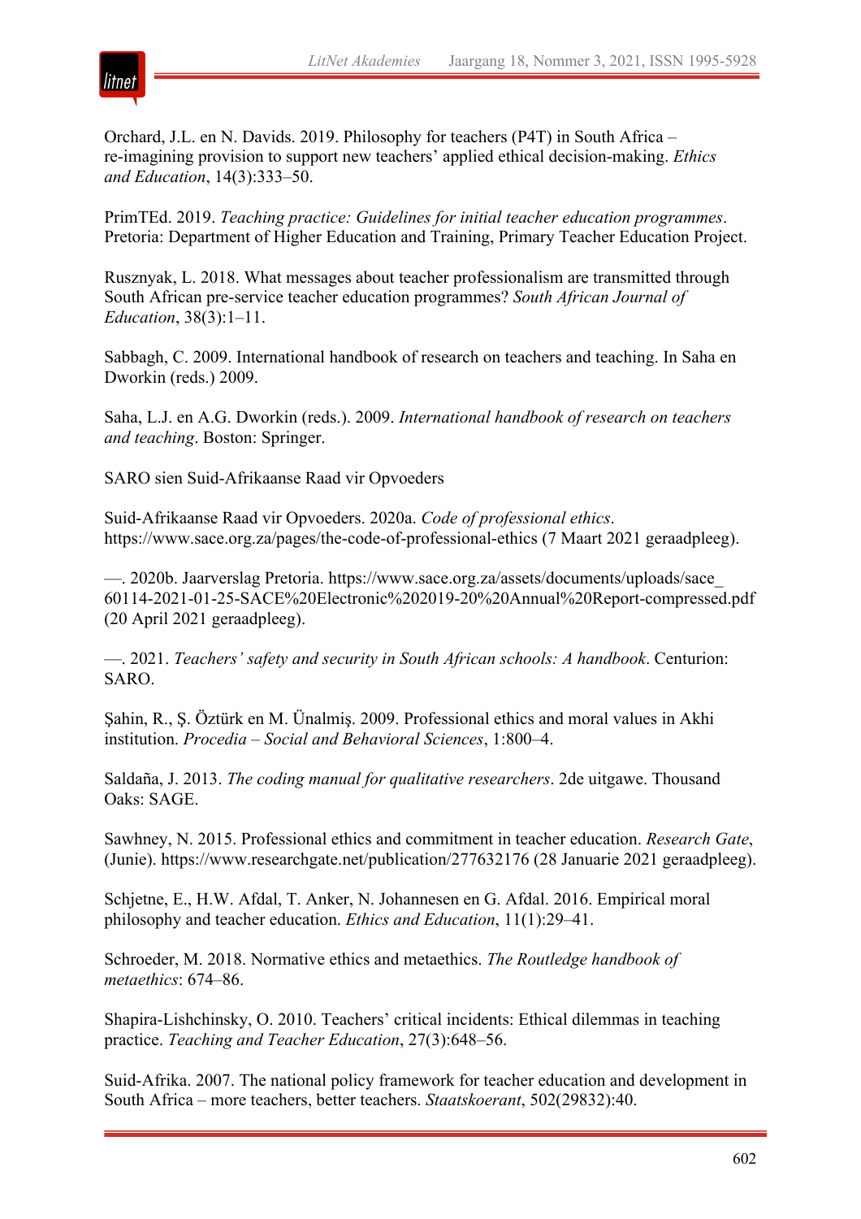Orchard, J.L. en N. Davids. 2019. Philosophy for teachers (P4T) in South Africa – re-imagining provision to support new teachers' applied ethical decision-making. *Ethics and Education*, 14(3):333–50.

PrimTEd. 2019. *Teaching practice: Guidelines for initial teacher education programmes*. Pretoria: Department of Higher Education and Training, Primary Teacher Education Project.

Rusznyak, L. 2018. What messages about teacher professionalism are transmitted through South African pre-service teacher education programmes? *South African Journal of Education*, 38(3):1–11.

Sabbagh, C. 2009. International handbook of research on teachers and teaching. In Saha en Dworkin (reds.) 2009.

Saha, L.J. en A.G. Dworkin (reds.). 2009. *International handbook of research on teachers and teaching*. Boston: Springer.

SARO sien Suid-Afrikaanse Raad vir Opvoeders

Suid-Afrikaanse Raad vir Opvoeders. 2020a. *Code of professional ethics*. https://www.sace.org.za/pages/the-code-of-professional-ethics (7 Maart 2021 geraadpleeg).

—. 2020b. Jaarverslag Pretoria. https://www.sace.org.za/assets/documents/uploads/sace_60114-2021-01-25-SACE%20Electronic%202019-20%20Annual%20Report-compressed.pdf (20 April 2021 geraadpleeg).

—. 2021. *Teachers' safety and security in South African schools: A handbook*. Centurion: SARO.

Şahin, R., Ş. Öztürk en M. Ünalmiş. 2009. Professional ethics and moral values in Akhi institution. *Procedia – Social and Behavioral Sciences*, 1:800–4.

Saldaña, J. 2013. *The coding manual for qualitative researchers*. 2de uitgawe. Thousand Oaks: SAGE.

Sawhney, N. 2015. Professional ethics and commitment in teacher education. *Research Gate*, (Junie). https://www.researchgate.net/publication/277632176 (28 Januarie 2021 geraadpleeg).

Schjetne, E., H.W. Afdal, T. Anker, N. Johannesen en G. Afdal. 2016. Empirical moral philosophy and teacher education. *Ethics and Education*, 11(1):29–41.

Schroeder, M. 2018. Normative ethics and metaethics. *The Routledge handbook of metaethics*: 674–86.

Shapira-Lishchinsky, O. 2010. Teachers' critical incidents: Ethical dilemmas in teaching practice. *Teaching and Teacher Education*, 27(3):648–56.

Suid-Afrika. 2007. The national policy framework for teacher education and development in South Africa – more teachers, better teachers. *Staatskoerant*, 502(29832):40.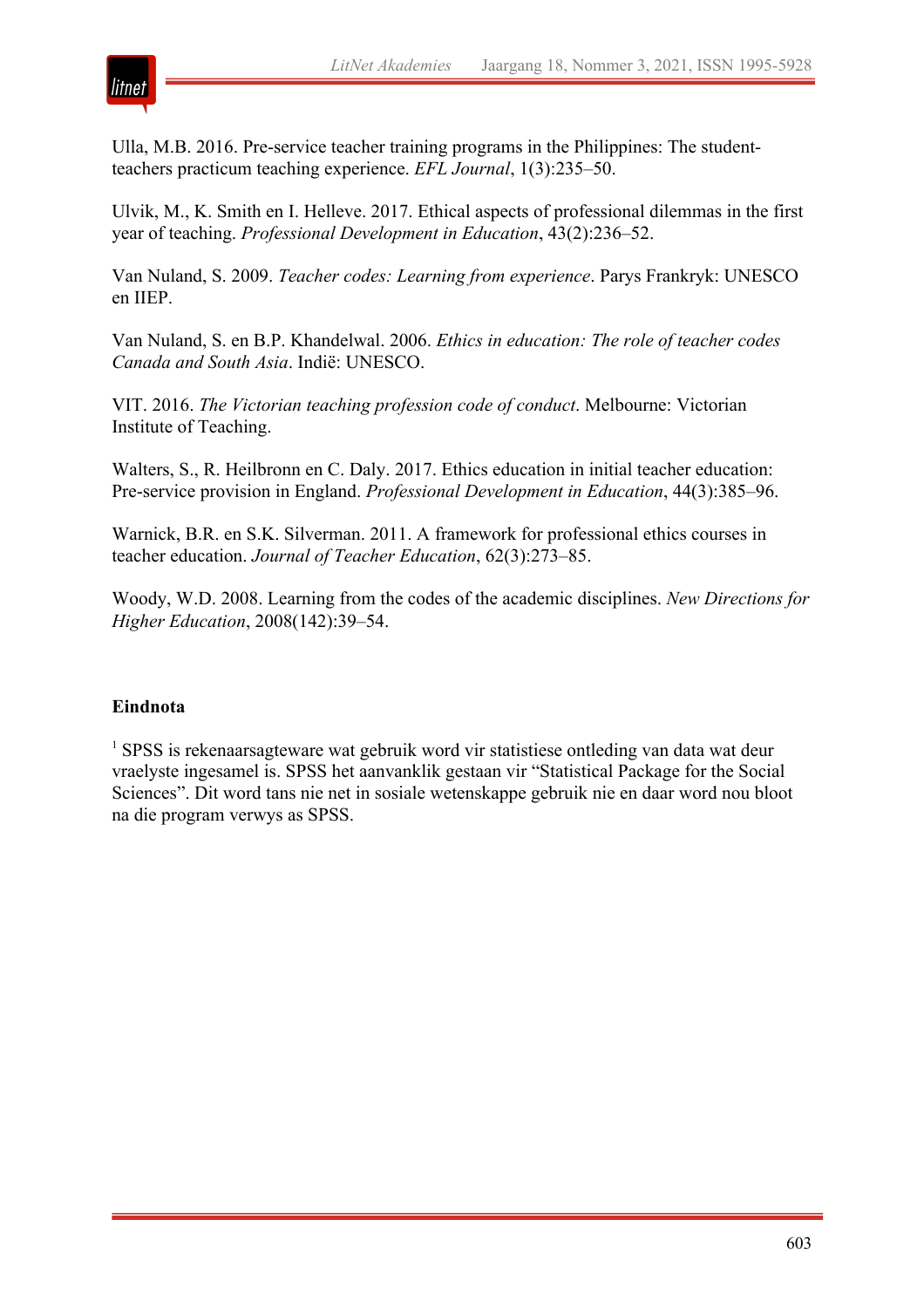Ulla, M.B. 2016. Pre-service teacher training programs in the Philippines: The student-teachers practicum teaching experience. *EFL Journal*, 1(3):235–50.

Ulvik, M., K. Smith en I. Helleve. 2017. Ethical aspects of professional dilemmas in the first year of teaching. *Professional Development in Education*, 43(2):236–52.

Van Nuland, S. 2009. *Teacher codes: Learning from experience*. Parys Frankryk: UNESCO en IIEP.

Van Nuland, S. en B.P. Khandelwal. 2006. *Ethics in education: The role of teacher codes Canada and South Asia*. Indië: UNESCO.

VIT. 2016. *The Victorian teaching profession code of conduct*. Melbourne: Victorian Institute of Teaching.

Walters, S., R. Heilbronn en C. Daly. 2017. Ethics education in initial teacher education: Pre-service provision in England. *Professional Development in Education*, 44(3):385–96.

Warnick, B.R. en S.K. Silverman. 2011. A framework for professional ethics courses in teacher education. *Journal of Teacher Education*, 62(3):273–85.

Woody, W.D. 2008. Learning from the codes of the academic disciplines. *New Directions for Higher Education*, 2008(142):39–54.

**Eindnota**

[1] SPSS is rekenaarsagteware wat gebruik word vir statistiese ontleding van data wat deur vraelyste ingesamel is. SPSS het aanvanklik gestaan vir "Statistical Package for the Social Sciences". Dit word tans nie net in sosiale wetenskappe gebruik nie en daar word nou bloot na die program verwys as SPSS.